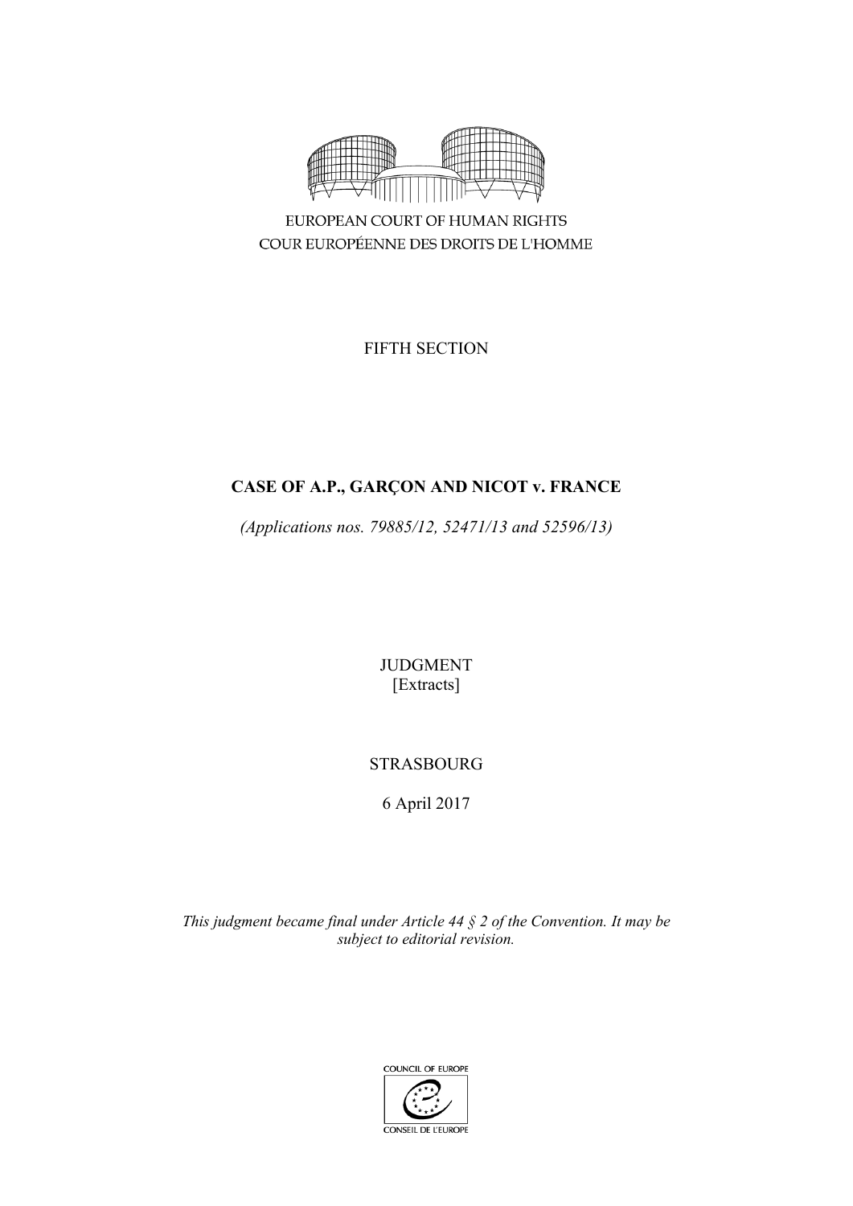EUROPEAN COURT OF HUMAN RIGHTS

COUR EUROPÉENNE DES DROITS DE L'HOMME

FIFTH SECTION

**CASE OF A.P., GARÇON AND NICOT v. FRANCE**

*(Applications nos. 79885/12, 52471/13 and 52596/13)*

JUDGMENT

[Extracts]

STRASBOURG

6 April 2017

*This judgment became final under Article 44 § 2 of the Convention. It may be subject to editorial revision.*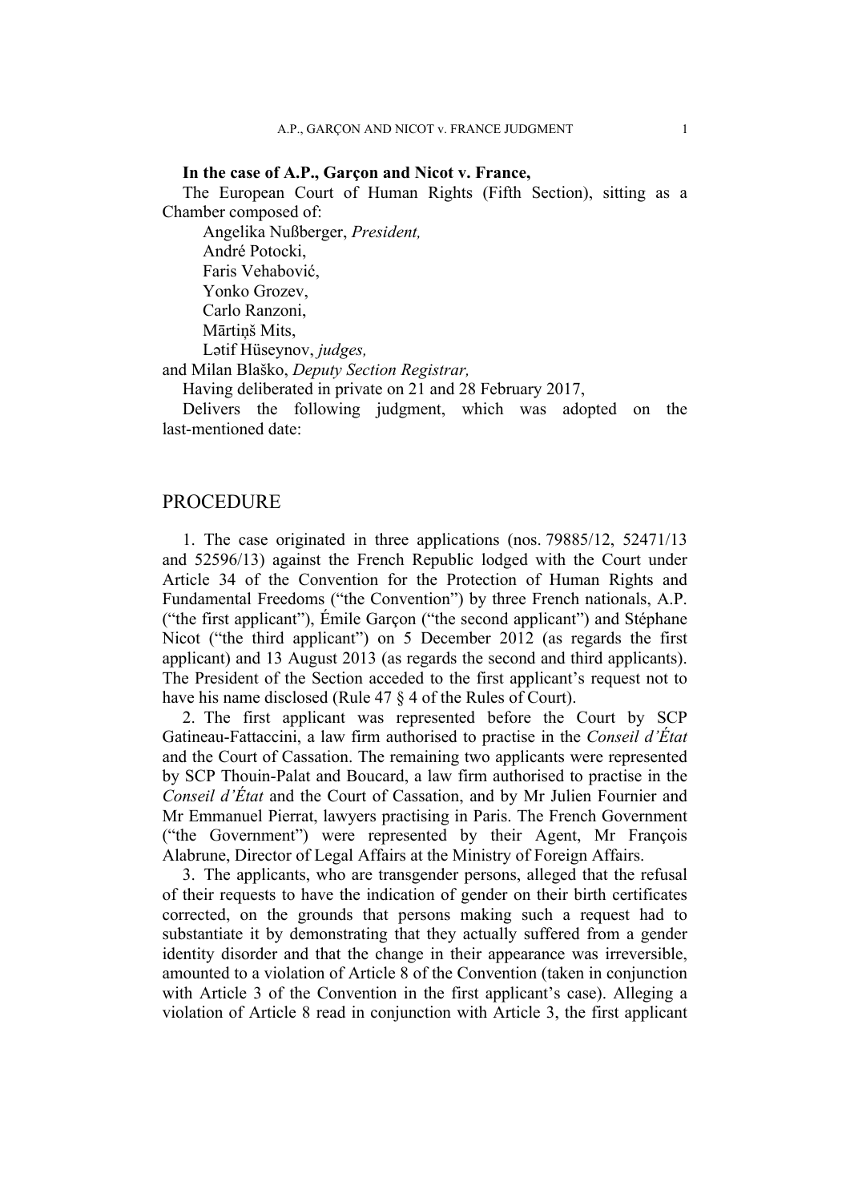**In the case of A.P., Garçon and Nicot v. France,**

The European Court of Human Rights (Fifth Section), sitting as a Chamber composed of:

Angelika Nußberger, *President,*
André Potocki,
Faris Vehabović,
Yonko Grozev,
Carlo Ranzoni,
Mārtiņš Mits,
Lətif Hüseynov, *judges,*

and Milan Blaško, *Deputy Section Registrar,*

Having deliberated in private on 21 and 28 February 2017,

Delivers the following judgment, which was adopted on the last-mentioned date:

## PROCEDURE

1. The case originated in three applications (nos. 79885/12, 52471/13 and 52596/13) against the French Republic lodged with the Court under Article 34 of the Convention for the Protection of Human Rights and Fundamental Freedoms ("the Convention") by three French nationals, A.P. ("the first applicant"), Émile Garçon ("the second applicant") and Stéphane Nicot ("the third applicant") on 5 December 2012 (as regards the first applicant) and 13 August 2013 (as regards the second and third applicants). The President of the Section acceded to the first applicant's request not to have his name disclosed (Rule 47 § 4 of the Rules of Court).

2. The first applicant was represented before the Court by SCP Gatineau-Fattaccini, a law firm authorised to practise in the *Conseil d'État* and the Court of Cassation. The remaining two applicants were represented by SCP Thouin-Palat and Boucard, a law firm authorised to practise in the *Conseil d'État* and the Court of Cassation, and by Mr Julien Fournier and Mr Emmanuel Pierrat, lawyers practising in Paris. The French Government ("the Government") were represented by their Agent, Mr François Alabrune, Director of Legal Affairs at the Ministry of Foreign Affairs.

3. The applicants, who are transgender persons, alleged that the refusal of their requests to have the indication of gender on their birth certificates corrected, on the grounds that persons making such a request had to substantiate it by demonstrating that they actually suffered from a gender identity disorder and that the change in their appearance was irreversible, amounted to a violation of Article 8 of the Convention (taken in conjunction with Article 3 of the Convention in the first applicant's case). Alleging a violation of Article 8 read in conjunction with Article 3, the first applicant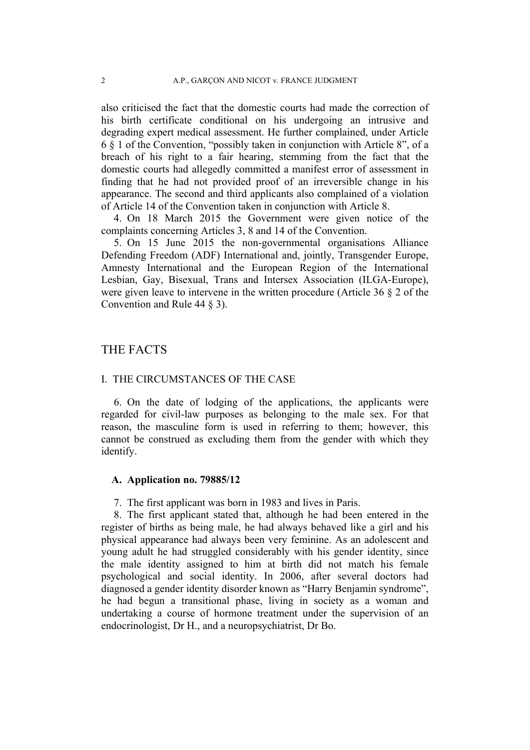also criticised the fact that the domestic courts had made the correction of his birth certificate conditional on his undergoing an intrusive and degrading expert medical assessment. He further complained, under Article 6 § 1 of the Convention, "possibly taken in conjunction with Article 8", of a breach of his right to a fair hearing, stemming from the fact that the domestic courts had allegedly committed a manifest error of assessment in finding that he had not provided proof of an irreversible change in his appearance. The second and third applicants also complained of a violation of Article 14 of the Convention taken in conjunction with Article 8.

4. On 18 March 2015 the Government were given notice of the complaints concerning Articles 3, 8 and 14 of the Convention.

5. On 15 June 2015 the non-governmental organisations Alliance Defending Freedom (ADF) International and, jointly, Transgender Europe, Amnesty International and the European Region of the International Lesbian, Gay, Bisexual, Trans and Intersex Association (ILGA-Europe), were given leave to intervene in the written procedure (Article 36 § 2 of the Convention and Rule 44 § 3).

# THE FACTS

## I. THE CIRCUMSTANCES OF THE CASE

6. On the date of lodging of the applications, the applicants were regarded for civil-law purposes as belonging to the male sex. For that reason, the masculine form is used in referring to them; however, this cannot be construed as excluding them from the gender with which they identify.

### A. Application no. 79885/12

7. The first applicant was born in 1983 and lives in Paris.

8. The first applicant stated that, although he had been entered in the register of births as being male, he had always behaved like a girl and his physical appearance had always been very feminine. As an adolescent and young adult he had struggled considerably with his gender identity, since the male identity assigned to him at birth did not match his female psychological and social identity. In 2006, after several doctors had diagnosed a gender identity disorder known as "Harry Benjamin syndrome", he had begun a transitional phase, living in society as a woman and undertaking a course of hormone treatment under the supervision of an endocrinologist, Dr H., and a neuropsychiatrist, Dr Bo.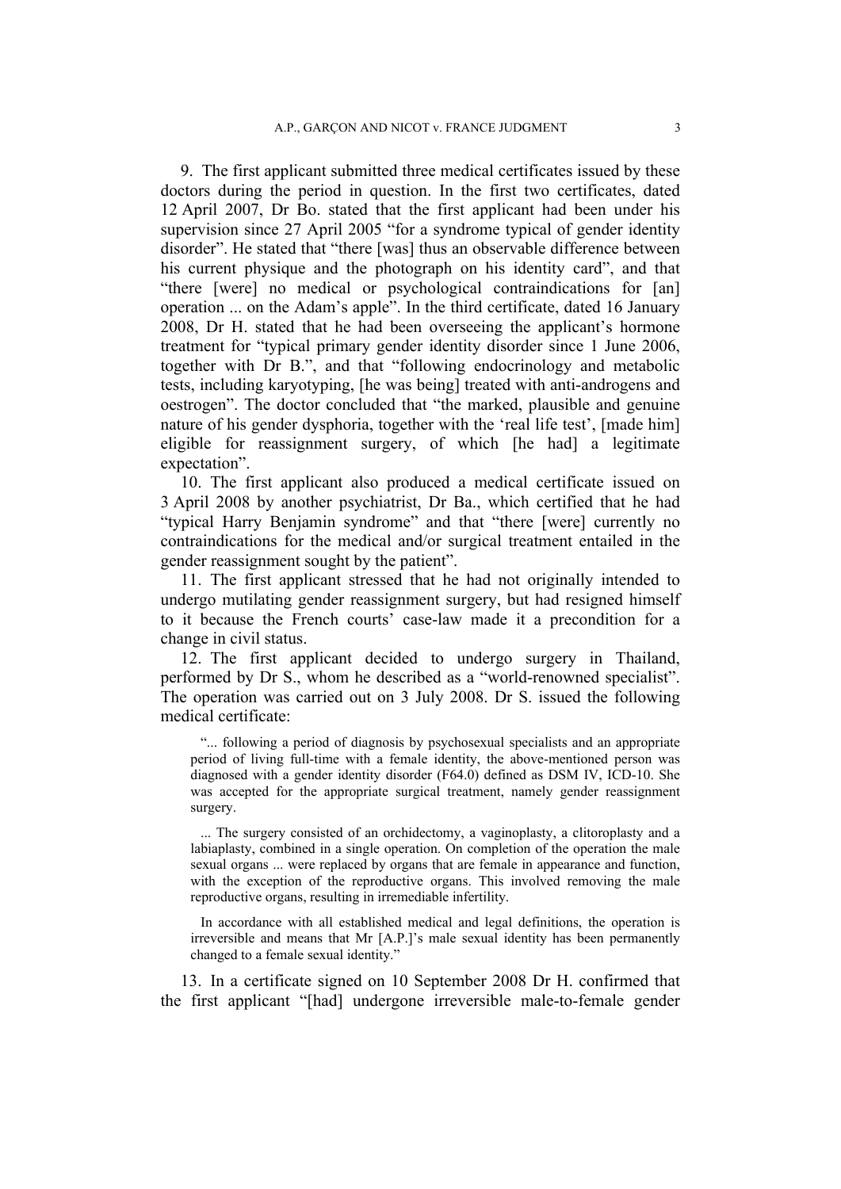9. The first applicant submitted three medical certificates issued by these doctors during the period in question. In the first two certificates, dated 12 April 2007, Dr Bo. stated that the first applicant had been under his supervision since 27 April 2005 "for a syndrome typical of gender identity disorder". He stated that "there [was] thus an observable difference between his current physique and the photograph on his identity card", and that "there [were] no medical or psychological contraindications for [an] operation ... on the Adam's apple". In the third certificate, dated 16 January 2008, Dr H. stated that he had been overseeing the applicant's hormone treatment for "typical primary gender identity disorder since 1 June 2006, together with Dr B.", and that "following endocrinology and metabolic tests, including karyotyping, [he was being] treated with anti-androgens and oestrogen". The doctor concluded that "the marked, plausible and genuine nature of his gender dysphoria, together with the 'real life test', [made him] eligible for reassignment surgery, of which [he had] a legitimate expectation".

10. The first applicant also produced a medical certificate issued on 3 April 2008 by another psychiatrist, Dr Ba., which certified that he had "typical Harry Benjamin syndrome" and that "there [were] currently no contraindications for the medical and/or surgical treatment entailed in the gender reassignment sought by the patient".

11. The first applicant stressed that he had not originally intended to undergo mutilating gender reassignment surgery, but had resigned himself to it because the French courts' case-law made it a precondition for a change in civil status.

12. The first applicant decided to undergo surgery in Thailand, performed by Dr S., whom he described as a "world-renowned specialist". The operation was carried out on 3 July 2008. Dr S. issued the following medical certificate:

> "... following a period of diagnosis by psychosexual specialists and an appropriate period of living full-time with a female identity, the above-mentioned person was diagnosed with a gender identity disorder (F64.0) defined as DSM IV, ICD-10. She was accepted for the appropriate surgical treatment, namely gender reassignment surgery.
>
> ... The surgery consisted of an orchidectomy, a vaginoplasty, a clitoroplasty and a labiaplasty, combined in a single operation. On completion of the operation the male sexual organs ... were replaced by organs that are female in appearance and function, with the exception of the reproductive organs. This involved removing the male reproductive organs, resulting in irremediable infertility.
>
> In accordance with all established medical and legal definitions, the operation is irreversible and means that Mr [A.P.]'s male sexual identity has been permanently changed to a female sexual identity."

13. In a certificate signed on 10 September 2008 Dr H. confirmed that the first applicant "[had] undergone irreversible male-to-female gender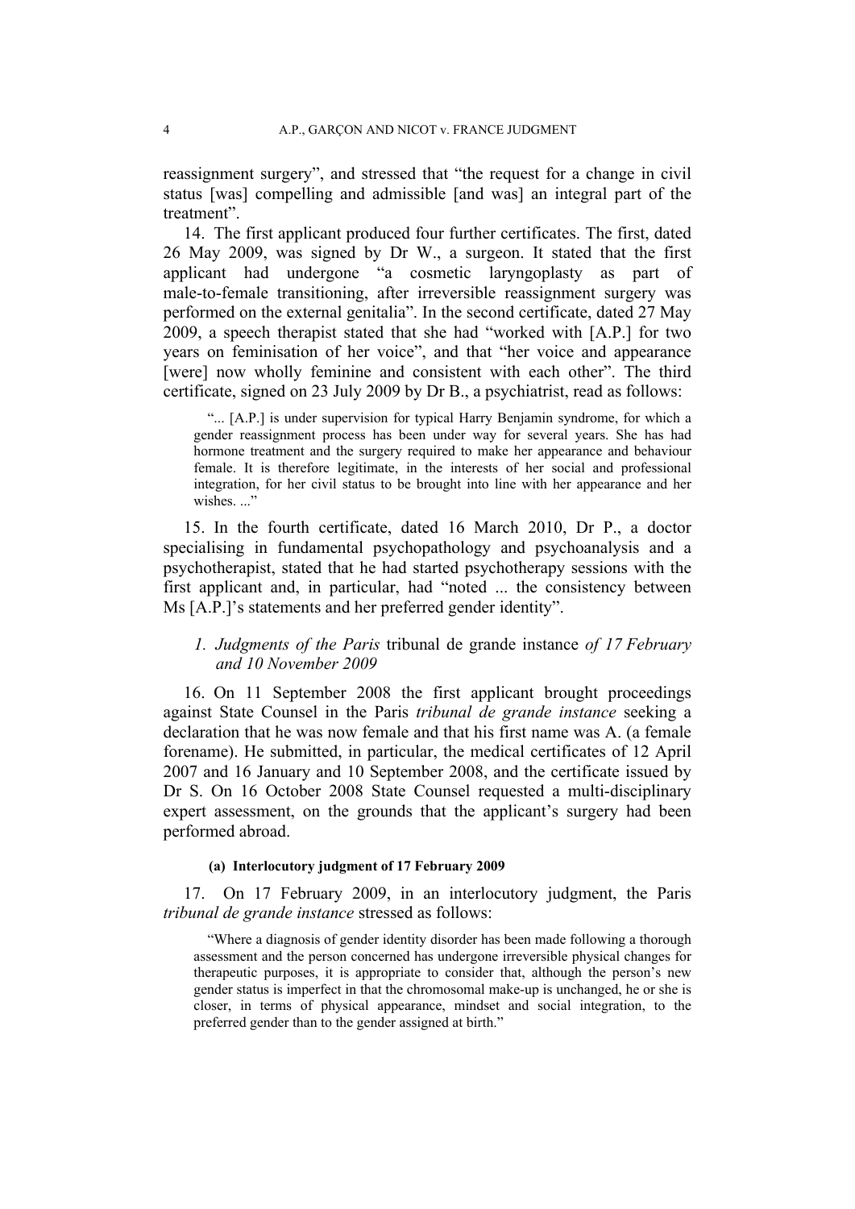reassignment surgery", and stressed that "the request for a change in civil status [was] compelling and admissible [and was] an integral part of the treatment".

14. The first applicant produced four further certificates. The first, dated 26 May 2009, was signed by Dr W., a surgeon. It stated that the first applicant had undergone "a cosmetic laryngoplasty as part of male-to-female transitioning, after irreversible reassignment surgery was performed on the external genitalia". In the second certificate, dated 27 May 2009, a speech therapist stated that she had "worked with [A.P.] for two years on feminisation of her voice", and that "her voice and appearance [were] now wholly feminine and consistent with each other". The third certificate, signed on 23 July 2009 by Dr B., a psychiatrist, read as follows:

> "... [A.P.] is under supervision for typical Harry Benjamin syndrome, for which a gender reassignment process has been under way for several years. She has had hormone treatment and the surgery required to make her appearance and behaviour female. It is therefore legitimate, in the interests of her social and professional integration, for her civil status to be brought into line with her appearance and her wishes. ..."

15. In the fourth certificate, dated 16 March 2010, Dr P., a doctor specialising in fundamental psychopathology and psychoanalysis and a psychotherapist, stated that he had started psychotherapy sessions with the first applicant and, in particular, had "noted ... the consistency between Ms [A.P.]'s statements and her preferred gender identity".

### *1. Judgments of the Paris* tribunal de grande instance *of 17 February and 10 November 2009*

16. On 11 September 2008 the first applicant brought proceedings against State Counsel in the Paris *tribunal de grande instance* seeking a declaration that he was now female and that his first name was A. (a female forename). He submitted, in particular, the medical certificates of 12 April 2007 and 16 January and 10 September 2008, and the certificate issued by Dr S. On 16 October 2008 State Counsel requested a multi-disciplinary expert assessment, on the grounds that the applicant's surgery had been performed abroad.

#### (a) Interlocutory judgment of 17 February 2009

17. On 17 February 2009, in an interlocutory judgment, the Paris *tribunal de grande instance* stressed as follows:

> "Where a diagnosis of gender identity disorder has been made following a thorough assessment and the person concerned has undergone irreversible physical changes for therapeutic purposes, it is appropriate to consider that, although the person's new gender status is imperfect in that the chromosomal make-up is unchanged, he or she is closer, in terms of physical appearance, mindset and social integration, to the preferred gender than to the gender assigned at birth."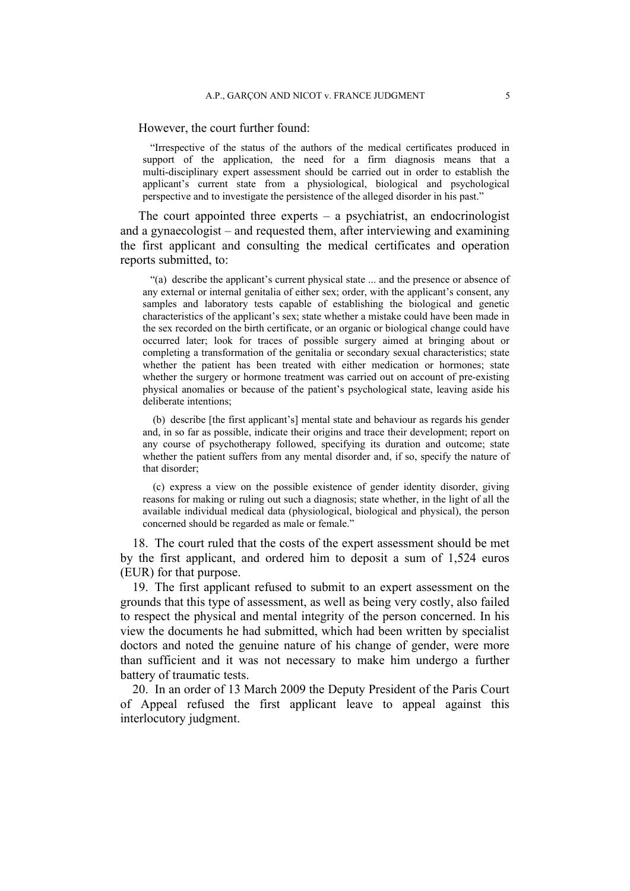However, the court further found:

> "Irrespective of the status of the authors of the medical certificates produced in support of the application, the need for a firm diagnosis means that a multi-disciplinary expert assessment should be carried out in order to establish the applicant's current state from a physiological, biological and psychological perspective and to investigate the persistence of the alleged disorder in his past."

The court appointed three experts – a psychiatrist, an endocrinologist and a gynaecologist – and requested them, after interviewing and examining the first applicant and consulting the medical certificates and operation reports submitted, to:

> "(a) describe the applicant's current physical state ... and the presence or absence of any external or internal genitalia of either sex; order, with the applicant's consent, any samples and laboratory tests capable of establishing the biological and genetic characteristics of the applicant's sex; state whether a mistake could have been made in the sex recorded on the birth certificate, or an organic or biological change could have occurred later; look for traces of possible surgery aimed at bringing about or completing a transformation of the genitalia or secondary sexual characteristics; state whether the patient has been treated with either medication or hormones; state whether the surgery or hormone treatment was carried out on account of pre-existing physical anomalies or because of the patient's psychological state, leaving aside his deliberate intentions;
>
> (b) describe [the first applicant's] mental state and behaviour as regards his gender and, in so far as possible, indicate their origins and trace their development; report on any course of psychotherapy followed, specifying its duration and outcome; state whether the patient suffers from any mental disorder and, if so, specify the nature of that disorder;
>
> (c) express a view on the possible existence of gender identity disorder, giving reasons for making or ruling out such a diagnosis; state whether, in the light of all the available individual medical data (physiological, biological and physical), the person concerned should be regarded as male or female."

18. The court ruled that the costs of the expert assessment should be met by the first applicant, and ordered him to deposit a sum of 1,524 euros (EUR) for that purpose.

19. The first applicant refused to submit to an expert assessment on the grounds that this type of assessment, as well as being very costly, also failed to respect the physical and mental integrity of the person concerned. In his view the documents he had submitted, which had been written by specialist doctors and noted the genuine nature of his change of gender, were more than sufficient and it was not necessary to make him undergo a further battery of traumatic tests.

20. In an order of 13 March 2009 the Deputy President of the Paris Court of Appeal refused the first applicant leave to appeal against this interlocutory judgment.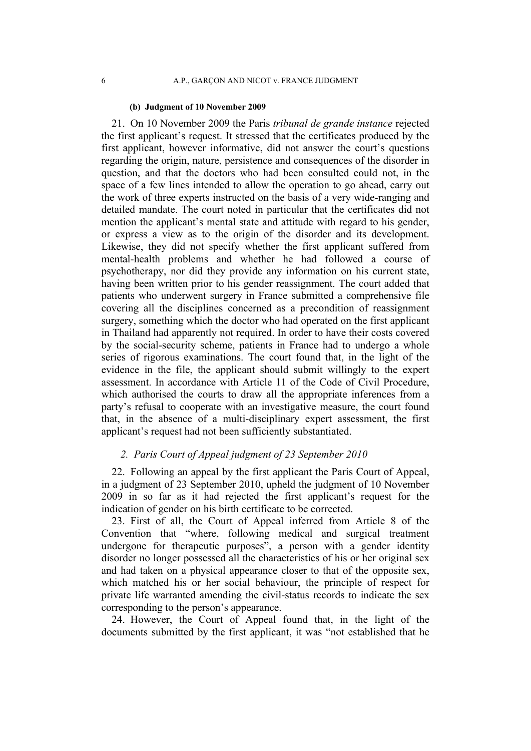#### (b) Judgment of 10 November 2009

21. On 10 November 2009 the Paris *tribunal de grande instance* rejected the first applicant's request. It stressed that the certificates produced by the first applicant, however informative, did not answer the court's questions regarding the origin, nature, persistence and consequences of the disorder in question, and that the doctors who had been consulted could not, in the space of a few lines intended to allow the operation to go ahead, carry out the work of three experts instructed on the basis of a very wide-ranging and detailed mandate. The court noted in particular that the certificates did not mention the applicant's mental state and attitude with regard to his gender, or express a view as to the origin of the disorder and its development. Likewise, they did not specify whether the first applicant suffered from mental-health problems and whether he had followed a course of psychotherapy, nor did they provide any information on his current state, having been written prior to his gender reassignment. The court added that patients who underwent surgery in France submitted a comprehensive file covering all the disciplines concerned as a precondition of reassignment surgery, something which the doctor who had operated on the first applicant in Thailand had apparently not required. In order to have their costs covered by the social-security scheme, patients in France had to undergo a whole series of rigorous examinations. The court found that, in the light of the evidence in the file, the applicant should submit willingly to the expert assessment. In accordance with Article 11 of the Code of Civil Procedure, which authorised the courts to draw all the appropriate inferences from a party's refusal to cooperate with an investigative measure, the court found that, in the absence of a multi-disciplinary expert assessment, the first applicant's request had not been sufficiently substantiated.

### 2. Paris Court of Appeal judgment of 23 September 2010

22. Following an appeal by the first applicant the Paris Court of Appeal, in a judgment of 23 September 2010, upheld the judgment of 10 November 2009 in so far as it had rejected the first applicant's request for the indication of gender on his birth certificate to be corrected.

23. First of all, the Court of Appeal inferred from Article 8 of the Convention that "where, following medical and surgical treatment undergone for therapeutic purposes", a person with a gender identity disorder no longer possessed all the characteristics of his or her original sex and had taken on a physical appearance closer to that of the opposite sex, which matched his or her social behaviour, the principle of respect for private life warranted amending the civil-status records to indicate the sex corresponding to the person's appearance.

24. However, the Court of Appeal found that, in the light of the documents submitted by the first applicant, it was "not established that he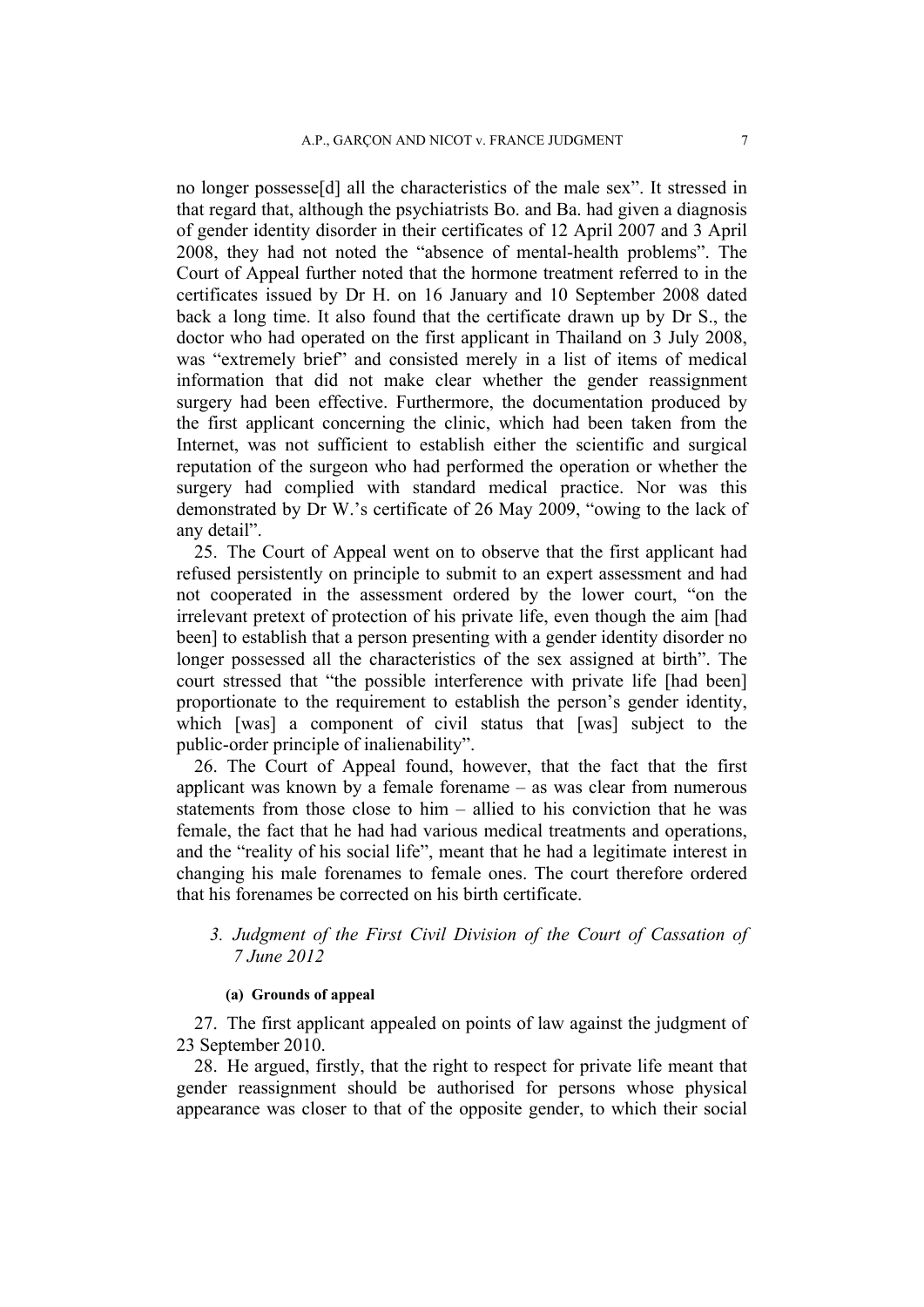no longer possesse[d] all the characteristics of the male sex". It stressed in that regard that, although the psychiatrists Bo. and Ba. had given a diagnosis of gender identity disorder in their certificates of 12 April 2007 and 3 April 2008, they had not noted the "absence of mental-health problems". The Court of Appeal further noted that the hormone treatment referred to in the certificates issued by Dr H. on 16 January and 10 September 2008 dated back a long time. It also found that the certificate drawn up by Dr S., the doctor who had operated on the first applicant in Thailand on 3 July 2008, was "extremely brief" and consisted merely in a list of items of medical information that did not make clear whether the gender reassignment surgery had been effective. Furthermore, the documentation produced by the first applicant concerning the clinic, which had been taken from the Internet, was not sufficient to establish either the scientific and surgical reputation of the surgeon who had performed the operation or whether the surgery had complied with standard medical practice. Nor was this demonstrated by Dr W.'s certificate of 26 May 2009, "owing to the lack of any detail".

25. The Court of Appeal went on to observe that the first applicant had refused persistently on principle to submit to an expert assessment and had not cooperated in the assessment ordered by the lower court, "on the irrelevant pretext of protection of his private life, even though the aim [had been] to establish that a person presenting with a gender identity disorder no longer possessed all the characteristics of the sex assigned at birth". The court stressed that "the possible interference with private life [had been] proportionate to the requirement to establish the person's gender identity, which [was] a component of civil status that [was] subject to the public-order principle of inalienability".

26. The Court of Appeal found, however, that the fact that the first applicant was known by a female forename – as was clear from numerous statements from those close to him – allied to his conviction that he was female, the fact that he had had various medical treatments and operations, and the "reality of his social life", meant that he had a legitimate interest in changing his male forenames to female ones. The court therefore ordered that his forenames be corrected on his birth certificate.

### *3. Judgment of the First Civil Division of the Court of Cassation of 7 June 2012*

#### **(a) Grounds of appeal**

27. The first applicant appealed on points of law against the judgment of 23 September 2010.

28. He argued, firstly, that the right to respect for private life meant that gender reassignment should be authorised for persons whose physical appearance was closer to that of the opposite gender, to which their social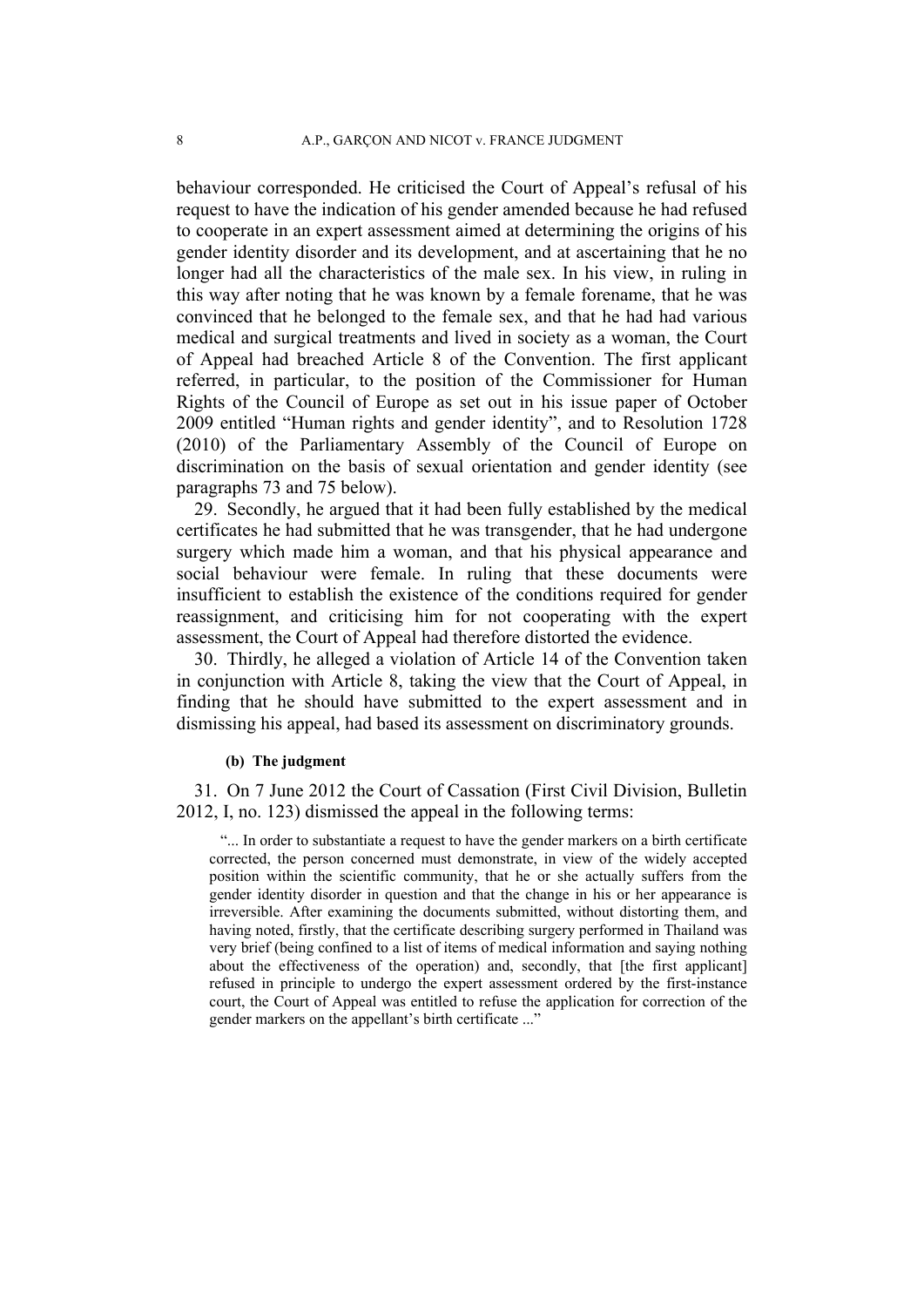behaviour corresponded. He criticised the Court of Appeal's refusal of his request to have the indication of his gender amended because he had refused to cooperate in an expert assessment aimed at determining the origins of his gender identity disorder and its development, and at ascertaining that he no longer had all the characteristics of the male sex. In his view, in ruling in this way after noting that he was known by a female forename, that he was convinced that he belonged to the female sex, and that he had had various medical and surgical treatments and lived in society as a woman, the Court of Appeal had breached Article 8 of the Convention. The first applicant referred, in particular, to the position of the Commissioner for Human Rights of the Council of Europe as set out in his issue paper of October 2009 entitled "Human rights and gender identity", and to Resolution 1728 (2010) of the Parliamentary Assembly of the Council of Europe on discrimination on the basis of sexual orientation and gender identity (see paragraphs 73 and 75 below).

29. Secondly, he argued that it had been fully established by the medical certificates he had submitted that he was transgender, that he had undergone surgery which made him a woman, and that his physical appearance and social behaviour were female. In ruling that these documents were insufficient to establish the existence of the conditions required for gender reassignment, and criticising him for not cooperating with the expert assessment, the Court of Appeal had therefore distorted the evidence.

30. Thirdly, he alleged a violation of Article 14 of the Convention taken in conjunction with Article 8, taking the view that the Court of Appeal, in finding that he should have submitted to the expert assessment and in dismissing his appeal, had based its assessment on discriminatory grounds.

#### (b) The judgment

31. On 7 June 2012 the Court of Cassation (First Civil Division, Bulletin 2012, I, no. 123) dismissed the appeal in the following terms:

> "... In order to substantiate a request to have the gender markers on a birth certificate corrected, the person concerned must demonstrate, in view of the widely accepted position within the scientific community, that he or she actually suffers from the gender identity disorder in question and that the change in his or her appearance is irreversible. After examining the documents submitted, without distorting them, and having noted, firstly, that the certificate describing surgery performed in Thailand was very brief (being confined to a list of items of medical information and saying nothing about the effectiveness of the operation) and, secondly, that [the first applicant] refused in principle to undergo the expert assessment ordered by the first-instance court, the Court of Appeal was entitled to refuse the application for correction of the gender markers on the appellant's birth certificate ..."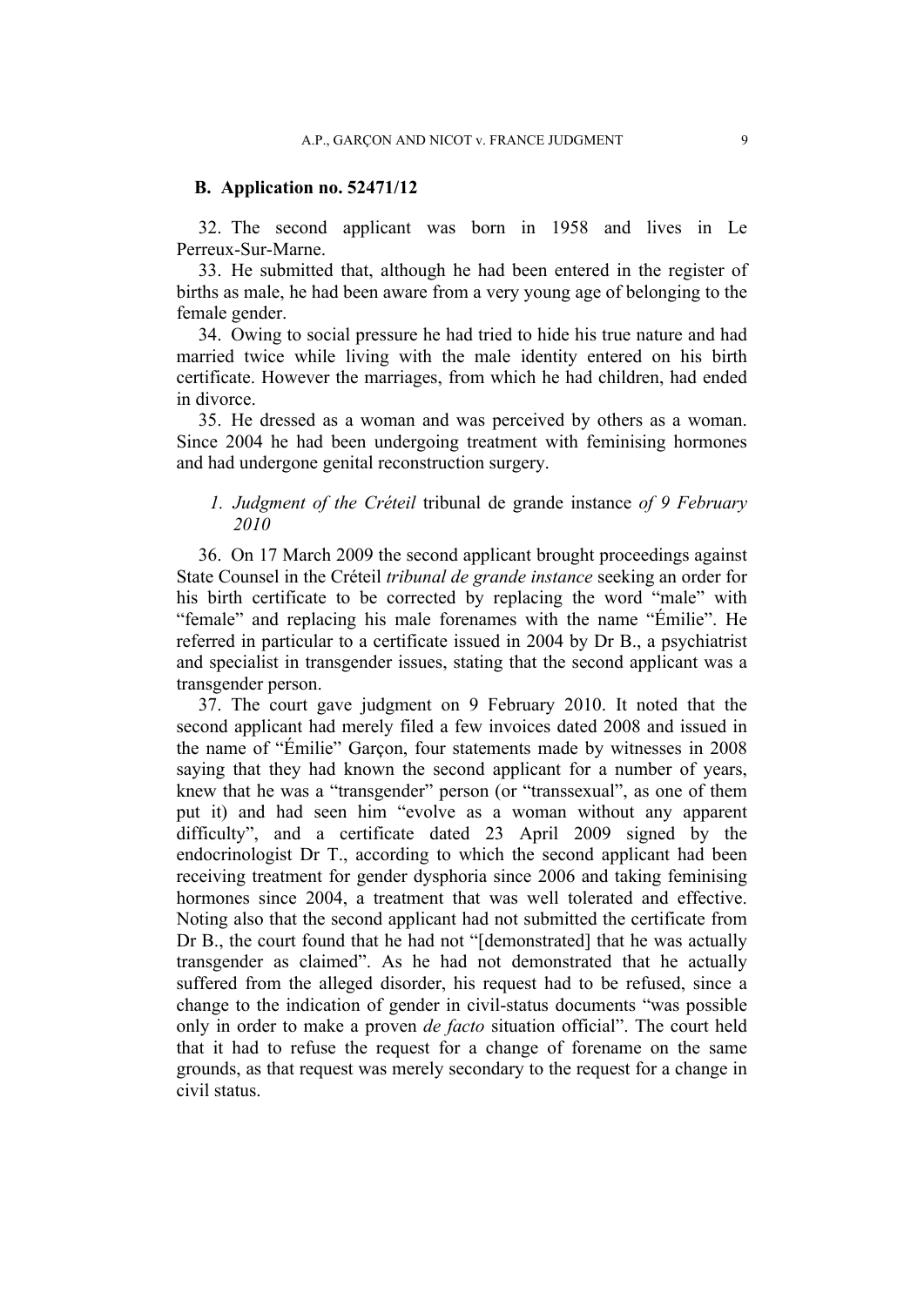## B. Application no. 52471/12

32. The second applicant was born in 1958 and lives in Le Perreux-Sur-Marne.

33. He submitted that, although he had been entered in the register of births as male, he had been aware from a very young age of belonging to the female gender.

34. Owing to social pressure he had tried to hide his true nature and had married twice while living with the male identity entered on his birth certificate. However the marriages, from which he had children, had ended in divorce.

35. He dressed as a woman and was perceived by others as a woman. Since 2004 he had been undergoing treatment with feminising hormones and had undergone genital reconstruction surgery.

### *1. Judgment of the Créteil* tribunal de grande instance *of 9 February 2010*

36. On 17 March 2009 the second applicant brought proceedings against State Counsel in the Créteil *tribunal de grande instance* seeking an order for his birth certificate to be corrected by replacing the word "male" with "female" and replacing his male forenames with the name "Émilie". He referred in particular to a certificate issued in 2004 by Dr B., a psychiatrist and specialist in transgender issues, stating that the second applicant was a transgender person.

37. The court gave judgment on 9 February 2010. It noted that the second applicant had merely filed a few invoices dated 2008 and issued in the name of "Émilie" Garçon, four statements made by witnesses in 2008 saying that they had known the second applicant for a number of years, knew that he was a "transgender" person (or "transsexual", as one of them put it) and had seen him "evolve as a woman without any apparent difficulty", and a certificate dated 23 April 2009 signed by the endocrinologist Dr T., according to which the second applicant had been receiving treatment for gender dysphoria since 2006 and taking feminising hormones since 2004, a treatment that was well tolerated and effective. Noting also that the second applicant had not submitted the certificate from Dr B., the court found that he had not "[demonstrated] that he was actually transgender as claimed". As he had not demonstrated that he actually suffered from the alleged disorder, his request had to be refused, since a change to the indication of gender in civil-status documents "was possible only in order to make a proven *de facto* situation official". The court held that it had to refuse the request for a change of forename on the same grounds, as that request was merely secondary to the request for a change in civil status.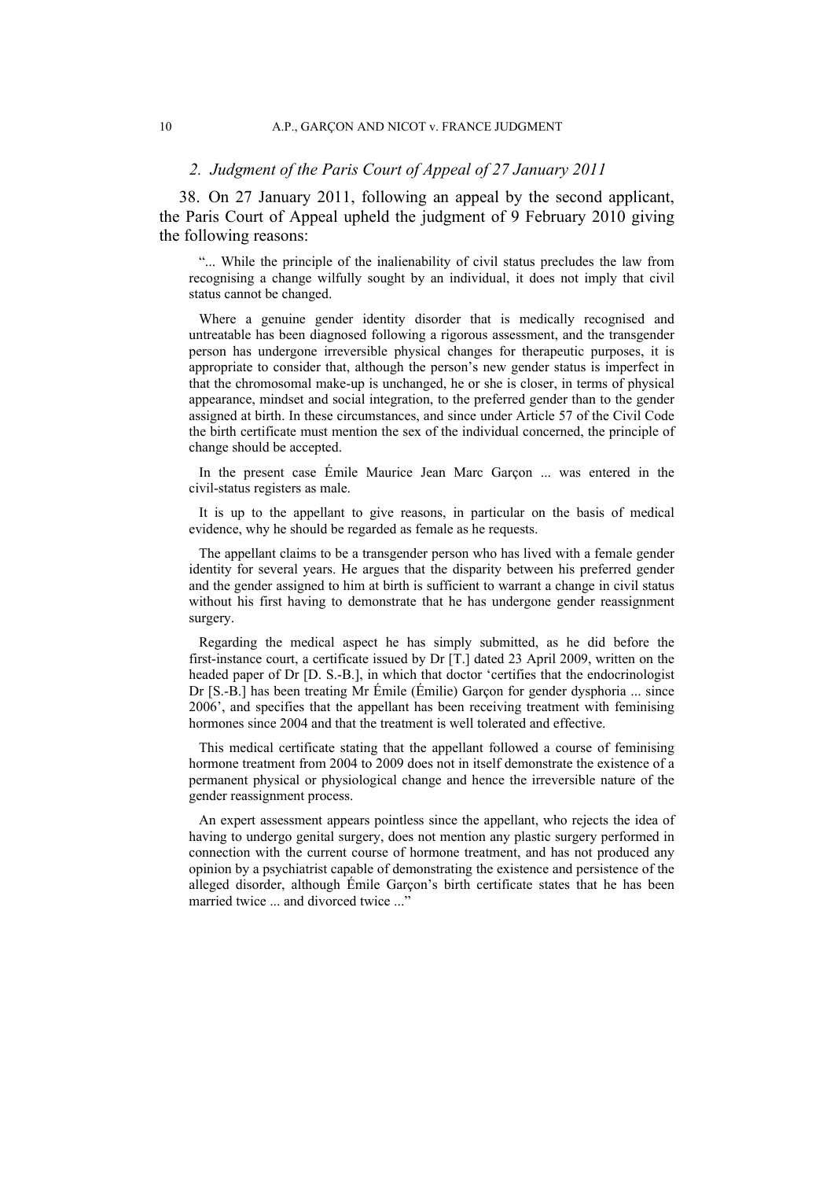### *2. Judgment of the Paris Court of Appeal of 27 January 2011*

38. On 27 January 2011, following an appeal by the second applicant, the Paris Court of Appeal upheld the judgment of 9 February 2010 giving the following reasons:

> "... While the principle of the inalienability of civil status precludes the law from recognising a change wilfully sought by an individual, it does not imply that civil status cannot be changed.
>
> Where a genuine gender identity disorder that is medically recognised and untreatable has been diagnosed following a rigorous assessment, and the transgender person has undergone irreversible physical changes for therapeutic purposes, it is appropriate to consider that, although the person's new gender status is imperfect in that the chromosomal make-up is unchanged, he or she is closer, in terms of physical appearance, mindset and social integration, to the preferred gender than to the gender assigned at birth. In these circumstances, and since under Article 57 of the Civil Code the birth certificate must mention the sex of the individual concerned, the principle of change should be accepted.
>
> In the present case Émile Maurice Jean Marc Garçon ... was entered in the civil-status registers as male.
>
> It is up to the appellant to give reasons, in particular on the basis of medical evidence, why he should be regarded as female as he requests.
>
> The appellant claims to be a transgender person who has lived with a female gender identity for several years. He argues that the disparity between his preferred gender and the gender assigned to him at birth is sufficient to warrant a change in civil status without his first having to demonstrate that he has undergone gender reassignment surgery.
>
> Regarding the medical aspect he has simply submitted, as he did before the first-instance court, a certificate issued by Dr [T.] dated 23 April 2009, written on the headed paper of Dr [D. S.-B.], in which that doctor 'certifies that the endocrinologist Dr [S.-B.] has been treating Mr Émile (Émilie) Garçon for gender dysphoria ... since 2006', and specifies that the appellant has been receiving treatment with feminising hormones since 2004 and that the treatment is well tolerated and effective.
>
> This medical certificate stating that the appellant followed a course of feminising hormone treatment from 2004 to 2009 does not in itself demonstrate the existence of a permanent physical or physiological change and hence the irreversible nature of the gender reassignment process.
>
> An expert assessment appears pointless since the appellant, who rejects the idea of having to undergo genital surgery, does not mention any plastic surgery performed in connection with the current course of hormone treatment, and has not produced any opinion by a psychiatrist capable of demonstrating the existence and persistence of the alleged disorder, although Émile Garçon's birth certificate states that he has been married twice ... and divorced twice ..."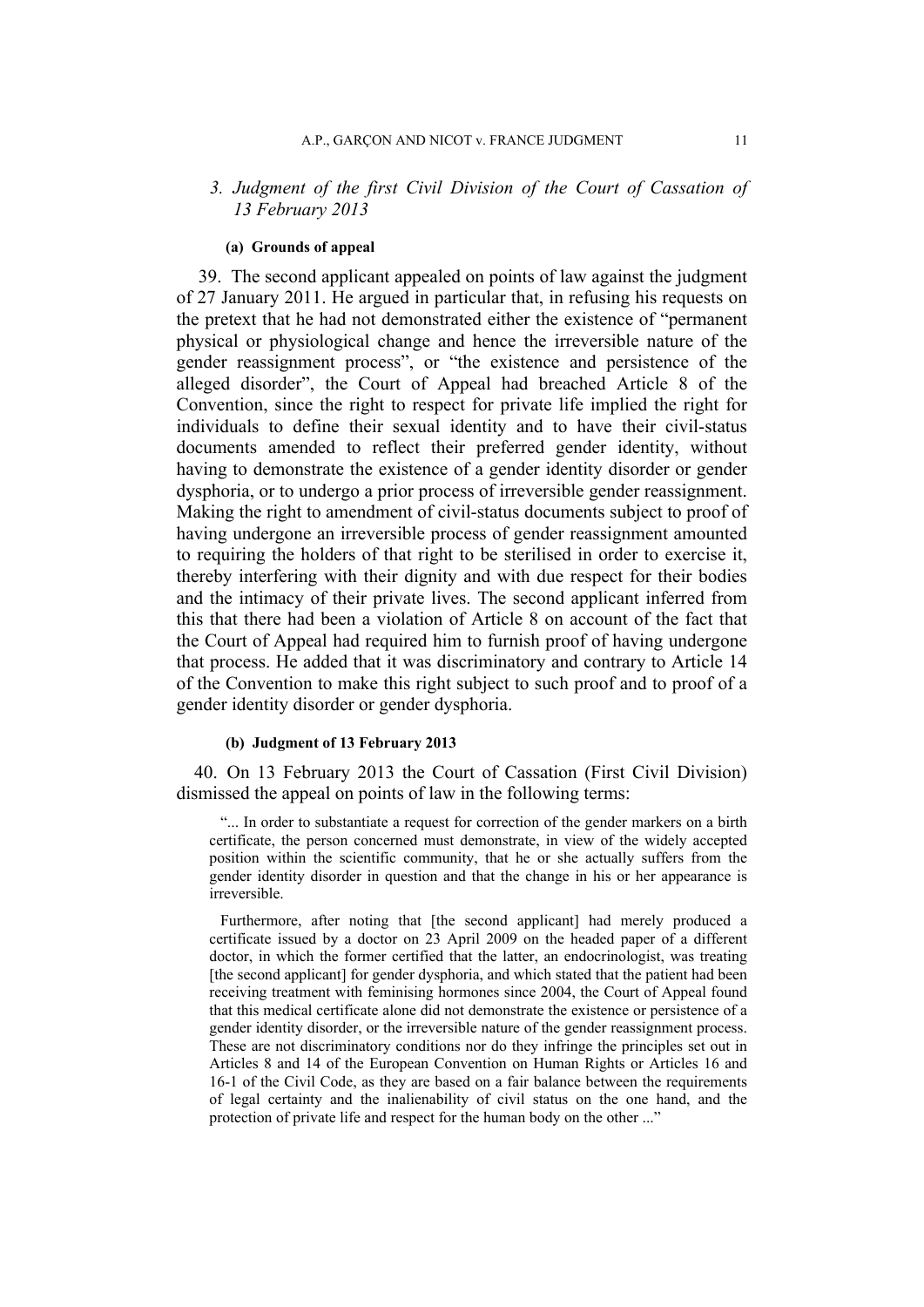### *3. Judgment of the first Civil Division of the Court of Cassation of 13 February 2013*

#### (a) Grounds of appeal

39. The second applicant appealed on points of law against the judgment of 27 January 2011. He argued in particular that, in refusing his requests on the pretext that he had not demonstrated either the existence of "permanent physical or physiological change and hence the irreversible nature of the gender reassignment process", or "the existence and persistence of the alleged disorder", the Court of Appeal had breached Article 8 of the Convention, since the right to respect for private life implied the right for individuals to define their sexual identity and to have their civil-status documents amended to reflect their preferred gender identity, without having to demonstrate the existence of a gender identity disorder or gender dysphoria, or to undergo a prior process of irreversible gender reassignment. Making the right to amendment of civil-status documents subject to proof of having undergone an irreversible process of gender reassignment amounted to requiring the holders of that right to be sterilised in order to exercise it, thereby interfering with their dignity and with due respect for their bodies and the intimacy of their private lives. The second applicant inferred from this that there had been a violation of Article 8 on account of the fact that the Court of Appeal had required him to furnish proof of having undergone that process. He added that it was discriminatory and contrary to Article 14 of the Convention to make this right subject to such proof and to proof of a gender identity disorder or gender dysphoria.

#### (b) Judgment of 13 February 2013

40. On 13 February 2013 the Court of Cassation (First Civil Division) dismissed the appeal on points of law in the following terms:

> "... In order to substantiate a request for correction of the gender markers on a birth certificate, the person concerned must demonstrate, in view of the widely accepted position within the scientific community, that he or she actually suffers from the gender identity disorder in question and that the change in his or her appearance is irreversible.
>
> Furthermore, after noting that [the second applicant] had merely produced a certificate issued by a doctor on 23 April 2009 on the headed paper of a different doctor, in which the former certified that the latter, an endocrinologist, was treating [the second applicant] for gender dysphoria, and which stated that the patient had been receiving treatment with feminising hormones since 2004, the Court of Appeal found that this medical certificate alone did not demonstrate the existence or persistence of a gender identity disorder, or the irreversible nature of the gender reassignment process. These are not discriminatory conditions nor do they infringe the principles set out in Articles 8 and 14 of the European Convention on Human Rights or Articles 16 and 16-1 of the Civil Code, as they are based on a fair balance between the requirements of legal certainty and the inalienability of civil status on the one hand, and the protection of private life and respect for the human body on the other ..."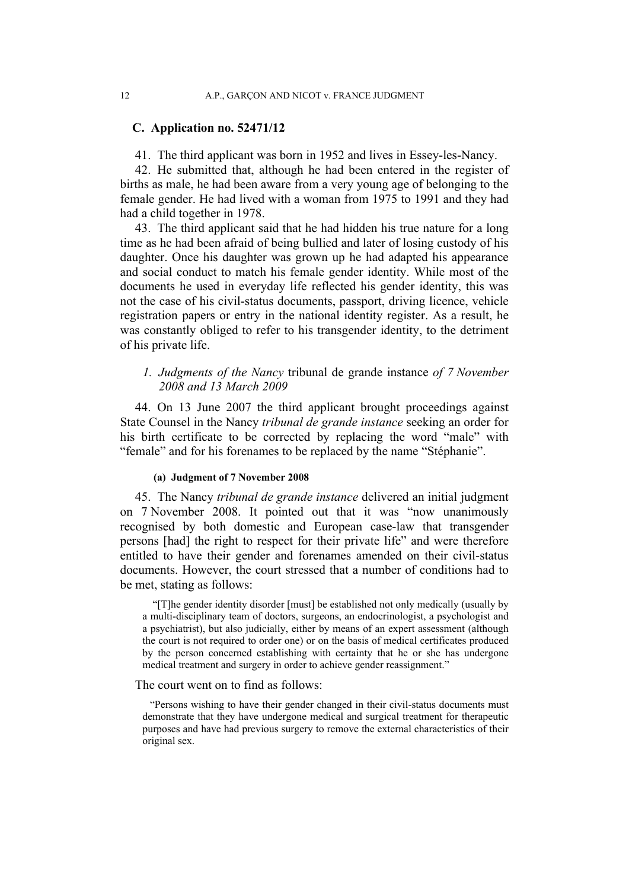### C. Application no. 52471/12

41. The third applicant was born in 1952 and lives in Essey-les-Nancy.

42. He submitted that, although he had been entered in the register of births as male, he had been aware from a very young age of belonging to the female gender. He had lived with a woman from 1975 to 1991 and they had had a child together in 1978.

43. The third applicant said that he had hidden his true nature for a long time as he had been afraid of being bullied and later of losing custody of his daughter. Once his daughter was grown up he had adapted his appearance and social conduct to match his female gender identity. While most of the documents he used in everyday life reflected his gender identity, this was not the case of his civil-status documents, passport, driving licence, vehicle registration papers or entry in the national identity register. As a result, he was constantly obliged to refer to his transgender identity, to the detriment of his private life.

#### *1. Judgments of the Nancy* tribunal de grande instance *of 7 November 2008 and 13 March 2009*

44. On 13 June 2007 the third applicant brought proceedings against State Counsel in the Nancy *tribunal de grande instance* seeking an order for his birth certificate to be corrected by replacing the word "male" with "female" and for his forenames to be replaced by the name "Stéphanie".

##### (a) Judgment of 7 November 2008

45. The Nancy *tribunal de grande instance* delivered an initial judgment on 7 November 2008. It pointed out that it was "now unanimously recognised by both domestic and European case-law that transgender persons [had] the right to respect for their private life" and were therefore entitled to have their gender and forenames amended on their civil-status documents. However, the court stressed that a number of conditions had to be met, stating as follows:

> "[T]he gender identity disorder [must] be established not only medically (usually by a multi-disciplinary team of doctors, surgeons, an endocrinologist, a psychologist and a psychiatrist), but also judicially, either by means of an expert assessment (although the court is not required to order one) or on the basis of medical certificates produced by the person concerned establishing with certainty that he or she has undergone medical treatment and surgery in order to achieve gender reassignment."

The court went on to find as follows:

> "Persons wishing to have their gender changed in their civil-status documents must demonstrate that they have undergone medical and surgical treatment for therapeutic purposes and have had previous surgery to remove the external characteristics of their original sex.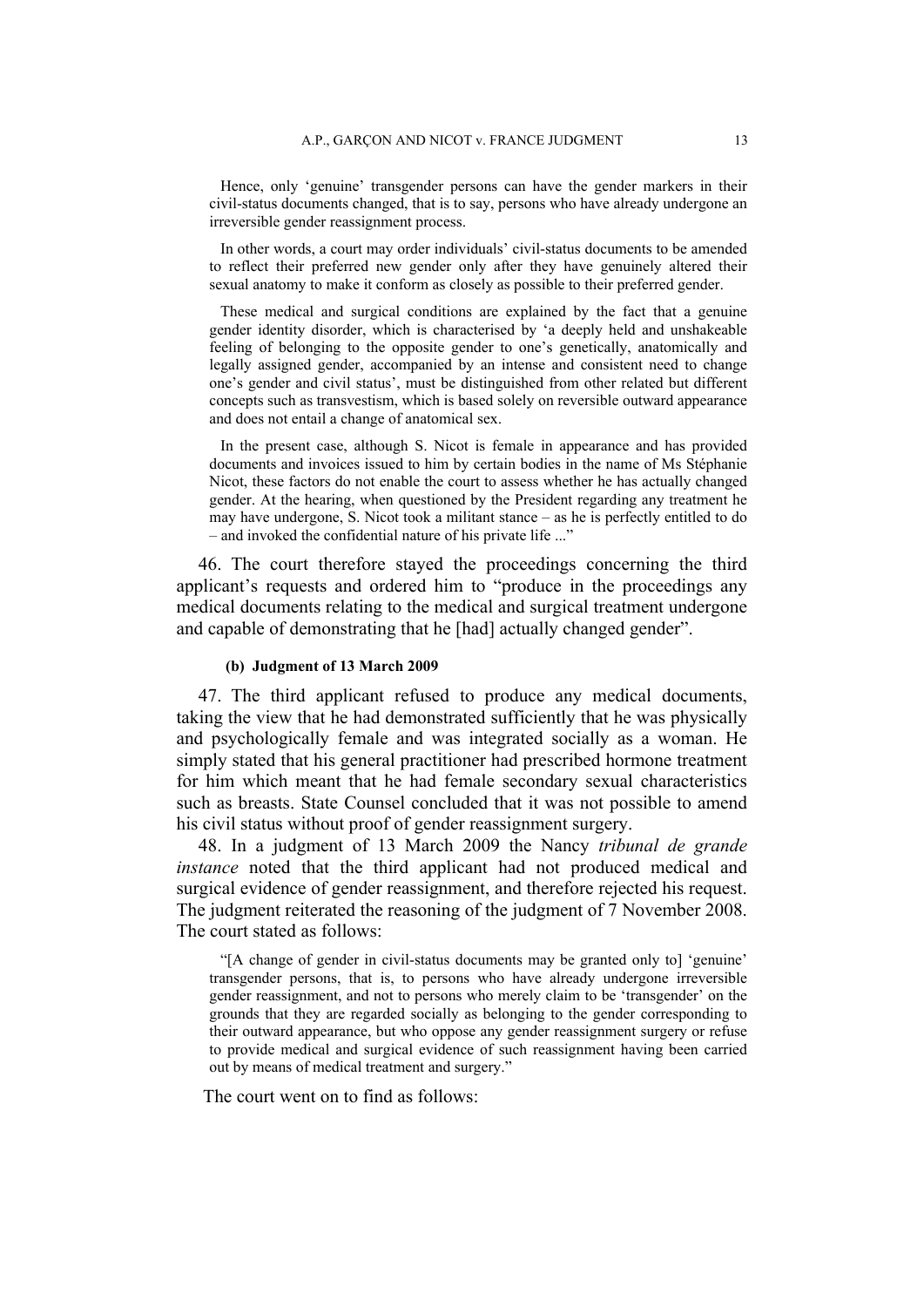> Hence, only 'genuine' transgender persons can have the gender markers in their civil-status documents changed, that is to say, persons who have already undergone an irreversible gender reassignment process.
>
> In other words, a court may order individuals' civil-status documents to be amended to reflect their preferred new gender only after they have genuinely altered their sexual anatomy to make it conform as closely as possible to their preferred gender.
>
> These medical and surgical conditions are explained by the fact that a genuine gender identity disorder, which is characterised by 'a deeply held and unshakeable feeling of belonging to the opposite gender to one's genetically, anatomically and legally assigned gender, accompanied by an intense and consistent need to change one's gender and civil status', must be distinguished from other related but different concepts such as transvestism, which is based solely on reversible outward appearance and does not entail a change of anatomical sex.
>
> In the present case, although S. Nicot is female in appearance and has provided documents and invoices issued to him by certain bodies in the name of Ms Stéphanie Nicot, these factors do not enable the court to assess whether he has actually changed gender. At the hearing, when questioned by the President regarding any treatment he may have undergone, S. Nicot took a militant stance – as he is perfectly entitled to do – and invoked the confidential nature of his private life ..."

46. The court therefore stayed the proceedings concerning the third applicant's requests and ordered him to "produce in the proceedings any medical documents relating to the medical and surgical treatment undergone and capable of demonstrating that he [had] actually changed gender".

#### (b) Judgment of 13 March 2009

47. The third applicant refused to produce any medical documents, taking the view that he had demonstrated sufficiently that he was physically and psychologically female and was integrated socially as a woman. He simply stated that his general practitioner had prescribed hormone treatment for him which meant that he had female secondary sexual characteristics such as breasts. State Counsel concluded that it was not possible to amend his civil status without proof of gender reassignment surgery.

48. In a judgment of 13 March 2009 the Nancy *tribunal de grande instance* noted that the third applicant had not produced medical and surgical evidence of gender reassignment, and therefore rejected his request. The judgment reiterated the reasoning of the judgment of 7 November 2008. The court stated as follows:

> "[A change of gender in civil-status documents may be granted only to] 'genuine' transgender persons, that is, to persons who have already undergone irreversible gender reassignment, and not to persons who merely claim to be 'transgender' on the grounds that they are regarded socially as belonging to the gender corresponding to their outward appearance, but who oppose any gender reassignment surgery or refuse to provide medical and surgical evidence of such reassignment having been carried out by means of medical treatment and surgery."

The court went on to find as follows: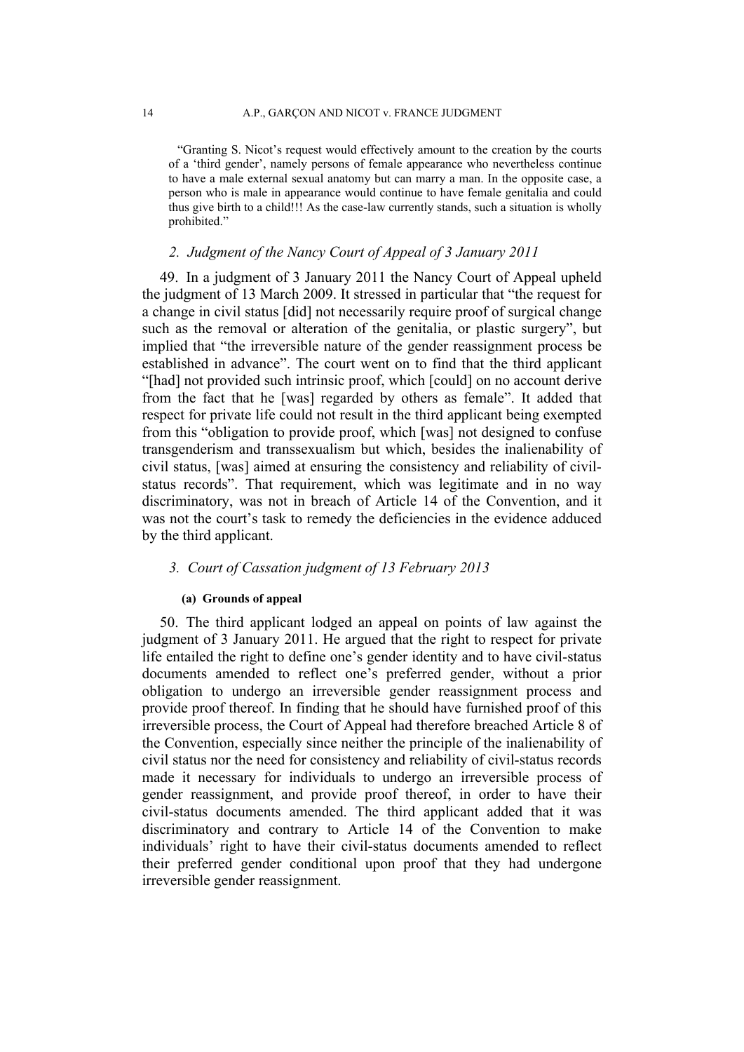"Granting S. Nicot's request would effectively amount to the creation by the courts of a 'third gender', namely persons of female appearance who nevertheless continue to have a male external sexual anatomy but can marry a man. In the opposite case, a person who is male in appearance would continue to have female genitalia and could thus give birth to a child!!! As the case-law currently stands, such a situation is wholly prohibited."

### *2. Judgment of the Nancy Court of Appeal of 3 January 2011*

49. In a judgment of 3 January 2011 the Nancy Court of Appeal upheld the judgment of 13 March 2009. It stressed in particular that "the request for a change in civil status [did] not necessarily require proof of surgical change such as the removal or alteration of the genitalia, or plastic surgery", but implied that "the irreversible nature of the gender reassignment process be established in advance". The court went on to find that the third applicant "[had] not provided such intrinsic proof, which [could] on no account derive from the fact that he [was] regarded by others as female". It added that respect for private life could not result in the third applicant being exempted from this "obligation to provide proof, which [was] not designed to confuse transgenderism and transsexualism but which, besides the inalienability of civil status, [was] aimed at ensuring the consistency and reliability of civil-status records". That requirement, which was legitimate and in no way discriminatory, was not in breach of Article 14 of the Convention, and it was not the court's task to remedy the deficiencies in the evidence adduced by the third applicant.

### *3. Court of Cassation judgment of 13 February 2013*

#### **(a) Grounds of appeal**

50. The third applicant lodged an appeal on points of law against the judgment of 3 January 2011. He argued that the right to respect for private life entailed the right to define one's gender identity and to have civil-status documents amended to reflect one's preferred gender, without a prior obligation to undergo an irreversible gender reassignment process and provide proof thereof. In finding that he should have furnished proof of this irreversible process, the Court of Appeal had therefore breached Article 8 of the Convention, especially since neither the principle of the inalienability of civil status nor the need for consistency and reliability of civil-status records made it necessary for individuals to undergo an irreversible process of gender reassignment, and provide proof thereof, in order to have their civil-status documents amended. The third applicant added that it was discriminatory and contrary to Article 14 of the Convention to make individuals' right to have their civil-status documents amended to reflect their preferred gender conditional upon proof that they had undergone irreversible gender reassignment.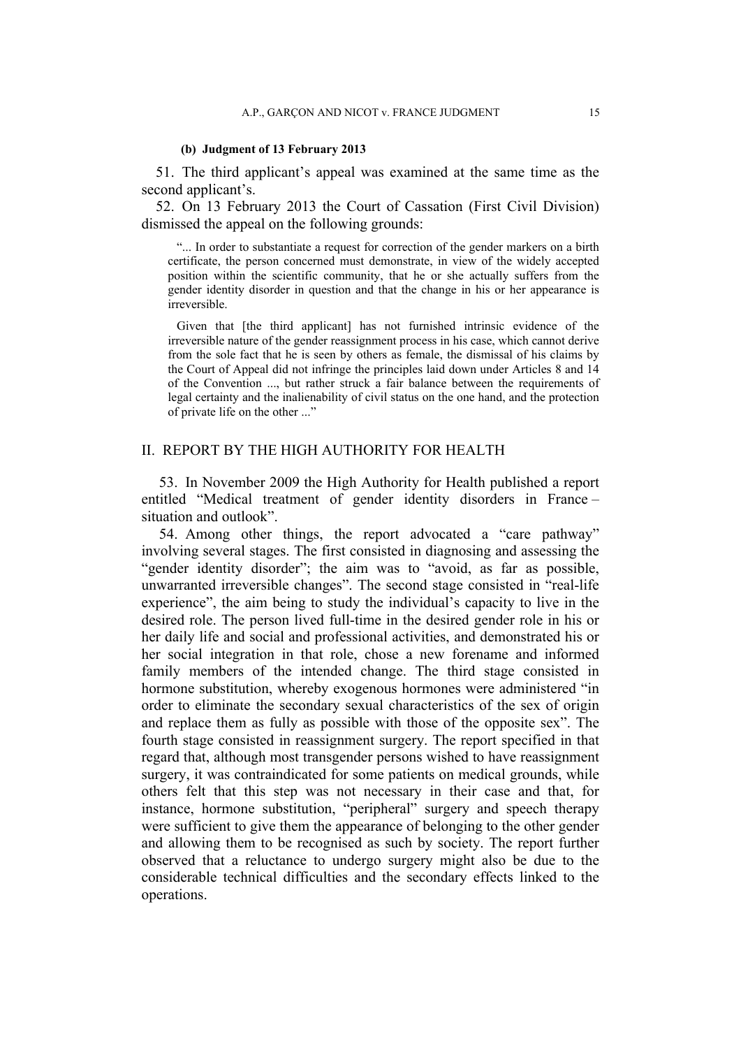#### (b) Judgment of 13 February 2013

51. The third applicant's appeal was examined at the same time as the second applicant's.

52. On 13 February 2013 the Court of Cassation (First Civil Division) dismissed the appeal on the following grounds:

> "... In order to substantiate a request for correction of the gender markers on a birth certificate, the person concerned must demonstrate, in view of the widely accepted position within the scientific community, that he or she actually suffers from the gender identity disorder in question and that the change in his or her appearance is irreversible.
>
> Given that [the third applicant] has not furnished intrinsic evidence of the irreversible nature of the gender reassignment process in his case, which cannot derive from the sole fact that he is seen by others as female, the dismissal of his claims by the Court of Appeal did not infringe the principles laid down under Articles 8 and 14 of the Convention ..., but rather struck a fair balance between the requirements of legal certainty and the inalienability of civil status on the one hand, and the protection of private life on the other ..."

## II. REPORT BY THE HIGH AUTHORITY FOR HEALTH

53. In November 2009 the High Authority for Health published a report entitled "Medical treatment of gender identity disorders in France – situation and outlook".

54. Among other things, the report advocated a "care pathway" involving several stages. The first consisted in diagnosing and assessing the "gender identity disorder"; the aim was to "avoid, as far as possible, unwarranted irreversible changes". The second stage consisted in "real-life experience", the aim being to study the individual's capacity to live in the desired role. The person lived full-time in the desired gender role in his or her daily life and social and professional activities, and demonstrated his or her social integration in that role, chose a new forename and informed family members of the intended change. The third stage consisted in hormone substitution, whereby exogenous hormones were administered "in order to eliminate the secondary sexual characteristics of the sex of origin and replace them as fully as possible with those of the opposite sex". The fourth stage consisted in reassignment surgery. The report specified in that regard that, although most transgender persons wished to have reassignment surgery, it was contraindicated for some patients on medical grounds, while others felt that this step was not necessary in their case and that, for instance, hormone substitution, "peripheral" surgery and speech therapy were sufficient to give them the appearance of belonging to the other gender and allowing them to be recognised as such by society. The report further observed that a reluctance to undergo surgery might also be due to the considerable technical difficulties and the secondary effects linked to the operations.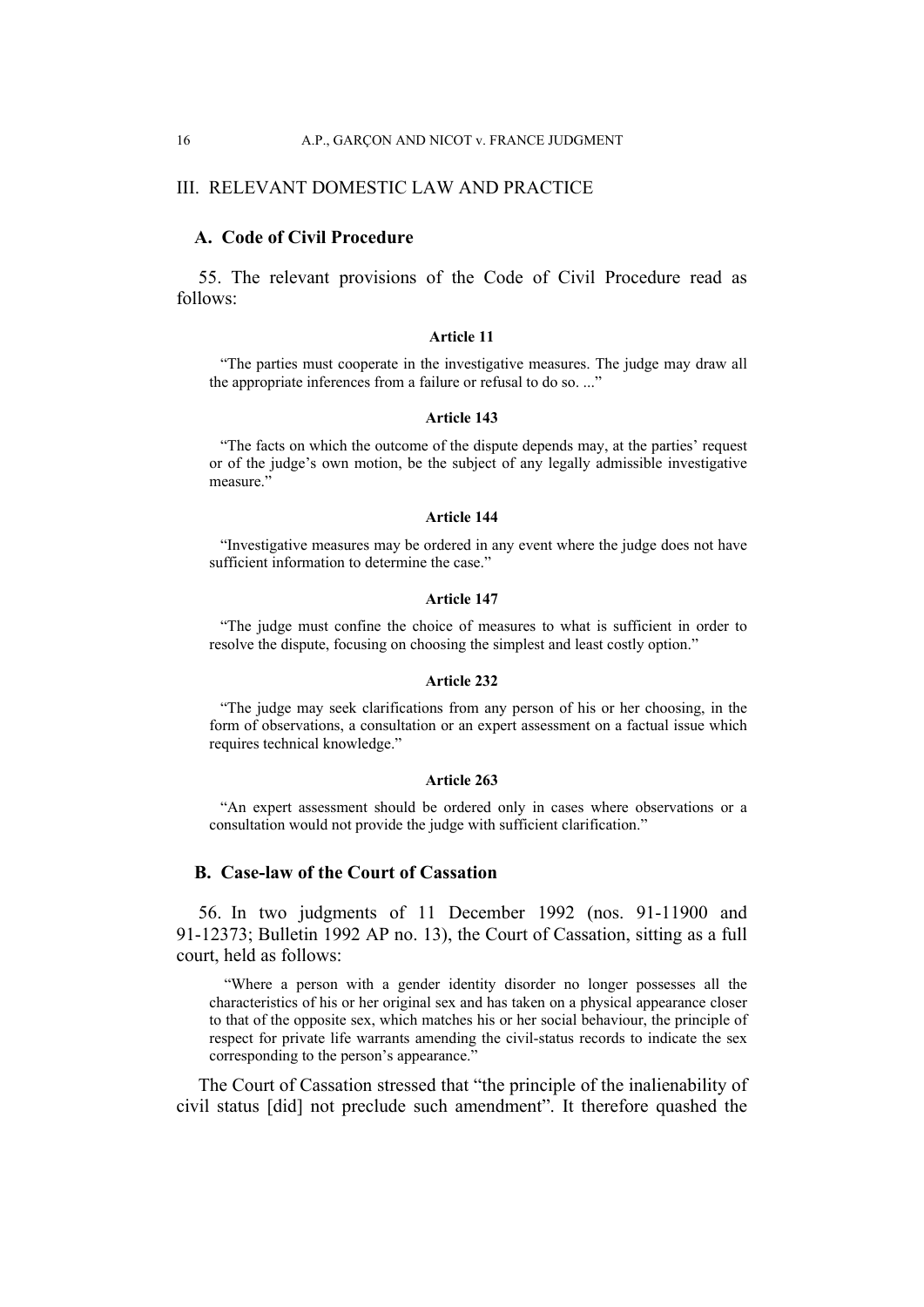## III. RELEVANT DOMESTIC LAW AND PRACTICE

### A. Code of Civil Procedure

55. The relevant provisions of the Code of Civil Procedure read as follows:

**Article 11**

> "The parties must cooperate in the investigative measures. The judge may draw all the appropriate inferences from a failure or refusal to do so. ..."

**Article 143**

> "The facts on which the outcome of the dispute depends may, at the parties' request or of the judge's own motion, be the subject of any legally admissible investigative measure."

**Article 144**

> "Investigative measures may be ordered in any event where the judge does not have sufficient information to determine the case."

**Article 147**

> "The judge must confine the choice of measures to what is sufficient in order to resolve the dispute, focusing on choosing the simplest and least costly option."

**Article 232**

> "The judge may seek clarifications from any person of his or her choosing, in the form of observations, a consultation or an expert assessment on a factual issue which requires technical knowledge."

**Article 263**

> "An expert assessment should be ordered only in cases where observations or a consultation would not provide the judge with sufficient clarification."

### B. Case-law of the Court of Cassation

56. In two judgments of 11 December 1992 (nos. 91-11900 and 91-12373; Bulletin 1992 AP no. 13), the Court of Cassation, sitting as a full court, held as follows:

> "Where a person with a gender identity disorder no longer possesses all the characteristics of his or her original sex and has taken on a physical appearance closer to that of the opposite sex, which matches his or her social behaviour, the principle of respect for private life warrants amending the civil-status records to indicate the sex corresponding to the person's appearance."

The Court of Cassation stressed that "the principle of the inalienability of civil status [did] not preclude such amendment". It therefore quashed the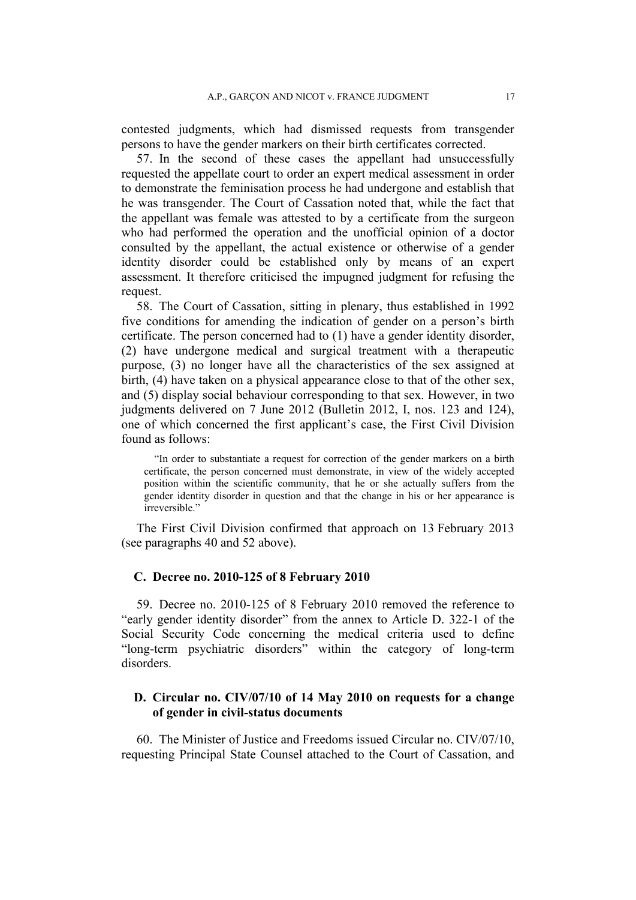contested judgments, which had dismissed requests from transgender persons to have the gender markers on their birth certificates corrected.

57. In the second of these cases the appellant had unsuccessfully requested the appellate court to order an expert medical assessment in order to demonstrate the feminisation process he had undergone and establish that he was transgender. The Court of Cassation noted that, while the fact that the appellant was female was attested to by a certificate from the surgeon who had performed the operation and the unofficial opinion of a doctor consulted by the appellant, the actual existence or otherwise of a gender identity disorder could be established only by means of an expert assessment. It therefore criticised the impugned judgment for refusing the request.

58. The Court of Cassation, sitting in plenary, thus established in 1992 five conditions for amending the indication of gender on a person's birth certificate. The person concerned had to (1) have a gender identity disorder, (2) have undergone medical and surgical treatment with a therapeutic purpose, (3) no longer have all the characteristics of the sex assigned at birth, (4) have taken on a physical appearance close to that of the other sex, and (5) display social behaviour corresponding to that sex. However, in two judgments delivered on 7 June 2012 (Bulletin 2012, I, nos. 123 and 124), one of which concerned the first applicant's case, the First Civil Division found as follows:

> "In order to substantiate a request for correction of the gender markers on a birth certificate, the person concerned must demonstrate, in view of the widely accepted position within the scientific community, that he or she actually suffers from the gender identity disorder in question and that the change in his or her appearance is irreversible."

The First Civil Division confirmed that approach on 13 February 2013 (see paragraphs 40 and 52 above).

### C. Decree no. 2010-125 of 8 February 2010

59. Decree no. 2010-125 of 8 February 2010 removed the reference to "early gender identity disorder" from the annex to Article D. 322-1 of the Social Security Code concerning the medical criteria used to define "long-term psychiatric disorders" within the category of long-term disorders.

### D. Circular no. CIV/07/10 of 14 May 2010 on requests for a change of gender in civil-status documents

60. The Minister of Justice and Freedoms issued Circular no. CIV/07/10, requesting Principal State Counsel attached to the Court of Cassation, and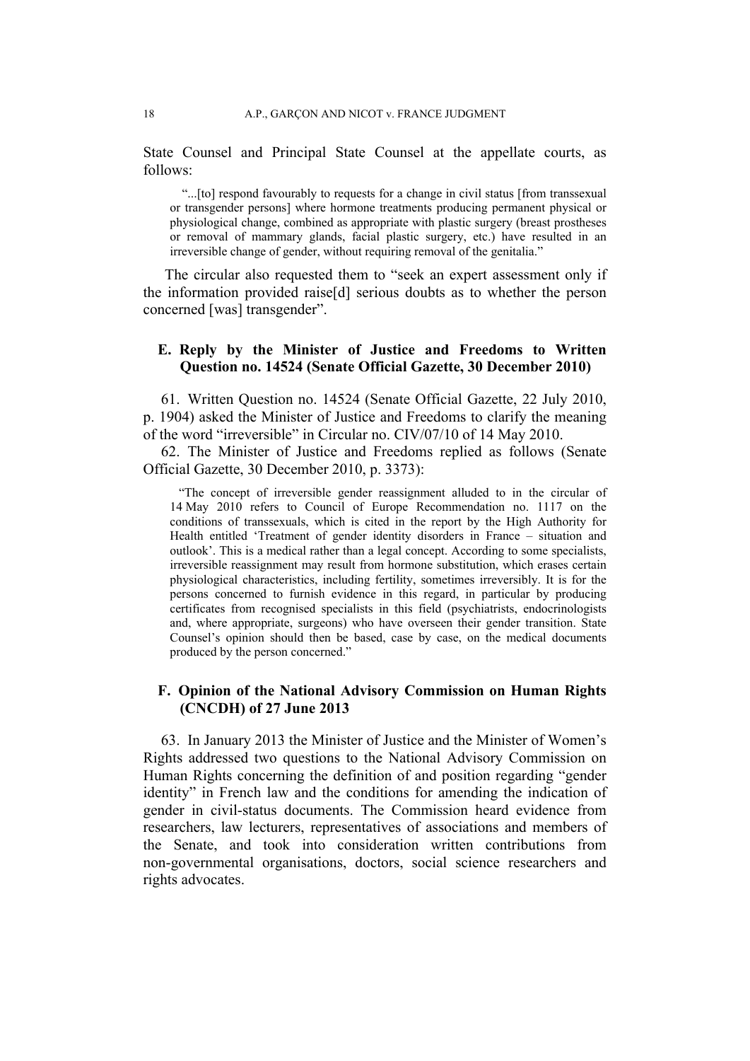State Counsel and Principal State Counsel at the appellate courts, as follows:

> "...[to] respond favourably to requests for a change in civil status [from transsexual or transgender persons] where hormone treatments producing permanent physical or physiological change, combined as appropriate with plastic surgery (breast prostheses or removal of mammary glands, facial plastic surgery, etc.) have resulted in an irreversible change of gender, without requiring removal of the genitalia."

The circular also requested them to "seek an expert assessment only if the information provided raise[d] serious doubts as to whether the person concerned [was] transgender".

### E. Reply by the Minister of Justice and Freedoms to Written Question no. 14524 (Senate Official Gazette, 30 December 2010)

61. Written Question no. 14524 (Senate Official Gazette, 22 July 2010, p. 1904) asked the Minister of Justice and Freedoms to clarify the meaning of the word "irreversible" in Circular no. CIV/07/10 of 14 May 2010.

62. The Minister of Justice and Freedoms replied as follows (Senate Official Gazette, 30 December 2010, p. 3373):

> "The concept of irreversible gender reassignment alluded to in the circular of 14 May 2010 refers to Council of Europe Recommendation no. 1117 on the conditions of transsexuals, which is cited in the report by the High Authority for Health entitled 'Treatment of gender identity disorders in France – situation and outlook'. This is a medical rather than a legal concept. According to some specialists, irreversible reassignment may result from hormone substitution, which erases certain physiological characteristics, including fertility, sometimes irreversibly. It is for the persons concerned to furnish evidence in this regard, in particular by producing certificates from recognised specialists in this field (psychiatrists, endocrinologists and, where appropriate, surgeons) who have overseen their gender transition. State Counsel's opinion should then be based, case by case, on the medical documents produced by the person concerned."

### F. Opinion of the National Advisory Commission on Human Rights (CNCDH) of 27 June 2013

63. In January 2013 the Minister of Justice and the Minister of Women's Rights addressed two questions to the National Advisory Commission on Human Rights concerning the definition of and position regarding "gender identity" in French law and the conditions for amending the indication of gender in civil-status documents. The Commission heard evidence from researchers, law lecturers, representatives of associations and members of the Senate, and took into consideration written contributions from non-governmental organisations, doctors, social science researchers and rights advocates.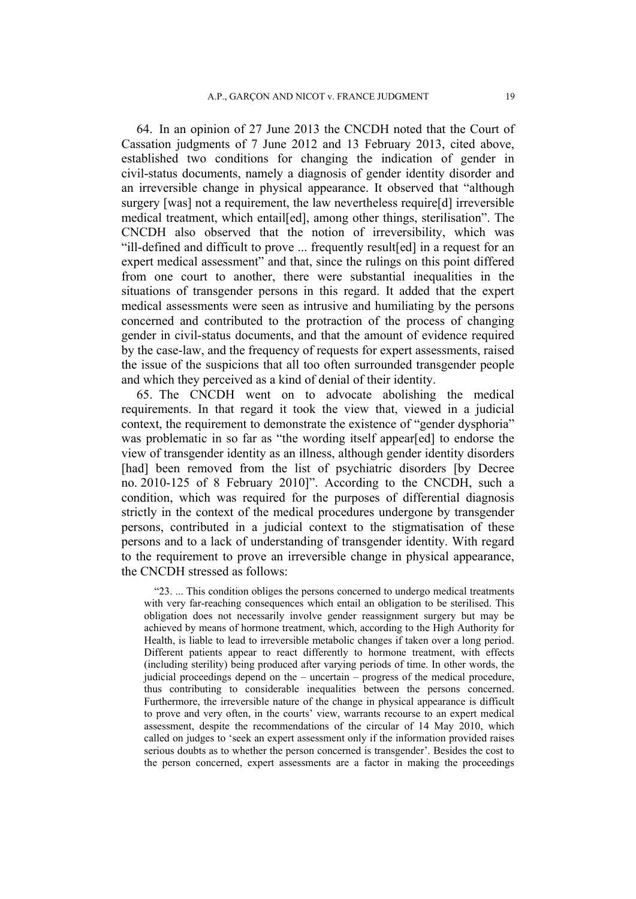64. In an opinion of 27 June 2013 the CNCDH noted that the Court of Cassation judgments of 7 June 2012 and 13 February 2013, cited above, established two conditions for changing the indication of gender in civil-status documents, namely a diagnosis of gender identity disorder and an irreversible change in physical appearance. It observed that "although surgery [was] not a requirement, the law nevertheless require[d] irreversible medical treatment, which entail[ed], among other things, sterilisation". The CNCDH also observed that the notion of irreversibility, which was "ill-defined and difficult to prove ... frequently result[ed] in a request for an expert medical assessment" and that, since the rulings on this point differed from one court to another, there were substantial inequalities in the situations of transgender persons in this regard. It added that the expert medical assessments were seen as intrusive and humiliating by the persons concerned and contributed to the protraction of the process of changing gender in civil-status documents, and that the amount of evidence required by the case-law, and the frequency of requests for expert assessments, raised the issue of the suspicions that all too often surrounded transgender people and which they perceived as a kind of denial of their identity.

65. The CNCDH went on to advocate abolishing the medical requirements. In that regard it took the view that, viewed in a judicial context, the requirement to demonstrate the existence of "gender dysphoria" was problematic in so far as "the wording itself appear[ed] to endorse the view of transgender identity as an illness, although gender identity disorders [had] been removed from the list of psychiatric disorders [by Decree no. 2010-125 of 8 February 2010]". According to the CNCDH, such a condition, which was required for the purposes of differential diagnosis strictly in the context of the medical procedures undergone by transgender persons, contributed in a judicial context to the stigmatisation of these persons and to a lack of understanding of transgender identity. With regard to the requirement to prove an irreversible change in physical appearance, the CNCDH stressed as follows:

> "23. ... This condition obliges the persons concerned to undergo medical treatments with very far-reaching consequences which entail an obligation to be sterilised. This obligation does not necessarily involve gender reassignment surgery but may be achieved by means of hormone treatment, which, according to the High Authority for Health, is liable to lead to irreversible metabolic changes if taken over a long period. Different patients appear to react differently to hormone treatment, with effects (including sterility) being produced after varying periods of time. In other words, the judicial proceedings depend on the – uncertain – progress of the medical procedure, thus contributing to considerable inequalities between the persons concerned. Furthermore, the irreversible nature of the change in physical appearance is difficult to prove and very often, in the courts' view, warrants recourse to an expert medical assessment, despite the recommendations of the circular of 14 May 2010, which called on judges to 'seek an expert assessment only if the information provided raises serious doubts as to whether the person concerned is transgender'. Besides the cost to the person concerned, expert assessments are a factor in making the proceedings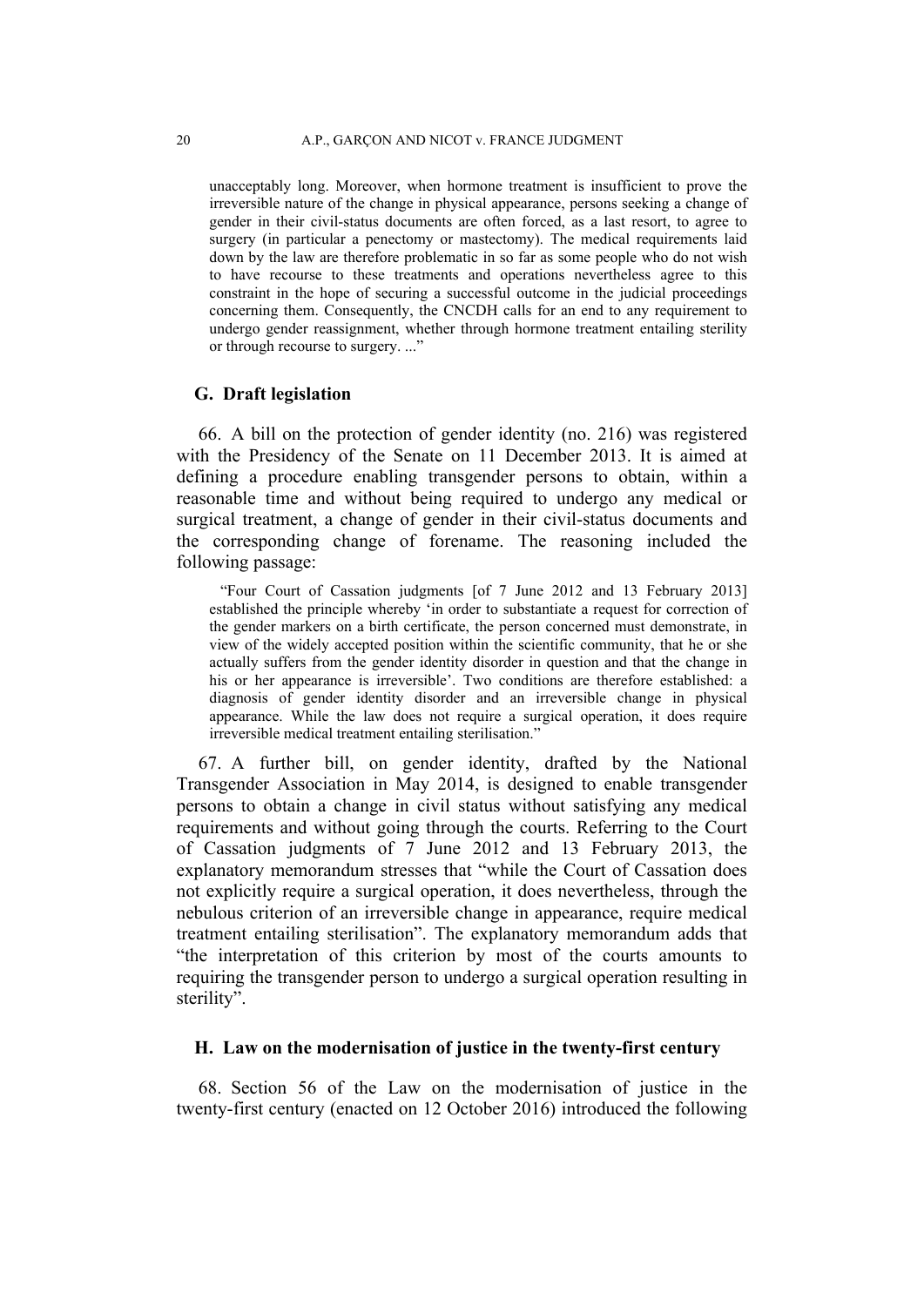unacceptably long. Moreover, when hormone treatment is insufficient to prove the irreversible nature of the change in physical appearance, persons seeking a change of gender in their civil-status documents are often forced, as a last resort, to agree to surgery (in particular a penectomy or mastectomy). The medical requirements laid down by the law are therefore problematic in so far as some people who do not wish to have recourse to these treatments and operations nevertheless agree to this constraint in the hope of securing a successful outcome in the judicial proceedings concerning them. Consequently, the CNCDH calls for an end to any requirement to undergo gender reassignment, whether through hormone treatment entailing sterility or through recourse to surgery. ..."

## G. Draft legislation

66. A bill on the protection of gender identity (no. 216) was registered with the Presidency of the Senate on 11 December 2013. It is aimed at defining a procedure enabling transgender persons to obtain, within a reasonable time and without being required to undergo any medical or surgical treatment, a change of gender in their civil-status documents and the corresponding change of forename. The reasoning included the following passage:

> "Four Court of Cassation judgments [of 7 June 2012 and 13 February 2013] established the principle whereby 'in order to substantiate a request for correction of the gender markers on a birth certificate, the person concerned must demonstrate, in view of the widely accepted position within the scientific community, that he or she actually suffers from the gender identity disorder in question and that the change in his or her appearance is irreversible'. Two conditions are therefore established: a diagnosis of gender identity disorder and an irreversible change in physical appearance. While the law does not require a surgical operation, it does require irreversible medical treatment entailing sterilisation."

67. A further bill, on gender identity, drafted by the National Transgender Association in May 2014, is designed to enable transgender persons to obtain a change in civil status without satisfying any medical requirements and without going through the courts. Referring to the Court of Cassation judgments of 7 June 2012 and 13 February 2013, the explanatory memorandum stresses that "while the Court of Cassation does not explicitly require a surgical operation, it does nevertheless, through the nebulous criterion of an irreversible change in appearance, require medical treatment entailing sterilisation". The explanatory memorandum adds that "the interpretation of this criterion by most of the courts amounts to requiring the transgender person to undergo a surgical operation resulting in sterility".

## H. Law on the modernisation of justice in the twenty-first century

68. Section 56 of the Law on the modernisation of justice in the twenty-first century (enacted on 12 October 2016) introduced the following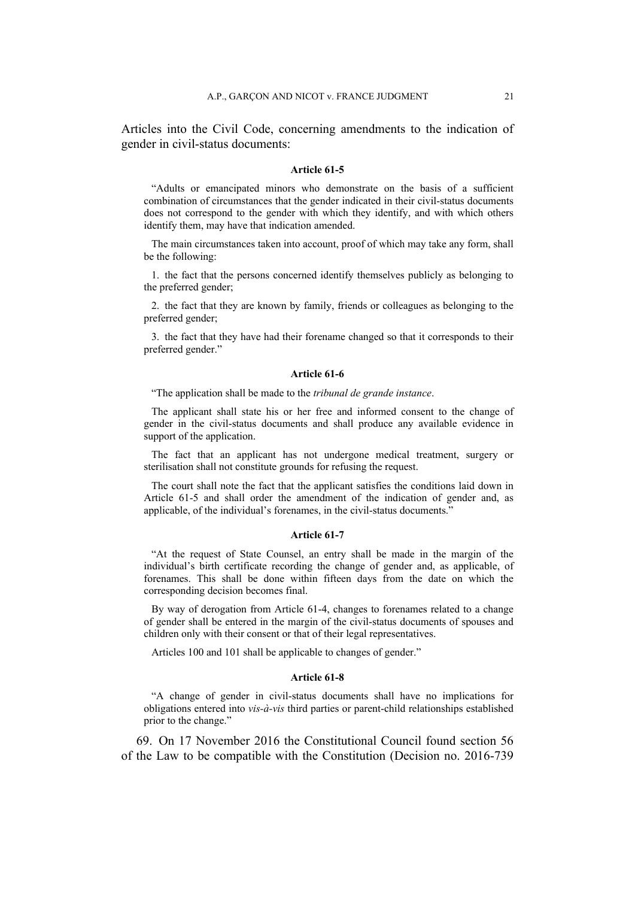Articles into the Civil Code, concerning amendments to the indication of gender in civil-status documents:

**Article 61-5**

> “Adults or emancipated minors who demonstrate on the basis of a sufficient combination of circumstances that the gender indicated in their civil-status documents does not correspond to the gender with which they identify, and with which others identify them, may have that indication amended.
>
> The main circumstances taken into account, proof of which may take any form, shall be the following:
>
> 1. the fact that the persons concerned identify themselves publicly as belonging to the preferred gender;
>
> 2. the fact that they are known by family, friends or colleagues as belonging to the preferred gender;
>
> 3. the fact that they have had their forename changed so that it corresponds to their preferred gender.”

**Article 61-6**

> “The application shall be made to the *tribunal de grande instance*.
>
> The applicant shall state his or her free and informed consent to the change of gender in the civil-status documents and shall produce any available evidence in support of the application.
>
> The fact that an applicant has not undergone medical treatment, surgery or sterilisation shall not constitute grounds for refusing the request.
>
> The court shall note the fact that the applicant satisfies the conditions laid down in Article 61-5 and shall order the amendment of the indication of gender and, as applicable, of the individual’s forenames, in the civil-status documents.”

**Article 61-7**

> “At the request of State Counsel, an entry shall be made in the margin of the individual’s birth certificate recording the change of gender and, as applicable, of forenames. This shall be done within fifteen days from the date on which the corresponding decision becomes final.
>
> By way of derogation from Article 61-4, changes to forenames related to a change of gender shall be entered in the margin of the civil-status documents of spouses and children only with their consent or that of their legal representatives.
>
> Articles 100 and 101 shall be applicable to changes of gender.”

**Article 61-8**

> “A change of gender in civil-status documents shall have no implications for obligations entered into *vis-à-vis* third parties or parent-child relationships established prior to the change.”

69. On 17 November 2016 the Constitutional Council found section 56 of the Law to be compatible with the Constitution (Decision no. 2016-739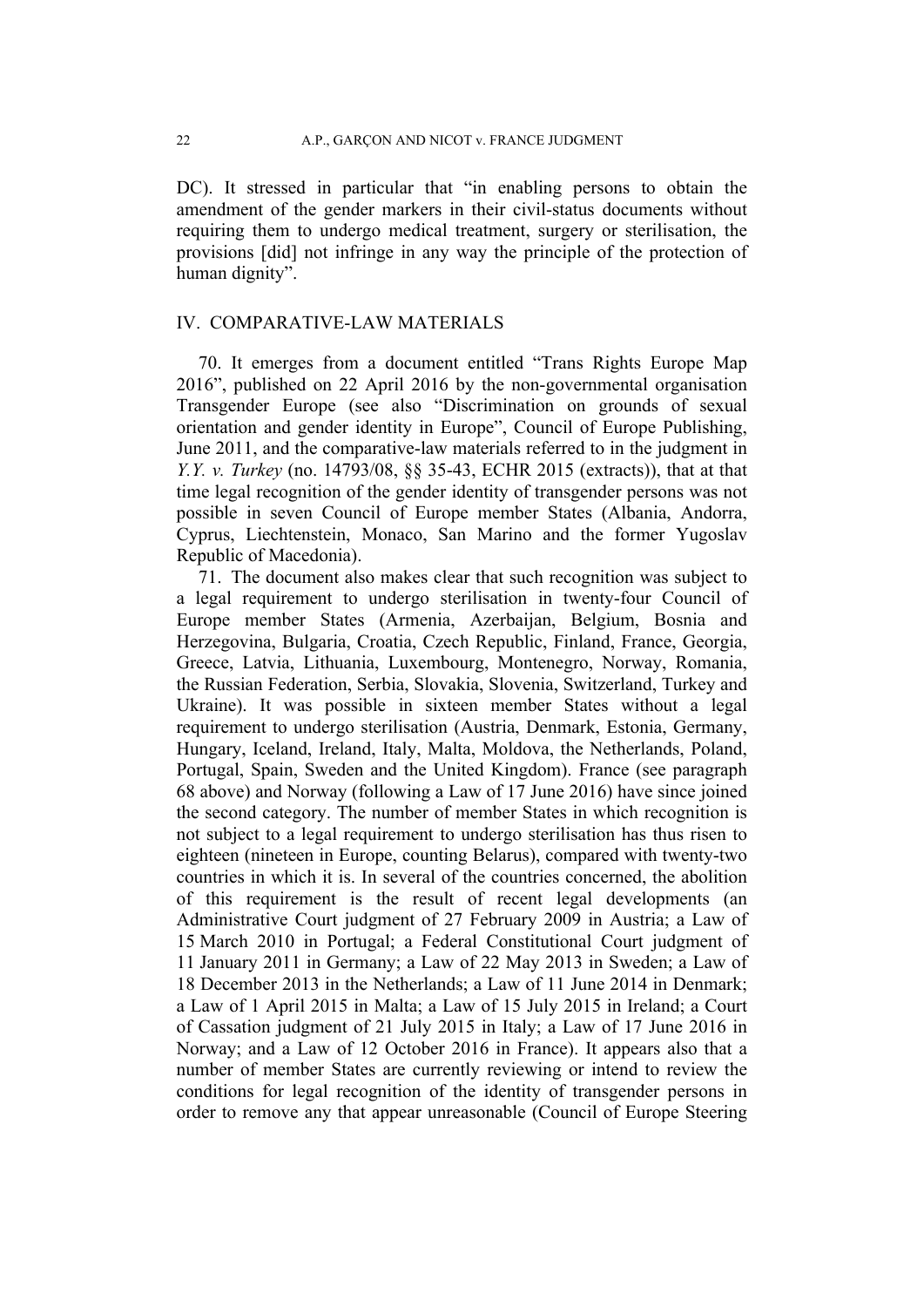DC). It stressed in particular that "in enabling persons to obtain the amendment of the gender markers in their civil-status documents without requiring them to undergo medical treatment, surgery or sterilisation, the provisions [did] not infringe in any way the principle of the protection of human dignity".

## IV. COMPARATIVE-LAW MATERIALS

70. It emerges from a document entitled "Trans Rights Europe Map 2016", published on 22 April 2016 by the non-governmental organisation Transgender Europe (see also "Discrimination on grounds of sexual orientation and gender identity in Europe", Council of Europe Publishing, June 2011, and the comparative-law materials referred to in the judgment in *Y.Y. v. Turkey* (no. 14793/08, §§ 35-43, ECHR 2015 (extracts)), that at that time legal recognition of the gender identity of transgender persons was not possible in seven Council of Europe member States (Albania, Andorra, Cyprus, Liechtenstein, Monaco, San Marino and the former Yugoslav Republic of Macedonia).

71. The document also makes clear that such recognition was subject to a legal requirement to undergo sterilisation in twenty-four Council of Europe member States (Armenia, Azerbaijan, Belgium, Bosnia and Herzegovina, Bulgaria, Croatia, Czech Republic, Finland, France, Georgia, Greece, Latvia, Lithuania, Luxembourg, Montenegro, Norway, Romania, the Russian Federation, Serbia, Slovakia, Slovenia, Switzerland, Turkey and Ukraine). It was possible in sixteen member States without a legal requirement to undergo sterilisation (Austria, Denmark, Estonia, Germany, Hungary, Iceland, Ireland, Italy, Malta, Moldova, the Netherlands, Poland, Portugal, Spain, Sweden and the United Kingdom). France (see paragraph 68 above) and Norway (following a Law of 17 June 2016) have since joined the second category. The number of member States in which recognition is not subject to a legal requirement to undergo sterilisation has thus risen to eighteen (nineteen in Europe, counting Belarus), compared with twenty-two countries in which it is. In several of the countries concerned, the abolition of this requirement is the result of recent legal developments (an Administrative Court judgment of 27 February 2009 in Austria; a Law of 15 March 2010 in Portugal; a Federal Constitutional Court judgment of 11 January 2011 in Germany; a Law of 22 May 2013 in Sweden; a Law of 18 December 2013 in the Netherlands; a Law of 11 June 2014 in Denmark; a Law of 1 April 2015 in Malta; a Law of 15 July 2015 in Ireland; a Court of Cassation judgment of 21 July 2015 in Italy; a Law of 17 June 2016 in Norway; and a Law of 12 October 2016 in France). It appears also that a number of member States are currently reviewing or intend to review the conditions for legal recognition of the identity of transgender persons in order to remove any that appear unreasonable (Council of Europe Steering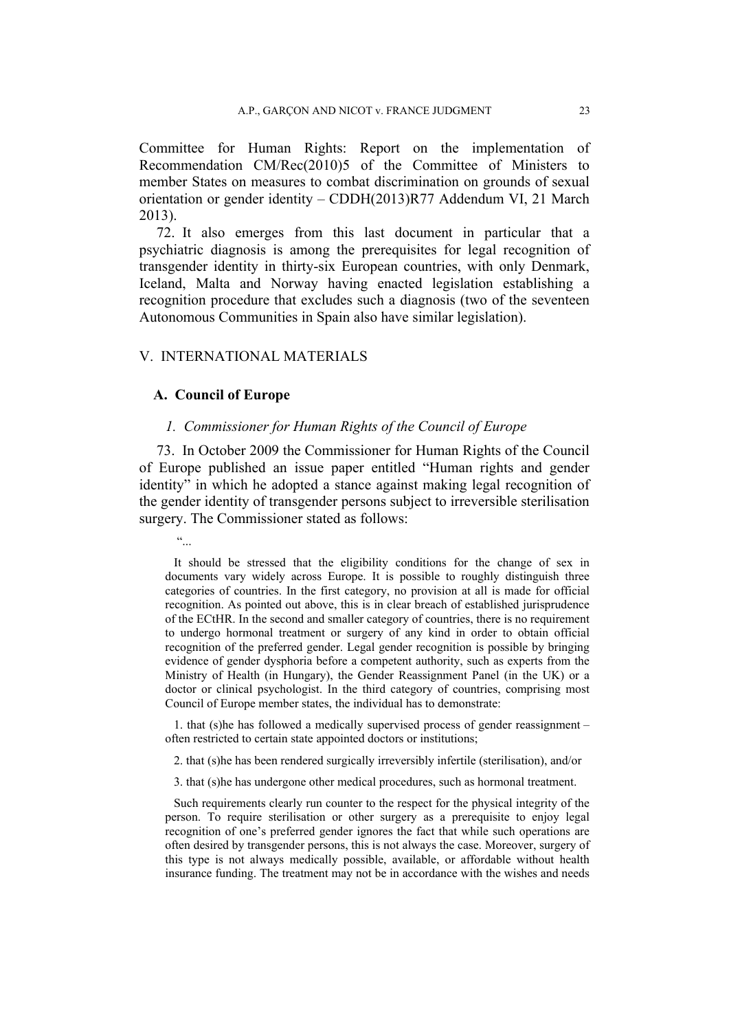Committee for Human Rights: Report on the implementation of Recommendation CM/Rec(2010)5 of the Committee of Ministers to member States on measures to combat discrimination on grounds of sexual orientation or gender identity – CDDH(2013)R77 Addendum VI, 21 March 2013).

72. It also emerges from this last document in particular that a psychiatric diagnosis is among the prerequisites for legal recognition of transgender identity in thirty-six European countries, with only Denmark, Iceland, Malta and Norway having enacted legislation establishing a recognition procedure that excludes such a diagnosis (two of the seventeen Autonomous Communities in Spain also have similar legislation).

## V. INTERNATIONAL MATERIALS

### A. Council of Europe

#### *1. Commissioner for Human Rights of the Council of Europe*

73. In October 2009 the Commissioner for Human Rights of the Council of Europe published an issue paper entitled "Human rights and gender identity" in which he adopted a stance against making legal recognition of the gender identity of transgender persons subject to irreversible sterilisation surgery. The Commissioner stated as follows:

> "...
>
> It should be stressed that the eligibility conditions for the change of sex in documents vary widely across Europe. It is possible to roughly distinguish three categories of countries. In the first category, no provision at all is made for official recognition. As pointed out above, this is in clear breach of established jurisprudence of the ECtHR. In the second and smaller category of countries, there is no requirement to undergo hormonal treatment or surgery of any kind in order to obtain official recognition of the preferred gender. Legal gender recognition is possible by bringing evidence of gender dysphoria before a competent authority, such as experts from the Ministry of Health (in Hungary), the Gender Reassignment Panel (in the UK) or a doctor or clinical psychologist. In the third category of countries, comprising most Council of Europe member states, the individual has to demonstrate:
>
> 1. that (s)he has followed a medically supervised process of gender reassignment – often restricted to certain state appointed doctors or institutions;
>
> 2. that (s)he has been rendered surgically irreversibly infertile (sterilisation), and/or
>
> 3. that (s)he has undergone other medical procedures, such as hormonal treatment.
>
> Such requirements clearly run counter to the respect for the physical integrity of the person. To require sterilisation or other surgery as a prerequisite to enjoy legal recognition of one's preferred gender ignores the fact that while such operations are often desired by transgender persons, this is not always the case. Moreover, surgery of this type is not always medically possible, available, or affordable without health insurance funding. The treatment may not be in accordance with the wishes and needs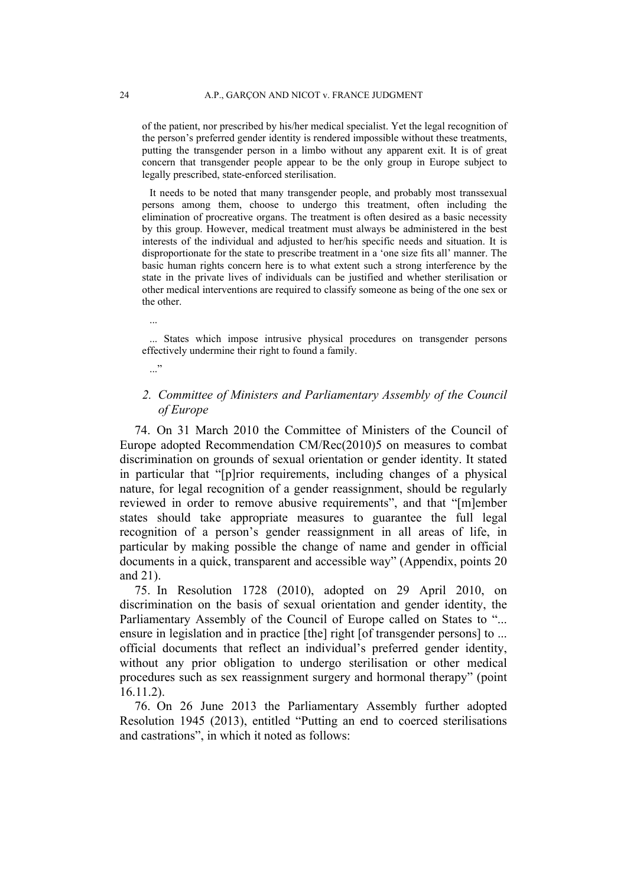> of the patient, nor prescribed by his/her medical specialist. Yet the legal recognition of the person's preferred gender identity is rendered impossible without these treatments, putting the transgender person in a limbo without any apparent exit. It is of great concern that transgender people appear to be the only group in Europe subject to legally prescribed, state-enforced sterilisation.
>
> It needs to be noted that many transgender people, and probably most transsexual persons among them, choose to undergo this treatment, often including the elimination of procreative organs. The treatment is often desired as a basic necessity by this group. However, medical treatment must always be administered in the best interests of the individual and adjusted to her/his specific needs and situation. It is disproportionate for the state to prescribe treatment in a 'one size fits all' manner. The basic human rights concern here is to what extent such a strong interference by the state in the private lives of individuals can be justified and whether sterilisation or other medical interventions are required to classify someone as being of the one sex or the other.
>
> ...
>
> ... States which impose intrusive physical procedures on transgender persons effectively undermine their right to found a family.
>
> ..."

### 2. *Committee of Ministers and Parliamentary Assembly of the Council of Europe*

74. On 31 March 2010 the Committee of Ministers of the Council of Europe adopted Recommendation CM/Rec(2010)5 on measures to combat discrimination on grounds of sexual orientation or gender identity. It stated in particular that "[p]rior requirements, including changes of a physical nature, for legal recognition of a gender reassignment, should be regularly reviewed in order to remove abusive requirements", and that "[m]ember states should take appropriate measures to guarantee the full legal recognition of a person's gender reassignment in all areas of life, in particular by making possible the change of name and gender in official documents in a quick, transparent and accessible way" (Appendix, points 20 and 21).

75. In Resolution 1728 (2010), adopted on 29 April 2010, on discrimination on the basis of sexual orientation and gender identity, the Parliamentary Assembly of the Council of Europe called on States to "... ensure in legislation and in practice [the] right [of transgender persons] to ... official documents that reflect an individual's preferred gender identity, without any prior obligation to undergo sterilisation or other medical procedures such as sex reassignment surgery and hormonal therapy" (point 16.11.2).

76. On 26 June 2013 the Parliamentary Assembly further adopted Resolution 1945 (2013), entitled "Putting an end to coerced sterilisations and castrations", in which it noted as follows: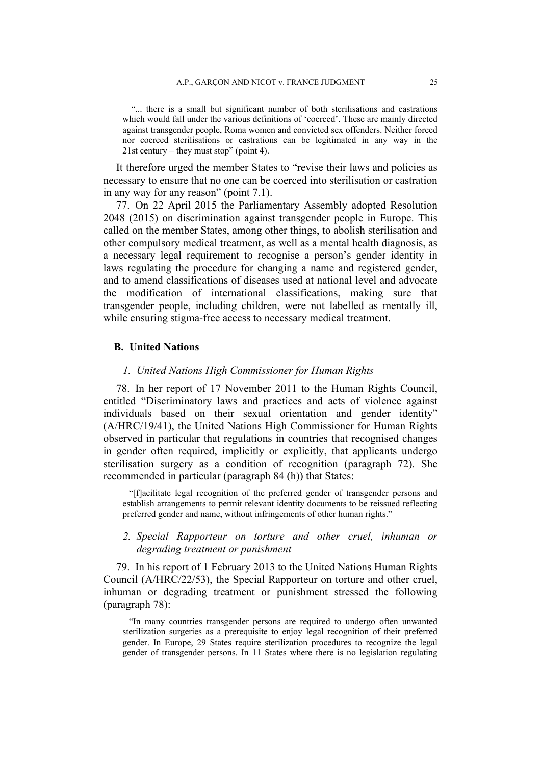> "... there is a small but significant number of both sterilisations and castrations which would fall under the various definitions of 'coerced'. These are mainly directed against transgender people, Roma women and convicted sex offenders. Neither forced nor coerced sterilisations or castrations can be legitimated in any way in the 21st century – they must stop" (point 4).

It therefore urged the member States to "revise their laws and policies as necessary to ensure that no one can be coerced into sterilisation or castration in any way for any reason" (point 7.1).

77. On 22 April 2015 the Parliamentary Assembly adopted Resolution 2048 (2015) on discrimination against transgender people in Europe. This called on the member States, among other things, to abolish sterilisation and other compulsory medical treatment, as well as a mental health diagnosis, as a necessary legal requirement to recognise a person's gender identity in laws regulating the procedure for changing a name and registered gender, and to amend classifications of diseases used at national level and advocate the modification of international classifications, making sure that transgender people, including children, were not labelled as mentally ill, while ensuring stigma-free access to necessary medical treatment.

## B. United Nations

### *1. United Nations High Commissioner for Human Rights*

78. In her report of 17 November 2011 to the Human Rights Council, entitled "Discriminatory laws and practices and acts of violence against individuals based on their sexual orientation and gender identity" (A/HRC/19/41), the United Nations High Commissioner for Human Rights observed in particular that regulations in countries that recognised changes in gender often required, implicitly or explicitly, that applicants undergo sterilisation surgery as a condition of recognition (paragraph 72). She recommended in particular (paragraph 84 (h)) that States:

> "[f]acilitate legal recognition of the preferred gender of transgender persons and establish arrangements to permit relevant identity documents to be reissued reflecting preferred gender and name, without infringements of other human rights."

### *2. Special Rapporteur on torture and other cruel, inhuman or degrading treatment or punishment*

79. In his report of 1 February 2013 to the United Nations Human Rights Council (A/HRC/22/53), the Special Rapporteur on torture and other cruel, inhuman or degrading treatment or punishment stressed the following (paragraph 78):

> "In many countries transgender persons are required to undergo often unwanted sterilization surgeries as a prerequisite to enjoy legal recognition of their preferred gender. In Europe, 29 States require sterilization procedures to recognize the legal gender of transgender persons. In 11 States where there is no legislation regulating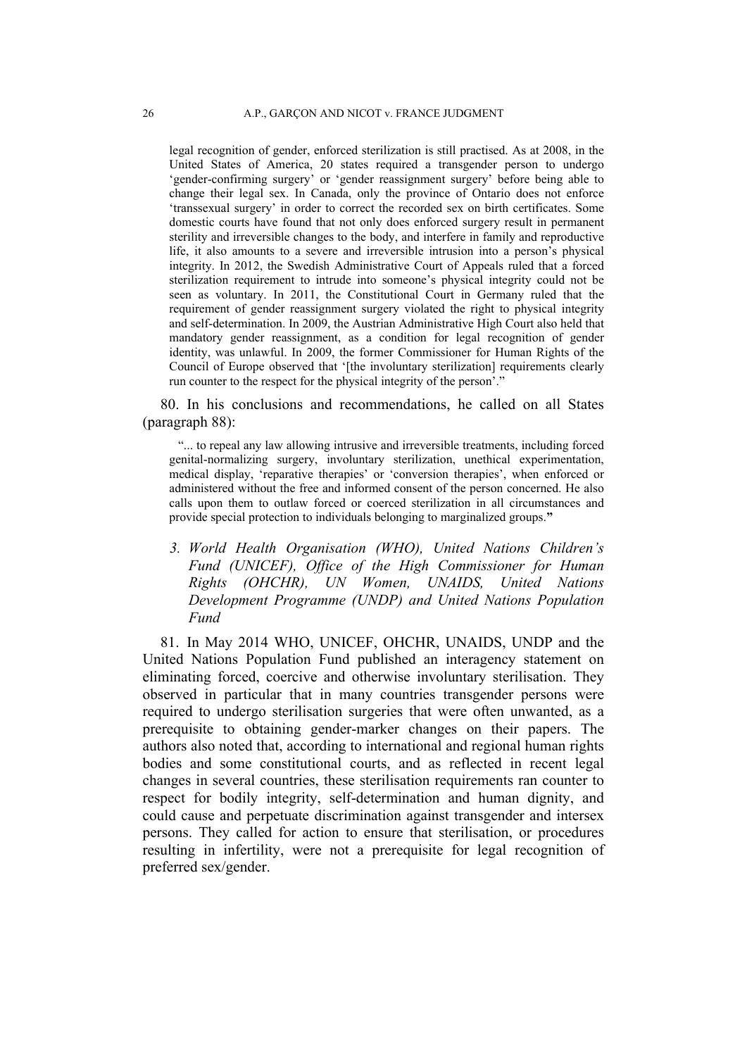> legal recognition of gender, enforced sterilization is still practised. As at 2008, in the United States of America, 20 states required a transgender person to undergo 'gender-confirming surgery' or 'gender reassignment surgery' before being able to change their legal sex. In Canada, only the province of Ontario does not enforce 'transsexual surgery' in order to correct the recorded sex on birth certificates. Some domestic courts have found that not only does enforced surgery result in permanent sterility and irreversible changes to the body, and interfere in family and reproductive life, it also amounts to a severe and irreversible intrusion into a person's physical integrity. In 2012, the Swedish Administrative Court of Appeals ruled that a forced sterilization requirement to intrude into someone's physical integrity could not be seen as voluntary. In 2011, the Constitutional Court in Germany ruled that the requirement of gender reassignment surgery violated the right to physical integrity and self-determination. In 2009, the Austrian Administrative High Court also held that mandatory gender reassignment, as a condition for legal recognition of gender identity, was unlawful. In 2009, the former Commissioner for Human Rights of the Council of Europe observed that '[the involuntary sterilization] requirements clearly run counter to the respect for the physical integrity of the person'."

80. In his conclusions and recommendations, he called on all States (paragraph 88):

> "... to repeal any law allowing intrusive and irreversible treatments, including forced genital-normalizing surgery, involuntary sterilization, unethical experimentation, medical display, 'reparative therapies' or 'conversion therapies', when enforced or administered without the free and informed consent of the person concerned. He also calls upon them to outlaw forced or coerced sterilization in all circumstances and provide special protection to individuals belonging to marginalized groups."

### *3. World Health Organisation (WHO), United Nations Children's Fund (UNICEF), Office of the High Commissioner for Human Rights (OHCHR), UN Women, UNAIDS, United Nations Development Programme (UNDP) and United Nations Population Fund*

81. In May 2014 WHO, UNICEF, OHCHR, UNAIDS, UNDP and the United Nations Population Fund published an interagency statement on eliminating forced, coercive and otherwise involuntary sterilisation. They observed in particular that in many countries transgender persons were required to undergo sterilisation surgeries that were often unwanted, as a prerequisite to obtaining gender-marker changes on their papers. The authors also noted that, according to international and regional human rights bodies and some constitutional courts, and as reflected in recent legal changes in several countries, these sterilisation requirements ran counter to respect for bodily integrity, self-determination and human dignity, and could cause and perpetuate discrimination against transgender and intersex persons. They called for action to ensure that sterilisation, or procedures resulting in infertility, were not a prerequisite for legal recognition of preferred sex/gender.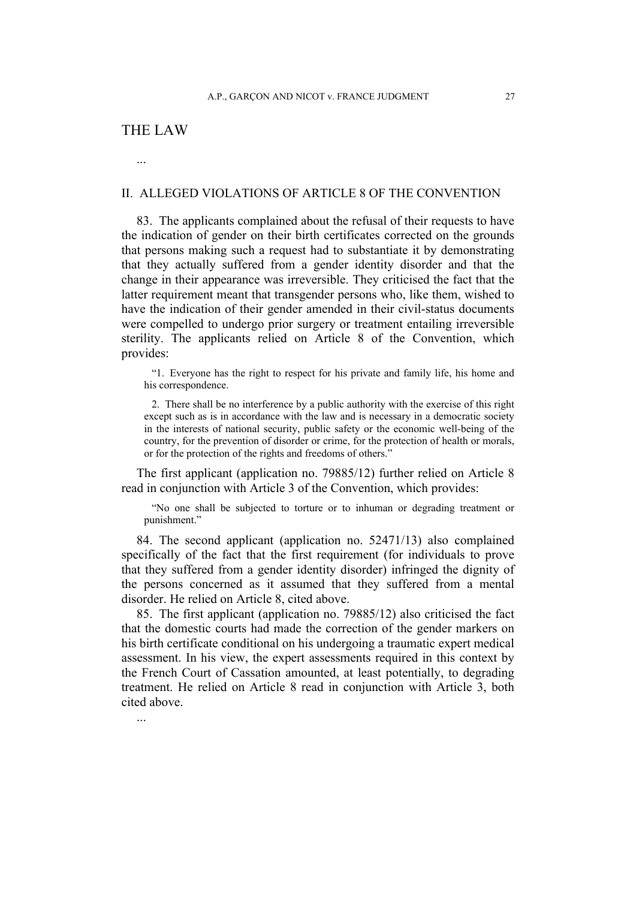# THE LAW

...

## II. ALLEGED VIOLATIONS OF ARTICLE 8 OF THE CONVENTION

83. The applicants complained about the refusal of their requests to have the indication of gender on their birth certificates corrected on the grounds that persons making such a request had to substantiate it by demonstrating that they actually suffered from a gender identity disorder and that the change in their appearance was irreversible. They criticised the fact that the latter requirement meant that transgender persons who, like them, wished to have the indication of their gender amended in their civil-status documents were compelled to undergo prior surgery or treatment entailing irreversible sterility. The applicants relied on Article 8 of the Convention, which provides:

> "1. Everyone has the right to respect for his private and family life, his home and his correspondence.
>
> 2. There shall be no interference by a public authority with the exercise of this right except such as is in accordance with the law and is necessary in a democratic society in the interests of national security, public safety or the economic well-being of the country, for the prevention of disorder or crime, for the protection of health or morals, or for the protection of the rights and freedoms of others."

The first applicant (application no. 79885/12) further relied on Article 8 read in conjunction with Article 3 of the Convention, which provides:

> "No one shall be subjected to torture or to inhuman or degrading treatment or punishment."

84. The second applicant (application no. 52471/13) also complained specifically of the fact that the first requirement (for individuals to prove that they suffered from a gender identity disorder) infringed the dignity of the persons concerned as it assumed that they suffered from a mental disorder. He relied on Article 8, cited above.

85. The first applicant (application no. 79885/12) also criticised the fact that the domestic courts had made the correction of the gender markers on his birth certificate conditional on his undergoing a traumatic expert medical assessment. In his view, the expert assessments required in this context by the French Court of Cassation amounted, at least potentially, to degrading treatment. He relied on Article 8 read in conjunction with Article 3, both cited above.

...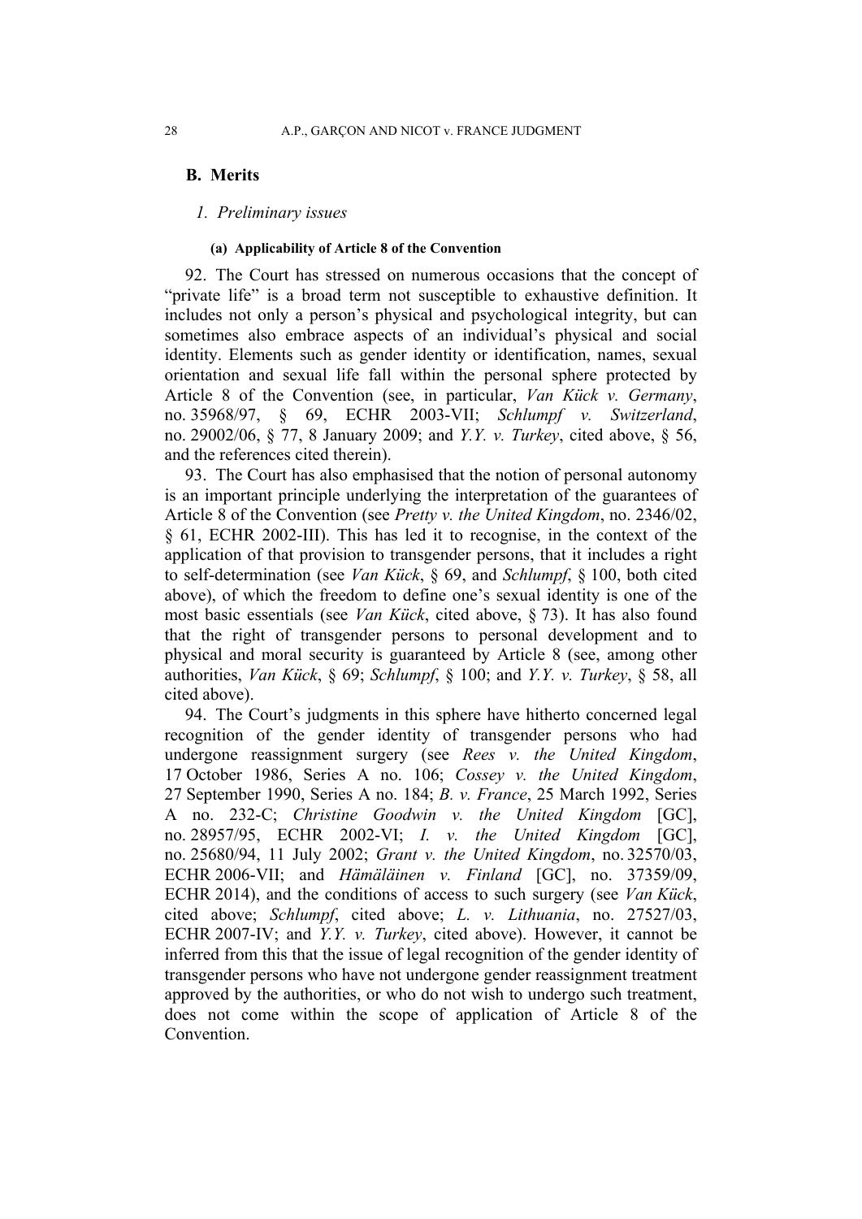## B. Merits

### 1. Preliminary issues

#### (a) Applicability of Article 8 of the Convention

92. The Court has stressed on numerous occasions that the concept of "private life" is a broad term not susceptible to exhaustive definition. It includes not only a person's physical and psychological integrity, but can sometimes also embrace aspects of an individual's physical and social identity. Elements such as gender identity or identification, names, sexual orientation and sexual life fall within the personal sphere protected by Article 8 of the Convention (see, in particular, *Van Kück v. Germany*, no. 35968/97, § 69, ECHR 2003-VII; *Schlumpf v. Switzerland*, no. 29002/06, § 77, 8 January 2009; and *Y.Y. v. Turkey*, cited above, § 56, and the references cited therein).

93. The Court has also emphasised that the notion of personal autonomy is an important principle underlying the interpretation of the guarantees of Article 8 of the Convention (see *Pretty v. the United Kingdom*, no. 2346/02, § 61, ECHR 2002-III). This has led it to recognise, in the context of the application of that provision to transgender persons, that it includes a right to self-determination (see *Van Kück*, § 69, and *Schlumpf*, § 100, both cited above), of which the freedom to define one's sexual identity is one of the most basic essentials (see *Van Kück*, cited above, § 73). It has also found that the right of transgender persons to personal development and to physical and moral security is guaranteed by Article 8 (see, among other authorities, *Van Kück*, § 69; *Schlumpf*, § 100; and *Y.Y. v. Turkey*, § 58, all cited above).

94. The Court's judgments in this sphere have hitherto concerned legal recognition of the gender identity of transgender persons who had undergone reassignment surgery (see *Rees v. the United Kingdom*, 17 October 1986, Series A no. 106; *Cossey v. the United Kingdom*, 27 September 1990, Series A no. 184; *B. v. France*, 25 March 1992, Series A no. 232-C; *Christine Goodwin v. the United Kingdom* [GC], no. 28957/95, ECHR 2002-VI; *I. v. the United Kingdom* [GC], no. 25680/94, 11 July 2002; *Grant v. the United Kingdom*, no. 32570/03, ECHR 2006-VII; and *Hämäläinen v. Finland* [GC], no. 37359/09, ECHR 2014), and the conditions of access to such surgery (see *Van Kück*, cited above; *Schlumpf*, cited above; *L. v. Lithuania*, no. 27527/03, ECHR 2007-IV; and *Y.Y. v. Turkey*, cited above). However, it cannot be inferred from this that the issue of legal recognition of the gender identity of transgender persons who have not undergone gender reassignment treatment approved by the authorities, or who do not wish to undergo such treatment, does not come within the scope of application of Article 8 of the Convention.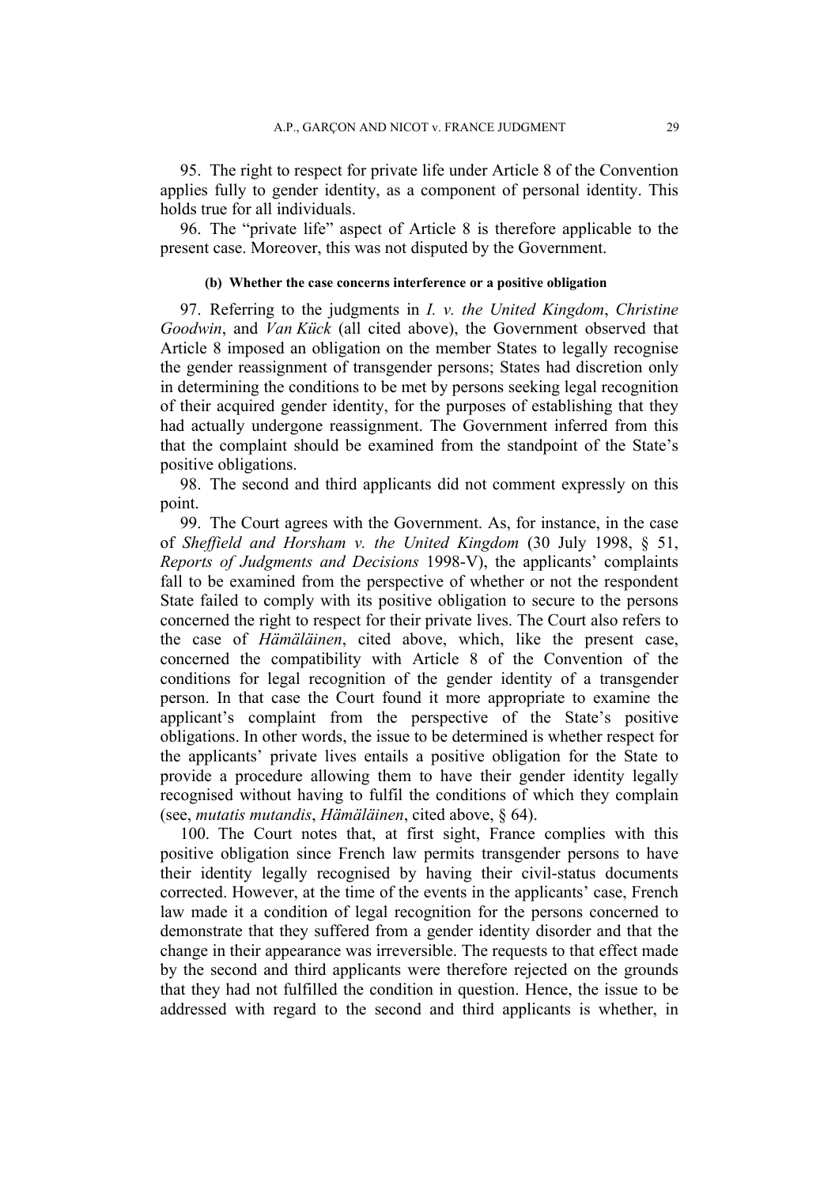95. The right to respect for private life under Article 8 of the Convention applies fully to gender identity, as a component of personal identity. This holds true for all individuals.

96. The "private life" aspect of Article 8 is therefore applicable to the present case. Moreover, this was not disputed by the Government.

#### (b) Whether the case concerns interference or a positive obligation

97. Referring to the judgments in *I. v. the United Kingdom*, *Christine Goodwin*, and *Van Kück* (all cited above), the Government observed that Article 8 imposed an obligation on the member States to legally recognise the gender reassignment of transgender persons; States had discretion only in determining the conditions to be met by persons seeking legal recognition of their acquired gender identity, for the purposes of establishing that they had actually undergone reassignment. The Government inferred from this that the complaint should be examined from the standpoint of the State's positive obligations.

98. The second and third applicants did not comment expressly on this point.

99. The Court agrees with the Government. As, for instance, in the case of *Sheffield and Horsham v. the United Kingdom* (30 July 1998, § 51, *Reports of Judgments and Decisions* 1998-V), the applicants' complaints fall to be examined from the perspective of whether or not the respondent State failed to comply with its positive obligation to secure to the persons concerned the right to respect for their private lives. The Court also refers to the case of *Hämäläinen*, cited above, which, like the present case, concerned the compatibility with Article 8 of the Convention of the conditions for legal recognition of the gender identity of a transgender person. In that case the Court found it more appropriate to examine the applicant's complaint from the perspective of the State's positive obligations. In other words, the issue to be determined is whether respect for the applicants' private lives entails a positive obligation for the State to provide a procedure allowing them to have their gender identity legally recognised without having to fulfil the conditions of which they complain (see, *mutatis mutandis*, *Hämäläinen*, cited above, § 64).

100. The Court notes that, at first sight, France complies with this positive obligation since French law permits transgender persons to have their identity legally recognised by having their civil-status documents corrected. However, at the time of the events in the applicants' case, French law made it a condition of legal recognition for the persons concerned to demonstrate that they suffered from a gender identity disorder and that the change in their appearance was irreversible. The requests to that effect made by the second and third applicants were therefore rejected on the grounds that they had not fulfilled the condition in question. Hence, the issue to be addressed with regard to the second and third applicants is whether, in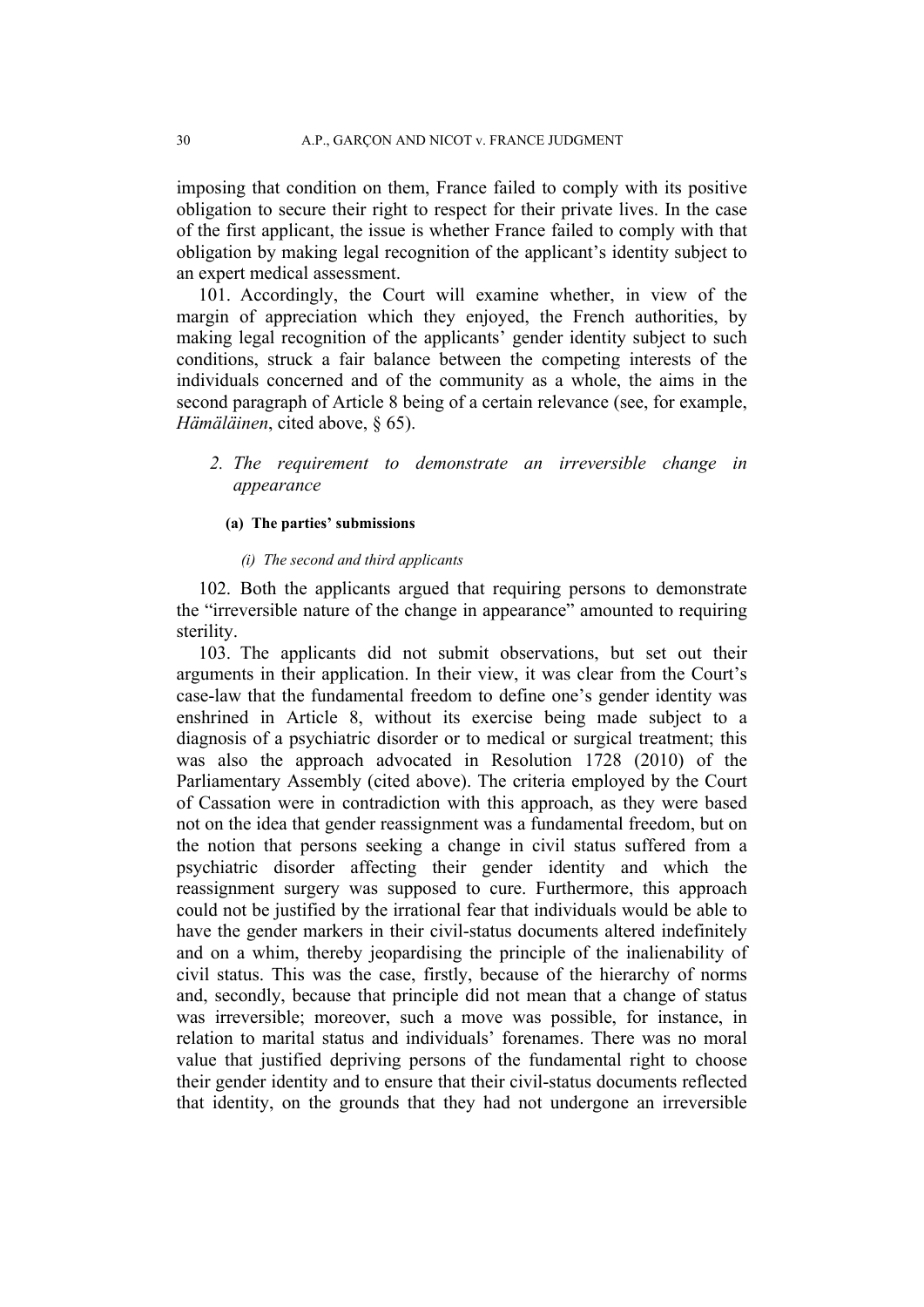imposing that condition on them, France failed to comply with its positive obligation to secure their right to respect for their private lives. In the case of the first applicant, the issue is whether France failed to comply with that obligation by making legal recognition of the applicant's identity subject to an expert medical assessment.

101. Accordingly, the Court will examine whether, in view of the margin of appreciation which they enjoyed, the French authorities, by making legal recognition of the applicants' gender identity subject to such conditions, struck a fair balance between the competing interests of the individuals concerned and of the community as a whole, the aims in the second paragraph of Article 8 being of a certain relevance (see, for example, *Hämäläinen*, cited above, § 65).

### *2. The requirement to demonstrate an irreversible change in appearance*

#### **(a) The parties' submissions**

##### *(i) The second and third applicants*

102. Both the applicants argued that requiring persons to demonstrate the "irreversible nature of the change in appearance" amounted to requiring sterility.

103. The applicants did not submit observations, but set out their arguments in their application. In their view, it was clear from the Court's case-law that the fundamental freedom to define one's gender identity was enshrined in Article 8, without its exercise being made subject to a diagnosis of a psychiatric disorder or to medical or surgical treatment; this was also the approach advocated in Resolution 1728 (2010) of the Parliamentary Assembly (cited above). The criteria employed by the Court of Cassation were in contradiction with this approach, as they were based not on the idea that gender reassignment was a fundamental freedom, but on the notion that persons seeking a change in civil status suffered from a psychiatric disorder affecting their gender identity and which the reassignment surgery was supposed to cure. Furthermore, this approach could not be justified by the irrational fear that individuals would be able to have the gender markers in their civil-status documents altered indefinitely and on a whim, thereby jeopardising the principle of the inalienability of civil status. This was the case, firstly, because of the hierarchy of norms and, secondly, because that principle did not mean that a change of status was irreversible; moreover, such a move was possible, for instance, in relation to marital status and individuals' forenames. There was no moral value that justified depriving persons of the fundamental right to choose their gender identity and to ensure that their civil-status documents reflected that identity, on the grounds that they had not undergone an irreversible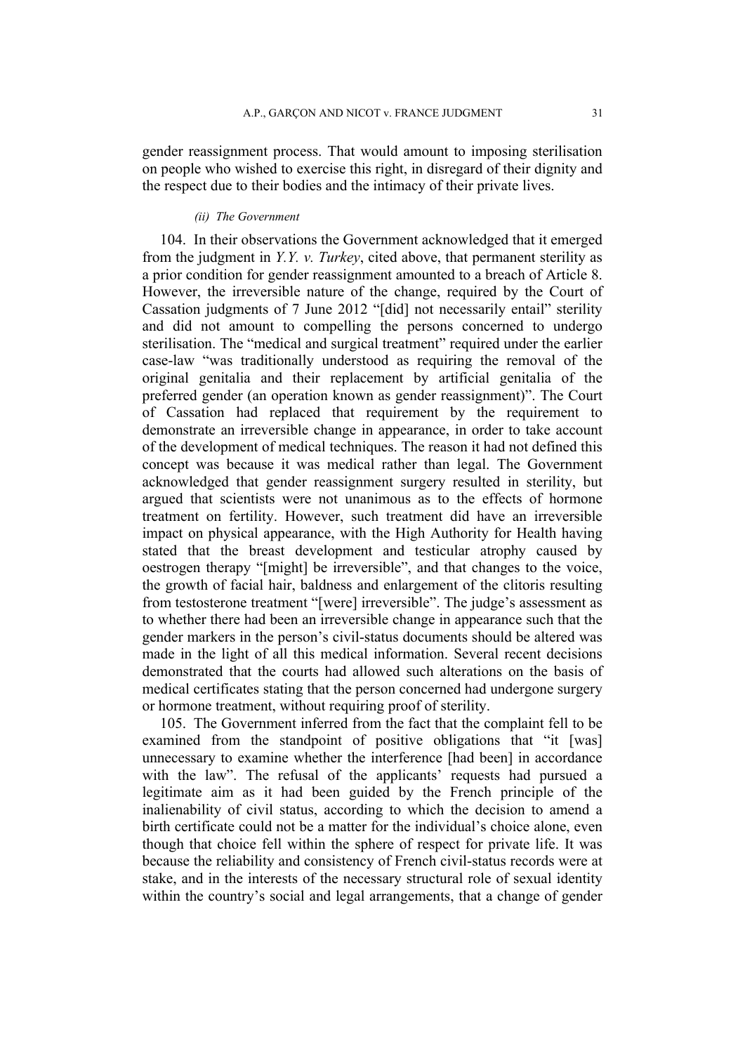gender reassignment process. That would amount to imposing sterilisation on people who wished to exercise this right, in disregard of their dignity and the respect due to their bodies and the intimacy of their private lives.

#### *(ii) The Government*

104. In their observations the Government acknowledged that it emerged from the judgment in *Y.Y. v. Turkey*, cited above, that permanent sterility as a prior condition for gender reassignment amounted to a breach of Article 8. However, the irreversible nature of the change, required by the Court of Cassation judgments of 7 June 2012 "[did] not necessarily entail" sterility and did not amount to compelling the persons concerned to undergo sterilisation. The "medical and surgical treatment" required under the earlier case-law "was traditionally understood as requiring the removal of the original genitalia and their replacement by artificial genitalia of the preferred gender (an operation known as gender reassignment)". The Court of Cassation had replaced that requirement by the requirement to demonstrate an irreversible change in appearance, in order to take account of the development of medical techniques. The reason it had not defined this concept was because it was medical rather than legal. The Government acknowledged that gender reassignment surgery resulted in sterility, but argued that scientists were not unanimous as to the effects of hormone treatment on fertility. However, such treatment did have an irreversible impact on physical appearance, with the High Authority for Health having stated that the breast development and testicular atrophy caused by oestrogen therapy "[might] be irreversible", and that changes to the voice, the growth of facial hair, baldness and enlargement of the clitoris resulting from testosterone treatment "[were] irreversible". The judge's assessment as to whether there had been an irreversible change in appearance such that the gender markers in the person's civil-status documents should be altered was made in the light of all this medical information. Several recent decisions demonstrated that the courts had allowed such alterations on the basis of medical certificates stating that the person concerned had undergone surgery or hormone treatment, without requiring proof of sterility.

105. The Government inferred from the fact that the complaint fell to be examined from the standpoint of positive obligations that "it [was] unnecessary to examine whether the interference [had been] in accordance with the law". The refusal of the applicants' requests had pursued a legitimate aim as it had been guided by the French principle of the inalienability of civil status, according to which the decision to amend a birth certificate could not be a matter for the individual's choice alone, even though that choice fell within the sphere of respect for private life. It was because the reliability and consistency of French civil-status records were at stake, and in the interests of the necessary structural role of sexual identity within the country's social and legal arrangements, that a change of gender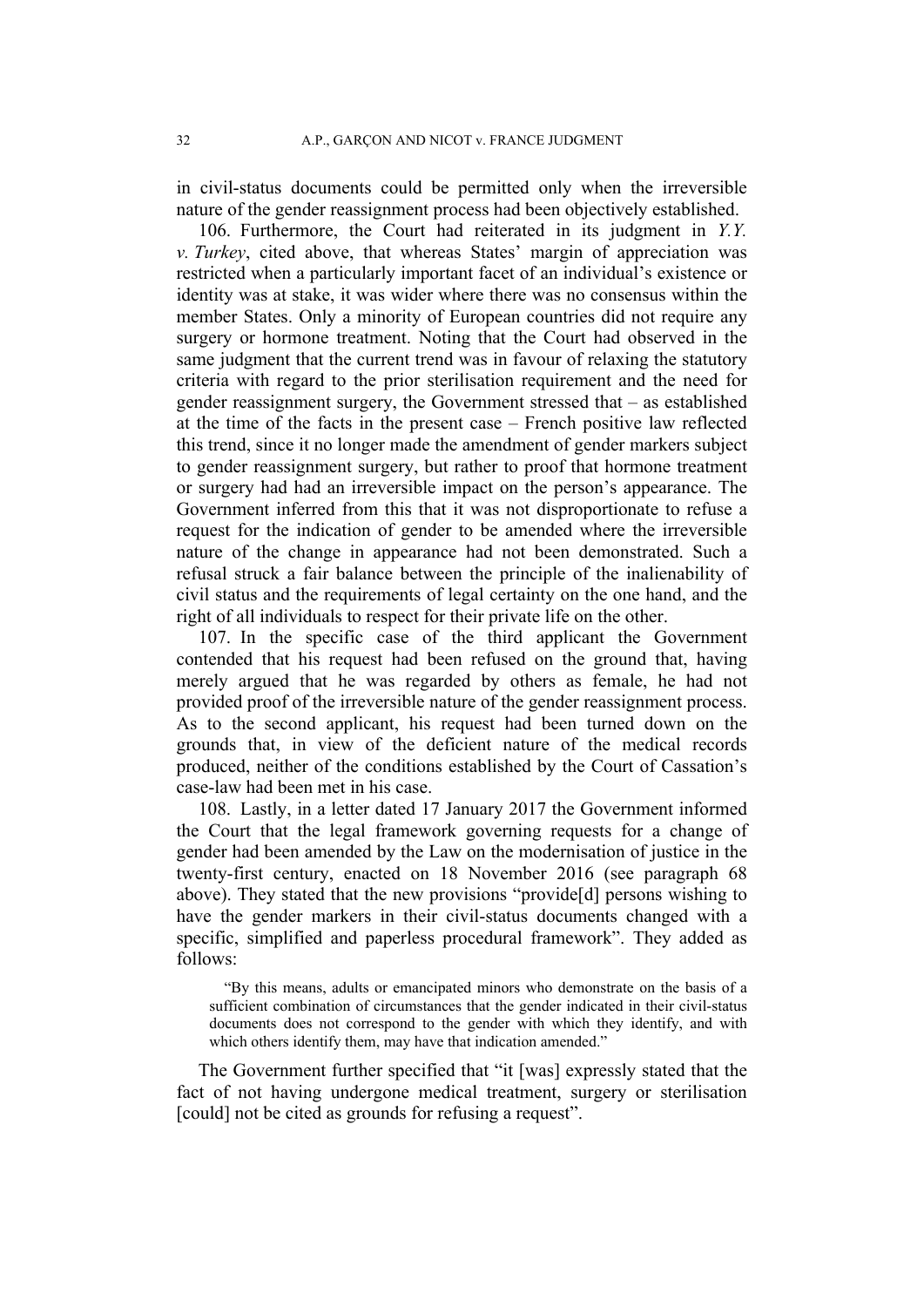in civil-status documents could be permitted only when the irreversible nature of the gender reassignment process had been objectively established.

106. Furthermore, the Court had reiterated in its judgment in *Y.Y. v. Turkey*, cited above, that whereas States' margin of appreciation was restricted when a particularly important facet of an individual's existence or identity was at stake, it was wider where there was no consensus within the member States. Only a minority of European countries did not require any surgery or hormone treatment. Noting that the Court had observed in the same judgment that the current trend was in favour of relaxing the statutory criteria with regard to the prior sterilisation requirement and the need for gender reassignment surgery, the Government stressed that – as established at the time of the facts in the present case – French positive law reflected this trend, since it no longer made the amendment of gender markers subject to gender reassignment surgery, but rather to proof that hormone treatment or surgery had had an irreversible impact on the person's appearance. The Government inferred from this that it was not disproportionate to refuse a request for the indication of gender to be amended where the irreversible nature of the change in appearance had not been demonstrated. Such a refusal struck a fair balance between the principle of the inalienability of civil status and the requirements of legal certainty on the one hand, and the right of all individuals to respect for their private life on the other.

107. In the specific case of the third applicant the Government contended that his request had been refused on the ground that, having merely argued that he was regarded by others as female, he had not provided proof of the irreversible nature of the gender reassignment process. As to the second applicant, his request had been turned down on the grounds that, in view of the deficient nature of the medical records produced, neither of the conditions established by the Court of Cassation's case-law had been met in his case.

108. Lastly, in a letter dated 17 January 2017 the Government informed the Court that the legal framework governing requests for a change of gender had been amended by the Law on the modernisation of justice in the twenty-first century, enacted on 18 November 2016 (see paragraph 68 above). They stated that the new provisions "provide[d] persons wishing to have the gender markers in their civil-status documents changed with a specific, simplified and paperless procedural framework". They added as follows:

> "By this means, adults or emancipated minors who demonstrate on the basis of a sufficient combination of circumstances that the gender indicated in their civil-status documents does not correspond to the gender with which they identify, and with which others identify them, may have that indication amended."

The Government further specified that "it [was] expressly stated that the fact of not having undergone medical treatment, surgery or sterilisation [could] not be cited as grounds for refusing a request".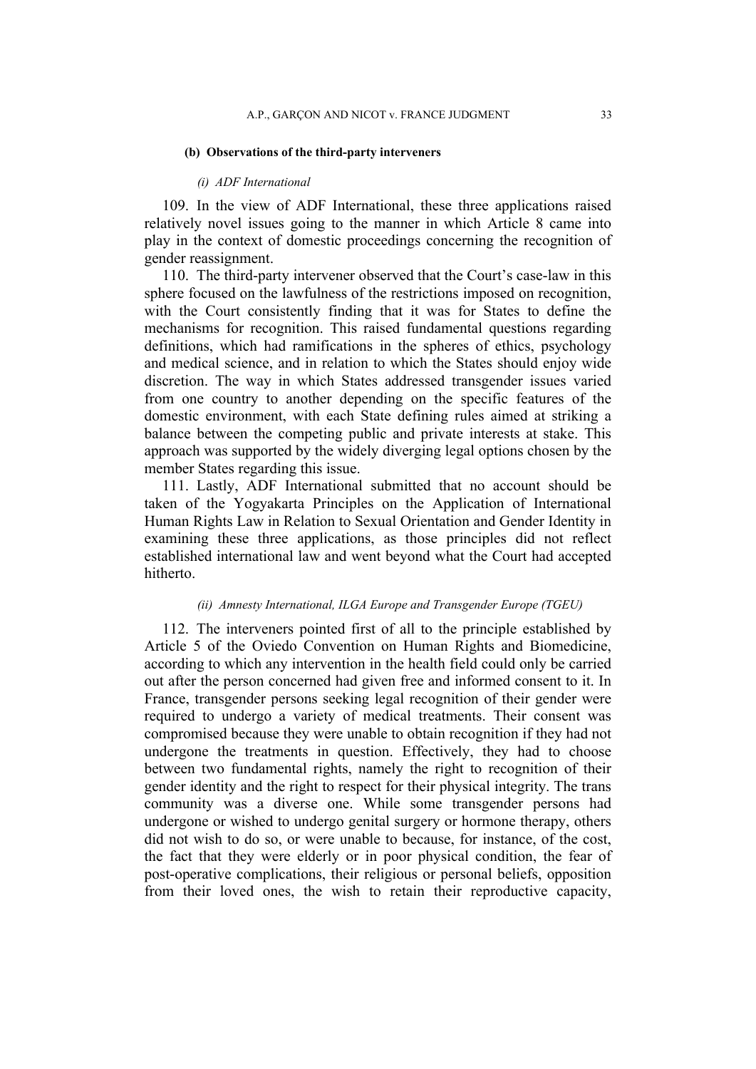#### (b) Observations of the third-party interveners

##### *(i) ADF International*

109. In the view of ADF International, these three applications raised relatively novel issues going to the manner in which Article 8 came into play in the context of domestic proceedings concerning the recognition of gender reassignment.

110. The third-party intervener observed that the Court's case-law in this sphere focused on the lawfulness of the restrictions imposed on recognition, with the Court consistently finding that it was for States to define the mechanisms for recognition. This raised fundamental questions regarding definitions, which had ramifications in the spheres of ethics, psychology and medical science, and in relation to which the States should enjoy wide discretion. The way in which States addressed transgender issues varied from one country to another depending on the specific features of the domestic environment, with each State defining rules aimed at striking a balance between the competing public and private interests at stake. This approach was supported by the widely diverging legal options chosen by the member States regarding this issue.

111. Lastly, ADF International submitted that no account should be taken of the Yogyakarta Principles on the Application of International Human Rights Law in Relation to Sexual Orientation and Gender Identity in examining these three applications, as those principles did not reflect established international law and went beyond what the Court had accepted hitherto.

##### *(ii) Amnesty International, ILGA Europe and Transgender Europe (TGEU)*

112. The interveners pointed first of all to the principle established by Article 5 of the Oviedo Convention on Human Rights and Biomedicine, according to which any intervention in the health field could only be carried out after the person concerned had given free and informed consent to it. In France, transgender persons seeking legal recognition of their gender were required to undergo a variety of medical treatments. Their consent was compromised because they were unable to obtain recognition if they had not undergone the treatments in question. Effectively, they had to choose between two fundamental rights, namely the right to recognition of their gender identity and the right to respect for their physical integrity. The trans community was a diverse one. While some transgender persons had undergone or wished to undergo genital surgery or hormone therapy, others did not wish to do so, or were unable to because, for instance, of the cost, the fact that they were elderly or in poor physical condition, the fear of post-operative complications, their religious or personal beliefs, opposition from their loved ones, the wish to retain their reproductive capacity,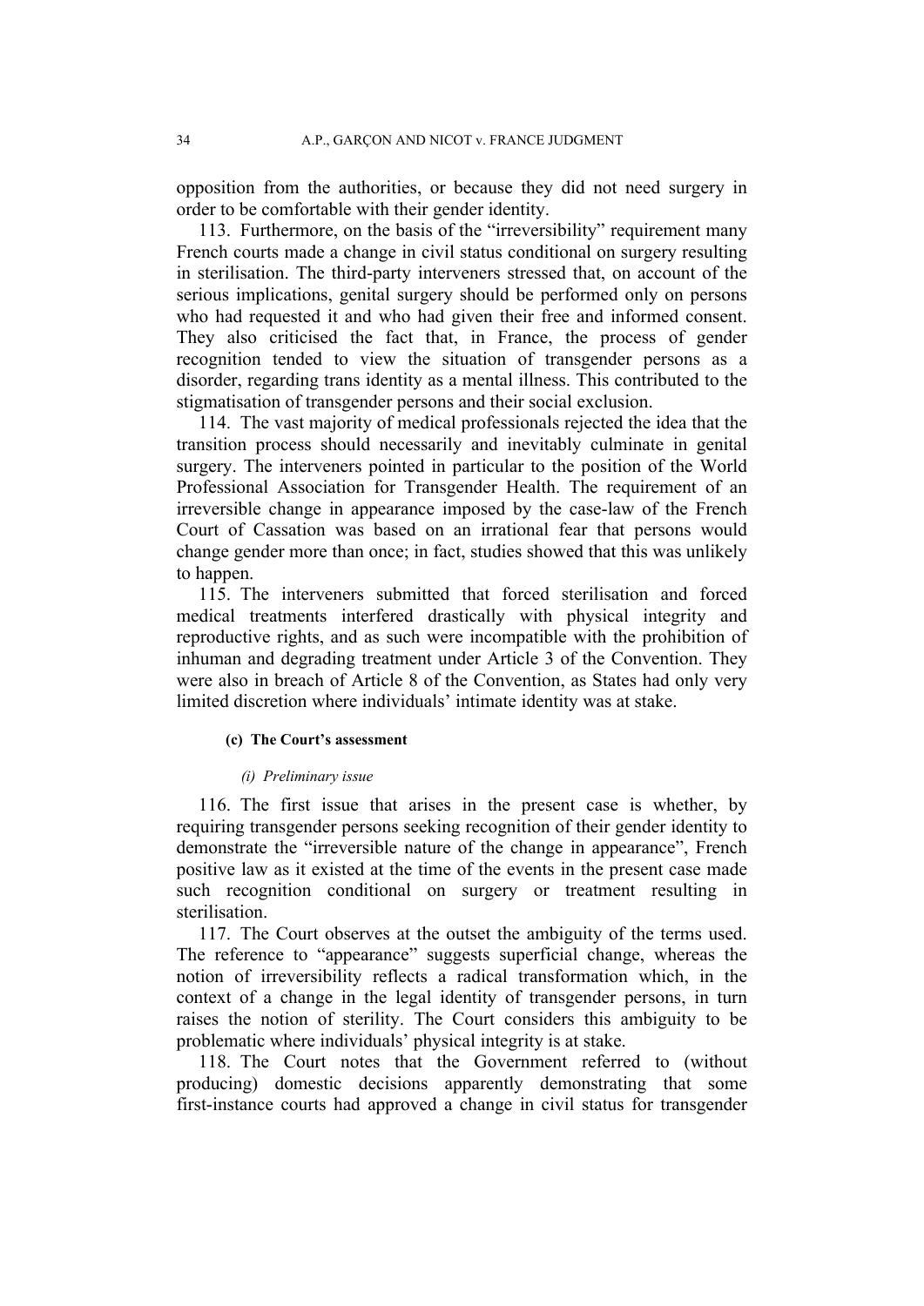opposition from the authorities, or because they did not need surgery in order to be comfortable with their gender identity.

113. Furthermore, on the basis of the "irreversibility" requirement many French courts made a change in civil status conditional on surgery resulting in sterilisation. The third-party interveners stressed that, on account of the serious implications, genital surgery should be performed only on persons who had requested it and who had given their free and informed consent. They also criticised the fact that, in France, the process of gender recognition tended to view the situation of transgender persons as a disorder, regarding trans identity as a mental illness. This contributed to the stigmatisation of transgender persons and their social exclusion.

114. The vast majority of medical professionals rejected the idea that the transition process should necessarily and inevitably culminate in genital surgery. The interveners pointed in particular to the position of the World Professional Association for Transgender Health. The requirement of an irreversible change in appearance imposed by the case-law of the French Court of Cassation was based on an irrational fear that persons would change gender more than once; in fact, studies showed that this was unlikely to happen.

115. The interveners submitted that forced sterilisation and forced medical treatments interfered drastically with physical integrity and reproductive rights, and as such were incompatible with the prohibition of inhuman and degrading treatment under Article 3 of the Convention. They were also in breach of Article 8 of the Convention, as States had only very limited discretion where individuals' intimate identity was at stake.

#### (c) The Court's assessment

##### *(i) Preliminary issue*

116. The first issue that arises in the present case is whether, by requiring transgender persons seeking recognition of their gender identity to demonstrate the "irreversible nature of the change in appearance", French positive law as it existed at the time of the events in the present case made such recognition conditional on surgery or treatment resulting in sterilisation.

117. The Court observes at the outset the ambiguity of the terms used. The reference to "appearance" suggests superficial change, whereas the notion of irreversibility reflects a radical transformation which, in the context of a change in the legal identity of transgender persons, in turn raises the notion of sterility. The Court considers this ambiguity to be problematic where individuals' physical integrity is at stake.

118. The Court notes that the Government referred to (without producing) domestic decisions apparently demonstrating that some first-instance courts had approved a change in civil status for transgender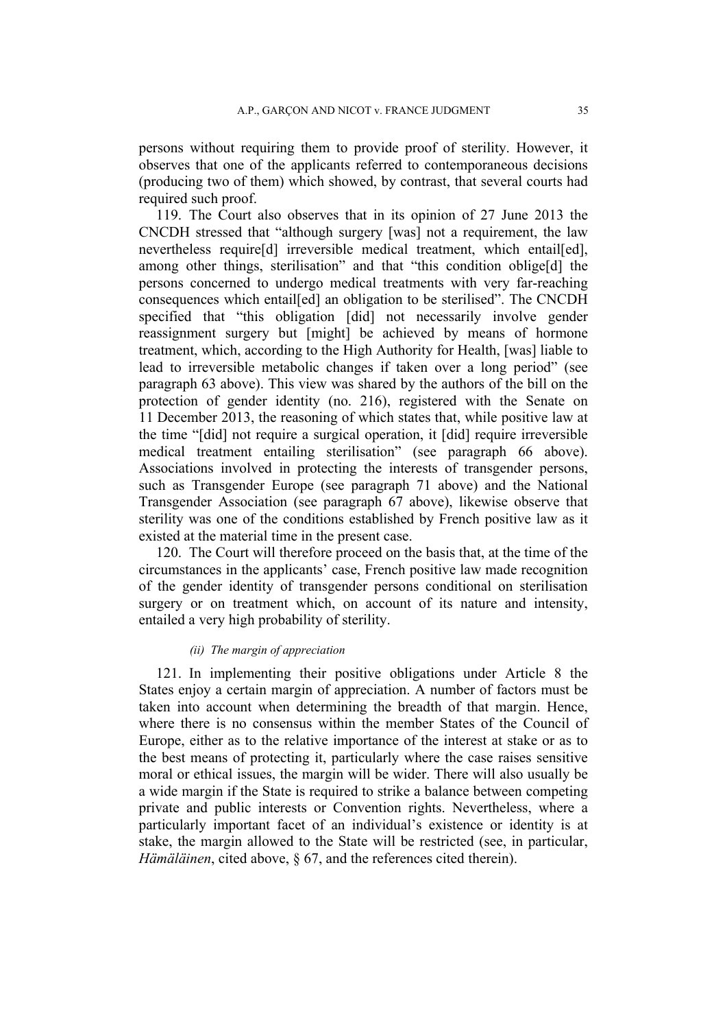persons without requiring them to provide proof of sterility. However, it observes that one of the applicants referred to contemporaneous decisions (producing two of them) which showed, by contrast, that several courts had required such proof.

119. The Court also observes that in its opinion of 27 June 2013 the CNCDH stressed that "although surgery [was] not a requirement, the law nevertheless require[d] irreversible medical treatment, which entail[ed], among other things, sterilisation" and that "this condition oblige[d] the persons concerned to undergo medical treatments with very far-reaching consequences which entail[ed] an obligation to be sterilised". The CNCDH specified that "this obligation [did] not necessarily involve gender reassignment surgery but [might] be achieved by means of hormone treatment, which, according to the High Authority for Health, [was] liable to lead to irreversible metabolic changes if taken over a long period" (see paragraph 63 above). This view was shared by the authors of the bill on the protection of gender identity (no. 216), registered with the Senate on 11 December 2013, the reasoning of which states that, while positive law at the time "[did] not require a surgical operation, it [did] require irreversible medical treatment entailing sterilisation" (see paragraph 66 above). Associations involved in protecting the interests of transgender persons, such as Transgender Europe (see paragraph 71 above) and the National Transgender Association (see paragraph 67 above), likewise observe that sterility was one of the conditions established by French positive law as it existed at the material time in the present case.

120. The Court will therefore proceed on the basis that, at the time of the circumstances in the applicants' case, French positive law made recognition of the gender identity of transgender persons conditional on sterilisation surgery or on treatment which, on account of its nature and intensity, entailed a very high probability of sterility.

*(ii) The margin of appreciation*

121. In implementing their positive obligations under Article 8 the States enjoy a certain margin of appreciation. A number of factors must be taken into account when determining the breadth of that margin. Hence, where there is no consensus within the member States of the Council of Europe, either as to the relative importance of the interest at stake or as to the best means of protecting it, particularly where the case raises sensitive moral or ethical issues, the margin will be wider. There will also usually be a wide margin if the State is required to strike a balance between competing private and public interests or Convention rights. Nevertheless, where a particularly important facet of an individual's existence or identity is at stake, the margin allowed to the State will be restricted (see, in particular, *Hämäläinen*, cited above, § 67, and the references cited therein).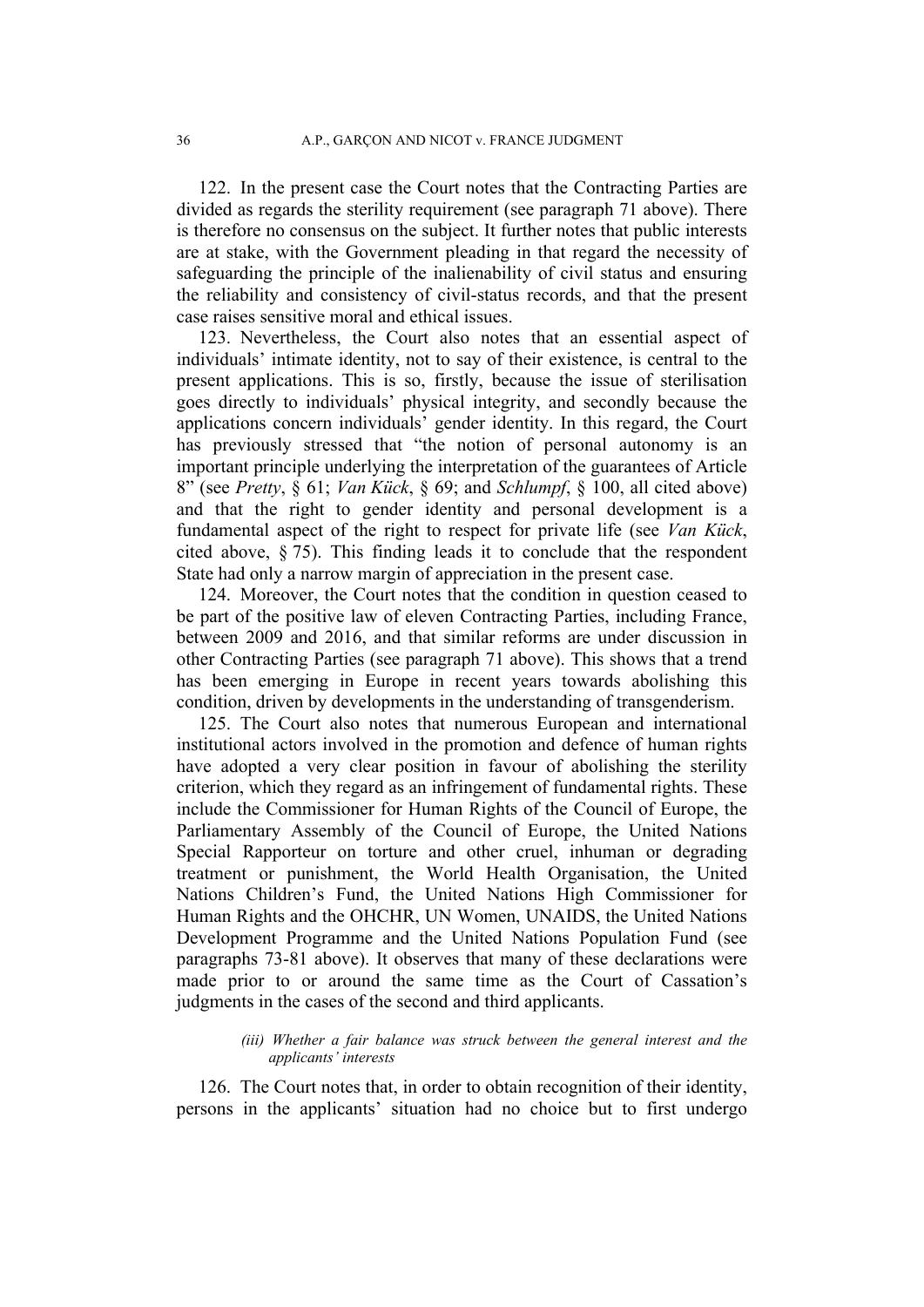122. In the present case the Court notes that the Contracting Parties are divided as regards the sterility requirement (see paragraph 71 above). There is therefore no consensus on the subject. It further notes that public interests are at stake, with the Government pleading in that regard the necessity of safeguarding the principle of the inalienability of civil status and ensuring the reliability and consistency of civil-status records, and that the present case raises sensitive moral and ethical issues.

123. Nevertheless, the Court also notes that an essential aspect of individuals' intimate identity, not to say of their existence, is central to the present applications. This is so, firstly, because the issue of sterilisation goes directly to individuals' physical integrity, and secondly because the applications concern individuals' gender identity. In this regard, the Court has previously stressed that "the notion of personal autonomy is an important principle underlying the interpretation of the guarantees of Article 8" (see *Pretty*, § 61; *Van Kück*, § 69; and *Schlumpf*, § 100, all cited above) and that the right to gender identity and personal development is a fundamental aspect of the right to respect for private life (see *Van Kück*, cited above, § 75). This finding leads it to conclude that the respondent State had only a narrow margin of appreciation in the present case.

124. Moreover, the Court notes that the condition in question ceased to be part of the positive law of eleven Contracting Parties, including France, between 2009 and 2016, and that similar reforms are under discussion in other Contracting Parties (see paragraph 71 above). This shows that a trend has been emerging in Europe in recent years towards abolishing this condition, driven by developments in the understanding of transgenderism.

125. The Court also notes that numerous European and international institutional actors involved in the promotion and defence of human rights have adopted a very clear position in favour of abolishing the sterility criterion, which they regard as an infringement of fundamental rights. These include the Commissioner for Human Rights of the Council of Europe, the Parliamentary Assembly of the Council of Europe, the United Nations Special Rapporteur on torture and other cruel, inhuman or degrading treatment or punishment, the World Health Organisation, the United Nations Children's Fund, the United Nations High Commissioner for Human Rights and the OHCHR, UN Women, UNAIDS, the United Nations Development Programme and the United Nations Population Fund (see paragraphs 73-81 above). It observes that many of these declarations were made prior to or around the same time as the Court of Cassation's judgments in the cases of the second and third applicants.

*(iii) Whether a fair balance was struck between the general interest and the applicants' interests*

126. The Court notes that, in order to obtain recognition of their identity, persons in the applicants' situation had no choice but to first undergo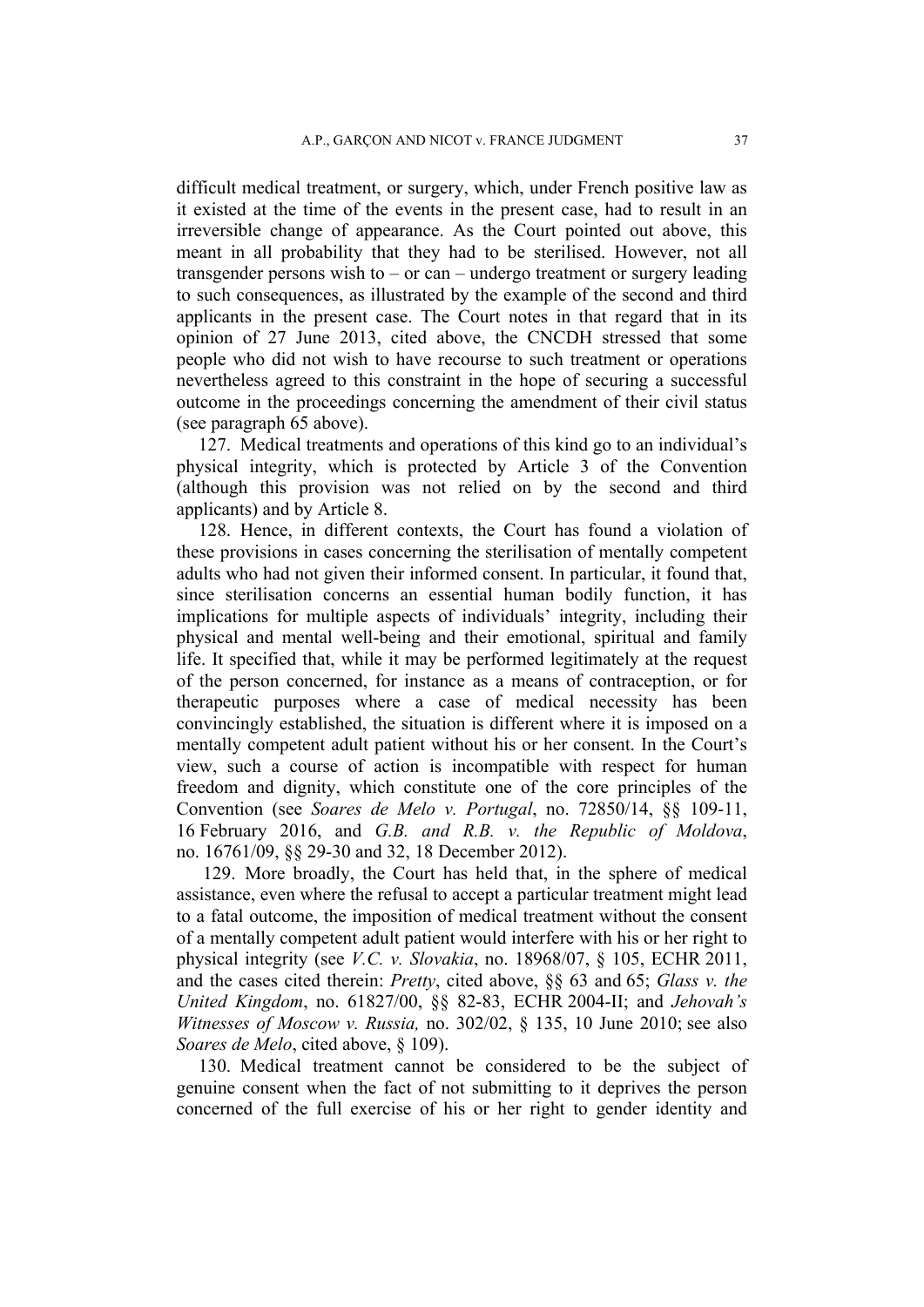difficult medical treatment, or surgery, which, under French positive law as it existed at the time of the events in the present case, had to result in an irreversible change of appearance. As the Court pointed out above, this meant in all probability that they had to be sterilised. However, not all transgender persons wish to – or can – undergo treatment or surgery leading to such consequences, as illustrated by the example of the second and third applicants in the present case. The Court notes in that regard that in its opinion of 27 June 2013, cited above, the CNCDH stressed that some people who did not wish to have recourse to such treatment or operations nevertheless agreed to this constraint in the hope of securing a successful outcome in the proceedings concerning the amendment of their civil status (see paragraph 65 above).

127. Medical treatments and operations of this kind go to an individual's physical integrity, which is protected by Article 3 of the Convention (although this provision was not relied on by the second and third applicants) and by Article 8.

128. Hence, in different contexts, the Court has found a violation of these provisions in cases concerning the sterilisation of mentally competent adults who had not given their informed consent. In particular, it found that, since sterilisation concerns an essential human bodily function, it has implications for multiple aspects of individuals' integrity, including their physical and mental well-being and their emotional, spiritual and family life. It specified that, while it may be performed legitimately at the request of the person concerned, for instance as a means of contraception, or for therapeutic purposes where a case of medical necessity has been convincingly established, the situation is different where it is imposed on a mentally competent adult patient without his or her consent. In the Court's view, such a course of action is incompatible with respect for human freedom and dignity, which constitute one of the core principles of the Convention (see *Soares de Melo v. Portugal*, no. 72850/14, §§ 109-11, 16 February 2016, and *G.B. and R.B. v. the Republic of Moldova*, no. 16761/09, §§ 29-30 and 32, 18 December 2012).

129. More broadly, the Court has held that, in the sphere of medical assistance, even where the refusal to accept a particular treatment might lead to a fatal outcome, the imposition of medical treatment without the consent of a mentally competent adult patient would interfere with his or her right to physical integrity (see *V.C. v. Slovakia*, no. 18968/07, § 105, ECHR 2011, and the cases cited therein: *Pretty*, cited above, §§ 63 and 65; *Glass v. the United Kingdom*, no. 61827/00, §§ 82-83, ECHR 2004-II; and *Jehovah's Witnesses of Moscow v. Russia,* no. 302/02, § 135, 10 June 2010; see also *Soares de Melo*, cited above, § 109).

130. Medical treatment cannot be considered to be the subject of genuine consent when the fact of not submitting to it deprives the person concerned of the full exercise of his or her right to gender identity and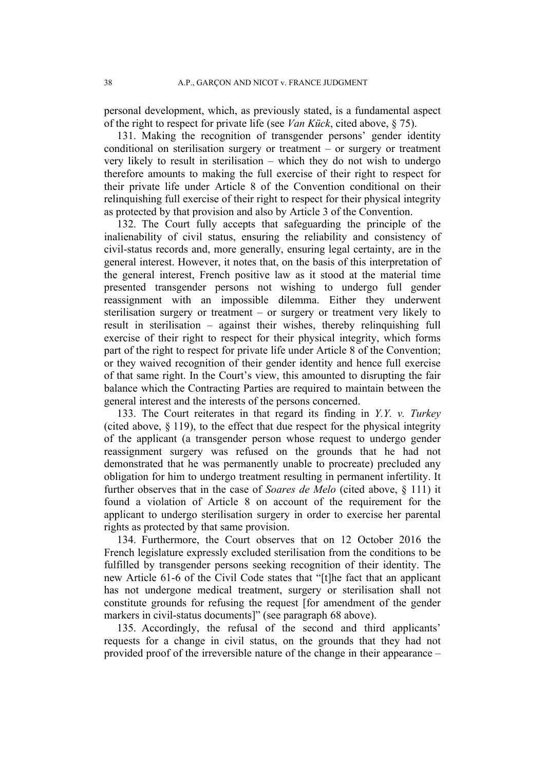personal development, which, as previously stated, is a fundamental aspect of the right to respect for private life (see *Van Kück*, cited above, § 75).

131. Making the recognition of transgender persons' gender identity conditional on sterilisation surgery or treatment – or surgery or treatment very likely to result in sterilisation – which they do not wish to undergo therefore amounts to making the full exercise of their right to respect for their private life under Article 8 of the Convention conditional on their relinquishing full exercise of their right to respect for their physical integrity as protected by that provision and also by Article 3 of the Convention.

132. The Court fully accepts that safeguarding the principle of the inalienability of civil status, ensuring the reliability and consistency of civil-status records and, more generally, ensuring legal certainty, are in the general interest. However, it notes that, on the basis of this interpretation of the general interest, French positive law as it stood at the material time presented transgender persons not wishing to undergo full gender reassignment with an impossible dilemma. Either they underwent sterilisation surgery or treatment – or surgery or treatment very likely to result in sterilisation – against their wishes, thereby relinquishing full exercise of their right to respect for their physical integrity, which forms part of the right to respect for private life under Article 8 of the Convention; or they waived recognition of their gender identity and hence full exercise of that same right. In the Court's view, this amounted to disrupting the fair balance which the Contracting Parties are required to maintain between the general interest and the interests of the persons concerned.

133. The Court reiterates in that regard its finding in *Y.Y. v. Turkey* (cited above, § 119), to the effect that due respect for the physical integrity of the applicant (a transgender person whose request to undergo gender reassignment surgery was refused on the grounds that he had not demonstrated that he was permanently unable to procreate) precluded any obligation for him to undergo treatment resulting in permanent infertility. It further observes that in the case of *Soares de Melo* (cited above, § 111) it found a violation of Article 8 on account of the requirement for the applicant to undergo sterilisation surgery in order to exercise her parental rights as protected by that same provision.

134. Furthermore, the Court observes that on 12 October 2016 the French legislature expressly excluded sterilisation from the conditions to be fulfilled by transgender persons seeking recognition of their identity. The new Article 61-6 of the Civil Code states that "[t]he fact that an applicant has not undergone medical treatment, surgery or sterilisation shall not constitute grounds for refusing the request [for amendment of the gender markers in civil-status documents]" (see paragraph 68 above).

135. Accordingly, the refusal of the second and third applicants' requests for a change in civil status, on the grounds that they had not provided proof of the irreversible nature of the change in their appearance –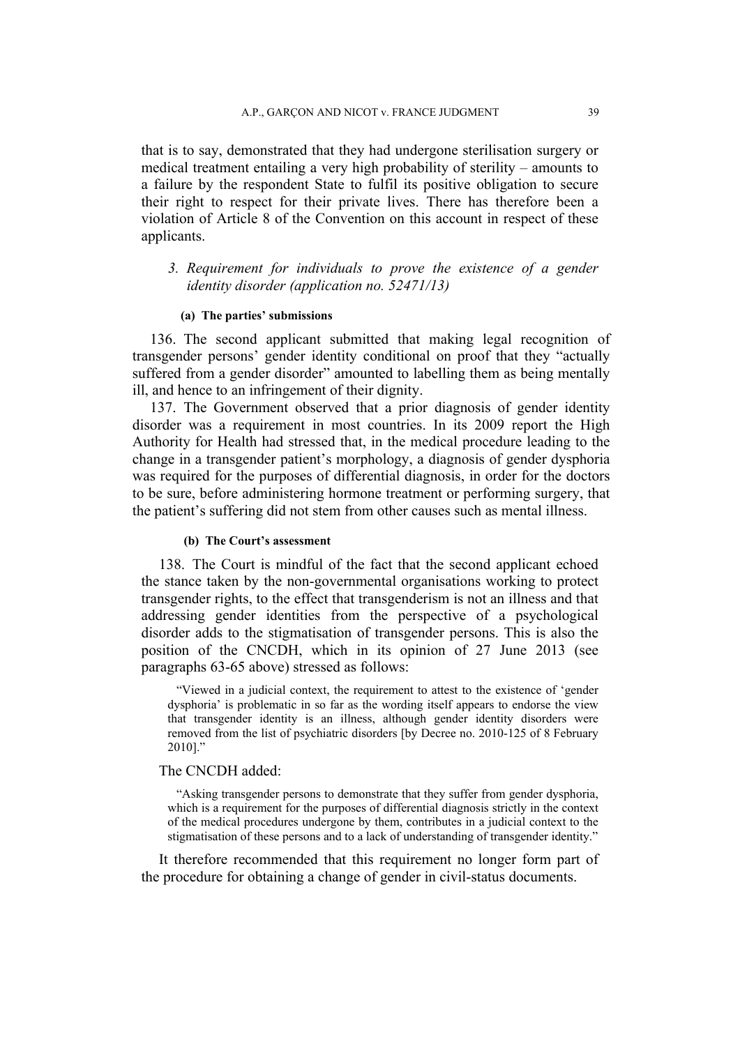that is to say, demonstrated that they had undergone sterilisation surgery or medical treatment entailing a very high probability of sterility – amounts to a failure by the respondent State to fulfil its positive obligation to secure their right to respect for their private lives. There has therefore been a violation of Article 8 of the Convention on this account in respect of these applicants.

### *3. Requirement for individuals to prove the existence of a gender identity disorder (application no. 52471/13)*

#### (a) The parties' submissions

136. The second applicant submitted that making legal recognition of transgender persons' gender identity conditional on proof that they "actually suffered from a gender disorder" amounted to labelling them as being mentally ill, and hence to an infringement of their dignity.

137. The Government observed that a prior diagnosis of gender identity disorder was a requirement in most countries. In its 2009 report the High Authority for Health had stressed that, in the medical procedure leading to the change in a transgender patient's morphology, a diagnosis of gender dysphoria was required for the purposes of differential diagnosis, in order for the doctors to be sure, before administering hormone treatment or performing surgery, that the patient's suffering did not stem from other causes such as mental illness.

#### (b) The Court's assessment

138. The Court is mindful of the fact that the second applicant echoed the stance taken by the non-governmental organisations working to protect transgender rights, to the effect that transgenderism is not an illness and that addressing gender identities from the perspective of a psychological disorder adds to the stigmatisation of transgender persons. This is also the position of the CNCDH, which in its opinion of 27 June 2013 (see paragraphs 63-65 above) stressed as follows:

> "Viewed in a judicial context, the requirement to attest to the existence of 'gender dysphoria' is problematic in so far as the wording itself appears to endorse the view that transgender identity is an illness, although gender identity disorders were removed from the list of psychiatric disorders [by Decree no. 2010-125 of 8 February 2010]."

The CNCDH added:

> "Asking transgender persons to demonstrate that they suffer from gender dysphoria, which is a requirement for the purposes of differential diagnosis strictly in the context of the medical procedures undergone by them, contributes in a judicial context to the stigmatisation of these persons and to a lack of understanding of transgender identity."

It therefore recommended that this requirement no longer form part of the procedure for obtaining a change of gender in civil-status documents.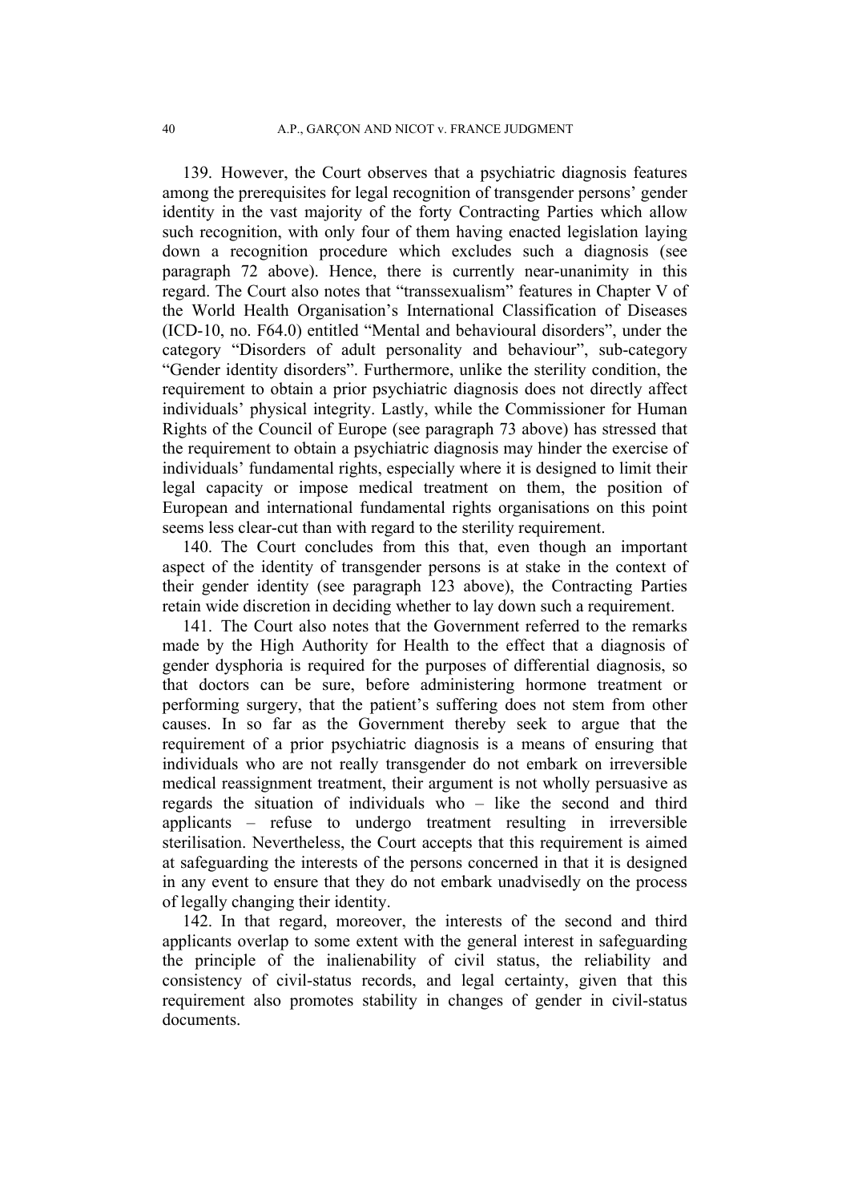139. However, the Court observes that a psychiatric diagnosis features among the prerequisites for legal recognition of transgender persons' gender identity in the vast majority of the forty Contracting Parties which allow such recognition, with only four of them having enacted legislation laying down a recognition procedure which excludes such a diagnosis (see paragraph 72 above). Hence, there is currently near-unanimity in this regard. The Court also notes that "transsexualism" features in Chapter V of the World Health Organisation's International Classification of Diseases (ICD-10, no. F64.0) entitled "Mental and behavioural disorders", under the category "Disorders of adult personality and behaviour", sub-category "Gender identity disorders". Furthermore, unlike the sterility condition, the requirement to obtain a prior psychiatric diagnosis does not directly affect individuals' physical integrity. Lastly, while the Commissioner for Human Rights of the Council of Europe (see paragraph 73 above) has stressed that the requirement to obtain a psychiatric diagnosis may hinder the exercise of individuals' fundamental rights, especially where it is designed to limit their legal capacity or impose medical treatment on them, the position of European and international fundamental rights organisations on this point seems less clear-cut than with regard to the sterility requirement.

140. The Court concludes from this that, even though an important aspect of the identity of transgender persons is at stake in the context of their gender identity (see paragraph 123 above), the Contracting Parties retain wide discretion in deciding whether to lay down such a requirement.

141. The Court also notes that the Government referred to the remarks made by the High Authority for Health to the effect that a diagnosis of gender dysphoria is required for the purposes of differential diagnosis, so that doctors can be sure, before administering hormone treatment or performing surgery, that the patient's suffering does not stem from other causes. In so far as the Government thereby seek to argue that the requirement of a prior psychiatric diagnosis is a means of ensuring that individuals who are not really transgender do not embark on irreversible medical reassignment treatment, their argument is not wholly persuasive as regards the situation of individuals who – like the second and third applicants – refuse to undergo treatment resulting in irreversible sterilisation. Nevertheless, the Court accepts that this requirement is aimed at safeguarding the interests of the persons concerned in that it is designed in any event to ensure that they do not embark unadvisedly on the process of legally changing their identity.

142. In that regard, moreover, the interests of the second and third applicants overlap to some extent with the general interest in safeguarding the principle of the inalienability of civil status, the reliability and consistency of civil-status records, and legal certainty, given that this requirement also promotes stability in changes of gender in civil-status documents.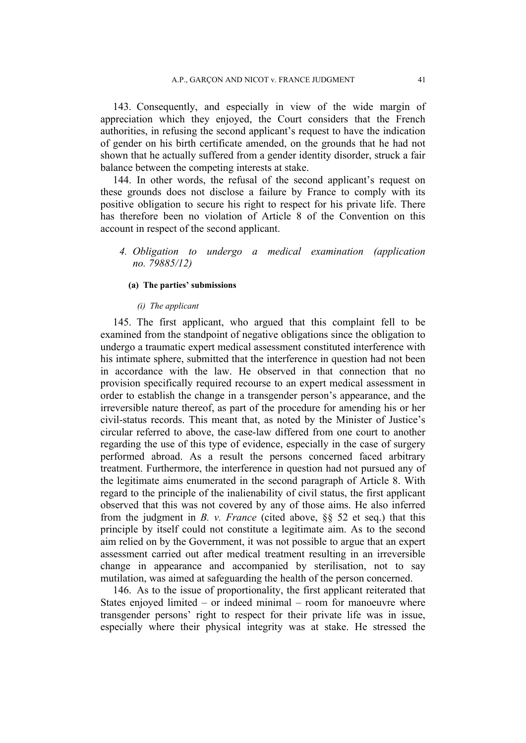143. Consequently, and especially in view of the wide margin of appreciation which they enjoyed, the Court considers that the French authorities, in refusing the second applicant's request to have the indication of gender on his birth certificate amended, on the grounds that he had not shown that he actually suffered from a gender identity disorder, struck a fair balance between the competing interests at stake.

144. In other words, the refusal of the second applicant's request on these grounds does not disclose a failure by France to comply with its positive obligation to secure his right to respect for his private life. There has therefore been no violation of Article 8 of the Convention on this account in respect of the second applicant.

### *4. Obligation to undergo a medical examination (application no. 79885/12)*

#### (a) The parties' submissions

##### *(i) The applicant*

145. The first applicant, who argued that this complaint fell to be examined from the standpoint of negative obligations since the obligation to undergo a traumatic expert medical assessment constituted interference with his intimate sphere, submitted that the interference in question had not been in accordance with the law. He observed in that connection that no provision specifically required recourse to an expert medical assessment in order to establish the change in a transgender person's appearance, and the irreversible nature thereof, as part of the procedure for amending his or her civil-status records. This meant that, as noted by the Minister of Justice's circular referred to above, the case-law differed from one court to another regarding the use of this type of evidence, especially in the case of surgery performed abroad. As a result the persons concerned faced arbitrary treatment. Furthermore, the interference in question had not pursued any of the legitimate aims enumerated in the second paragraph of Article 8. With regard to the principle of the inalienability of civil status, the first applicant observed that this was not covered by any of those aims. He also inferred from the judgment in *B. v. France* (cited above, §§ 52 et seq.) that this principle by itself could not constitute a legitimate aim. As to the second aim relied on by the Government, it was not possible to argue that an expert assessment carried out after medical treatment resulting in an irreversible change in appearance and accompanied by sterilisation, not to say mutilation, was aimed at safeguarding the health of the person concerned.

146. As to the issue of proportionality, the first applicant reiterated that States enjoyed limited – or indeed minimal – room for manoeuvre where transgender persons' right to respect for their private life was in issue, especially where their physical integrity was at stake. He stressed the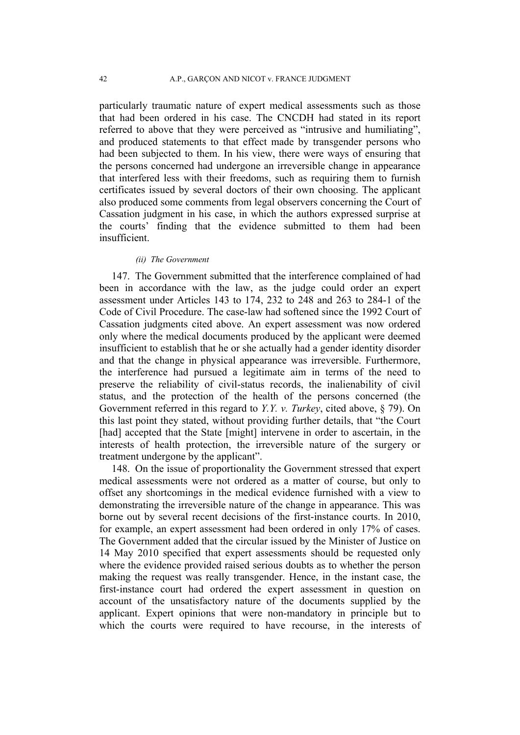particularly traumatic nature of expert medical assessments such as those that had been ordered in his case. The CNCDH had stated in its report referred to above that they were perceived as "intrusive and humiliating", and produced statements to that effect made by transgender persons who had been subjected to them. In his view, there were ways of ensuring that the persons concerned had undergone an irreversible change in appearance that interfered less with their freedoms, such as requiring them to furnish certificates issued by several doctors of their own choosing. The applicant also produced some comments from legal observers concerning the Court of Cassation judgment in his case, in which the authors expressed surprise at the courts' finding that the evidence submitted to them had been insufficient.

*(ii) The Government*

147. The Government submitted that the interference complained of had been in accordance with the law, as the judge could order an expert assessment under Articles 143 to 174, 232 to 248 and 263 to 284-1 of the Code of Civil Procedure. The case-law had softened since the 1992 Court of Cassation judgments cited above. An expert assessment was now ordered only where the medical documents produced by the applicant were deemed insufficient to establish that he or she actually had a gender identity disorder and that the change in physical appearance was irreversible. Furthermore, the interference had pursued a legitimate aim in terms of the need to preserve the reliability of civil-status records, the inalienability of civil status, and the protection of the health of the persons concerned (the Government referred in this regard to *Y.Y. v. Turkey*, cited above, § 79). On this last point they stated, without providing further details, that "the Court [had] accepted that the State [might] intervene in order to ascertain, in the interests of health protection, the irreversible nature of the surgery or treatment undergone by the applicant".

148. On the issue of proportionality the Government stressed that expert medical assessments were not ordered as a matter of course, but only to offset any shortcomings in the medical evidence furnished with a view to demonstrating the irreversible nature of the change in appearance. This was borne out by several recent decisions of the first-instance courts. In 2010, for example, an expert assessment had been ordered in only 17% of cases. The Government added that the circular issued by the Minister of Justice on 14 May 2010 specified that expert assessments should be requested only where the evidence provided raised serious doubts as to whether the person making the request was really transgender. Hence, in the instant case, the first-instance court had ordered the expert assessment in question on account of the unsatisfactory nature of the documents supplied by the applicant. Expert opinions that were non-mandatory in principle but to which the courts were required to have recourse, in the interests of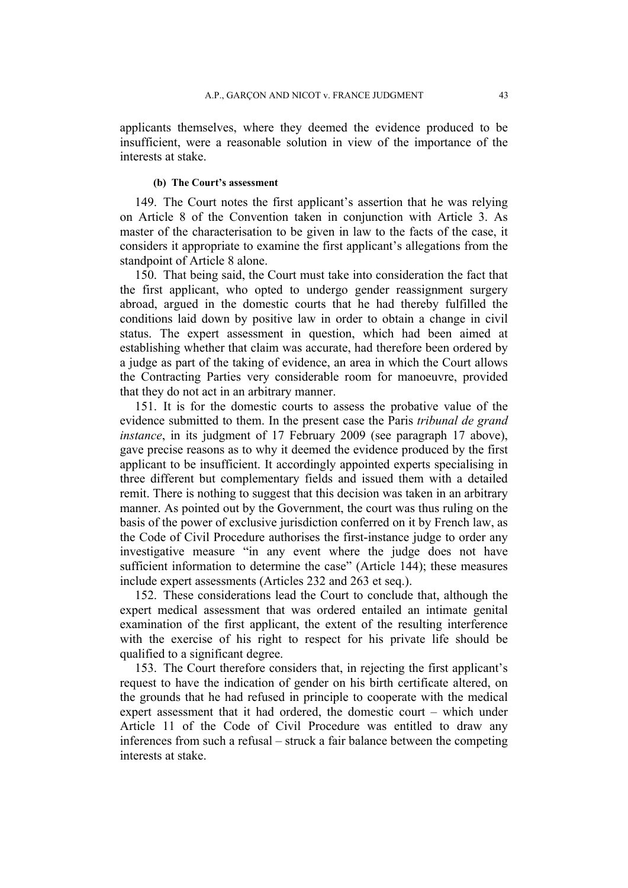applicants themselves, where they deemed the evidence produced to be insufficient, were a reasonable solution in view of the importance of the interests at stake.

#### (b) The Court's assessment

149. The Court notes the first applicant's assertion that he was relying on Article 8 of the Convention taken in conjunction with Article 3. As master of the characterisation to be given in law to the facts of the case, it considers it appropriate to examine the first applicant's allegations from the standpoint of Article 8 alone.

150. That being said, the Court must take into consideration the fact that the first applicant, who opted to undergo gender reassignment surgery abroad, argued in the domestic courts that he had thereby fulfilled the conditions laid down by positive law in order to obtain a change in civil status. The expert assessment in question, which had been aimed at establishing whether that claim was accurate, had therefore been ordered by a judge as part of the taking of evidence, an area in which the Court allows the Contracting Parties very considerable room for manoeuvre, provided that they do not act in an arbitrary manner.

151. It is for the domestic courts to assess the probative value of the evidence submitted to them. In the present case the Paris *tribunal de grand instance*, in its judgment of 17 February 2009 (see paragraph 17 above), gave precise reasons as to why it deemed the evidence produced by the first applicant to be insufficient. It accordingly appointed experts specialising in three different but complementary fields and issued them with a detailed remit. There is nothing to suggest that this decision was taken in an arbitrary manner. As pointed out by the Government, the court was thus ruling on the basis of the power of exclusive jurisdiction conferred on it by French law, as the Code of Civil Procedure authorises the first-instance judge to order any investigative measure "in any event where the judge does not have sufficient information to determine the case" (Article 144); these measures include expert assessments (Articles 232 and 263 et seq.).

152. These considerations lead the Court to conclude that, although the expert medical assessment that was ordered entailed an intimate genital examination of the first applicant, the extent of the resulting interference with the exercise of his right to respect for his private life should be qualified to a significant degree.

153. The Court therefore considers that, in rejecting the first applicant's request to have the indication of gender on his birth certificate altered, on the grounds that he had refused in principle to cooperate with the medical expert assessment that it had ordered, the domestic court – which under Article 11 of the Code of Civil Procedure was entitled to draw any inferences from such a refusal – struck a fair balance between the competing interests at stake.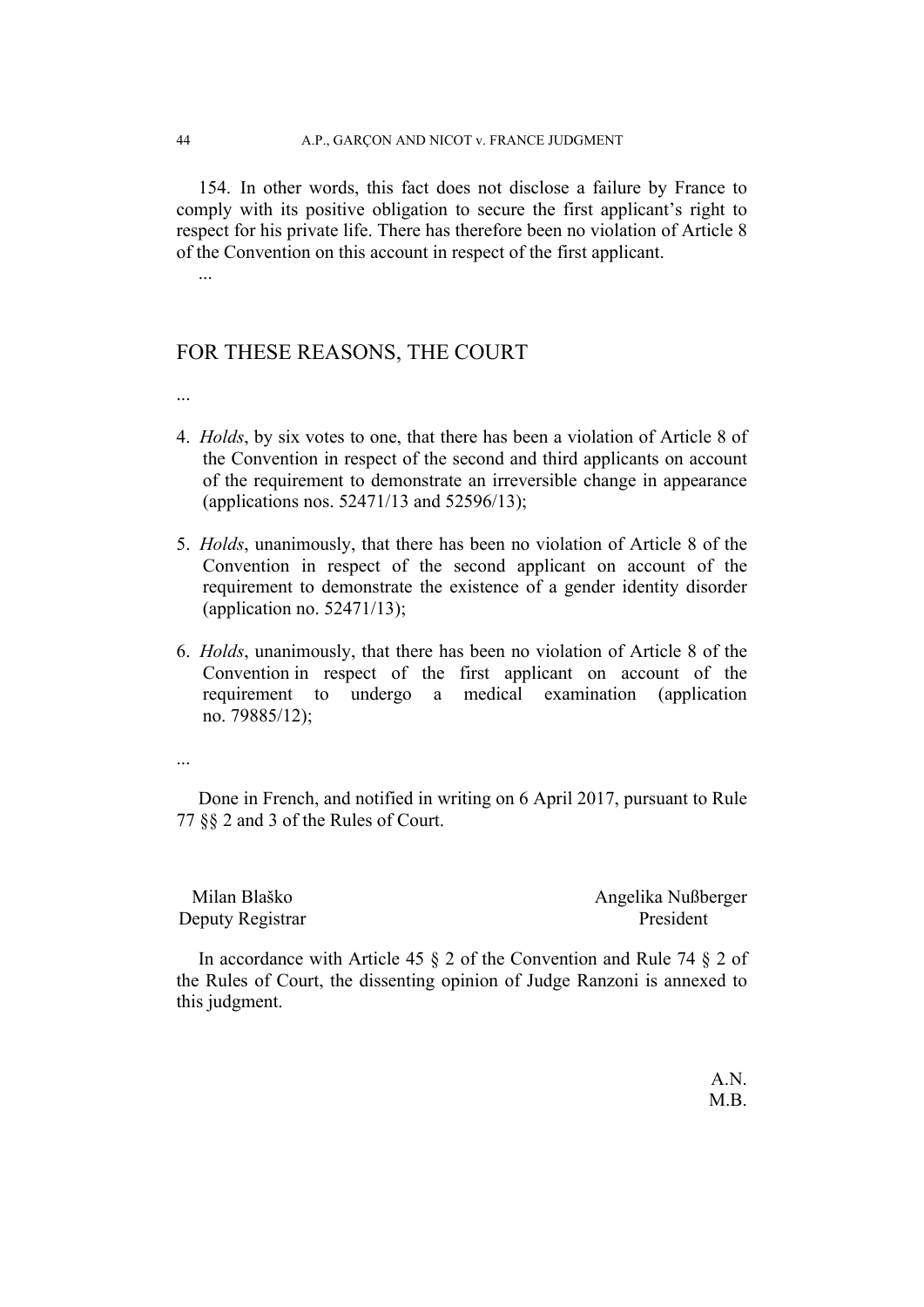154. In other words, this fact does not disclose a failure by France to comply with its positive obligation to secure the first applicant's right to respect for his private life. There has therefore been no violation of Article 8 of the Convention on this account in respect of the first applicant.

...

## FOR THESE REASONS, THE COURT

...

4. *Holds*, by six votes to one, that there has been a violation of Article 8 of the Convention in respect of the second and third applicants on account of the requirement to demonstrate an irreversible change in appearance (applications nos. 52471/13 and 52596/13);

5. *Holds*, unanimously, that there has been no violation of Article 8 of the Convention in respect of the second applicant on account of the requirement to demonstrate the existence of a gender identity disorder (application no. 52471/13);

6. *Holds*, unanimously, that there has been no violation of Article 8 of the Convention in respect of the first applicant on account of the requirement to undergo a medical examination (application no. 79885/12);

...

Done in French, and notified in writing on 6 April 2017, pursuant to Rule 77 §§ 2 and 3 of the Rules of Court.

Milan Blaško
Deputy Registrar

Angelika Nußberger
President

In accordance with Article 45 § 2 of the Convention and Rule 74 § 2 of the Rules of Court, the dissenting opinion of Judge Ranzoni is annexed to this judgment.

A.N.
M.B.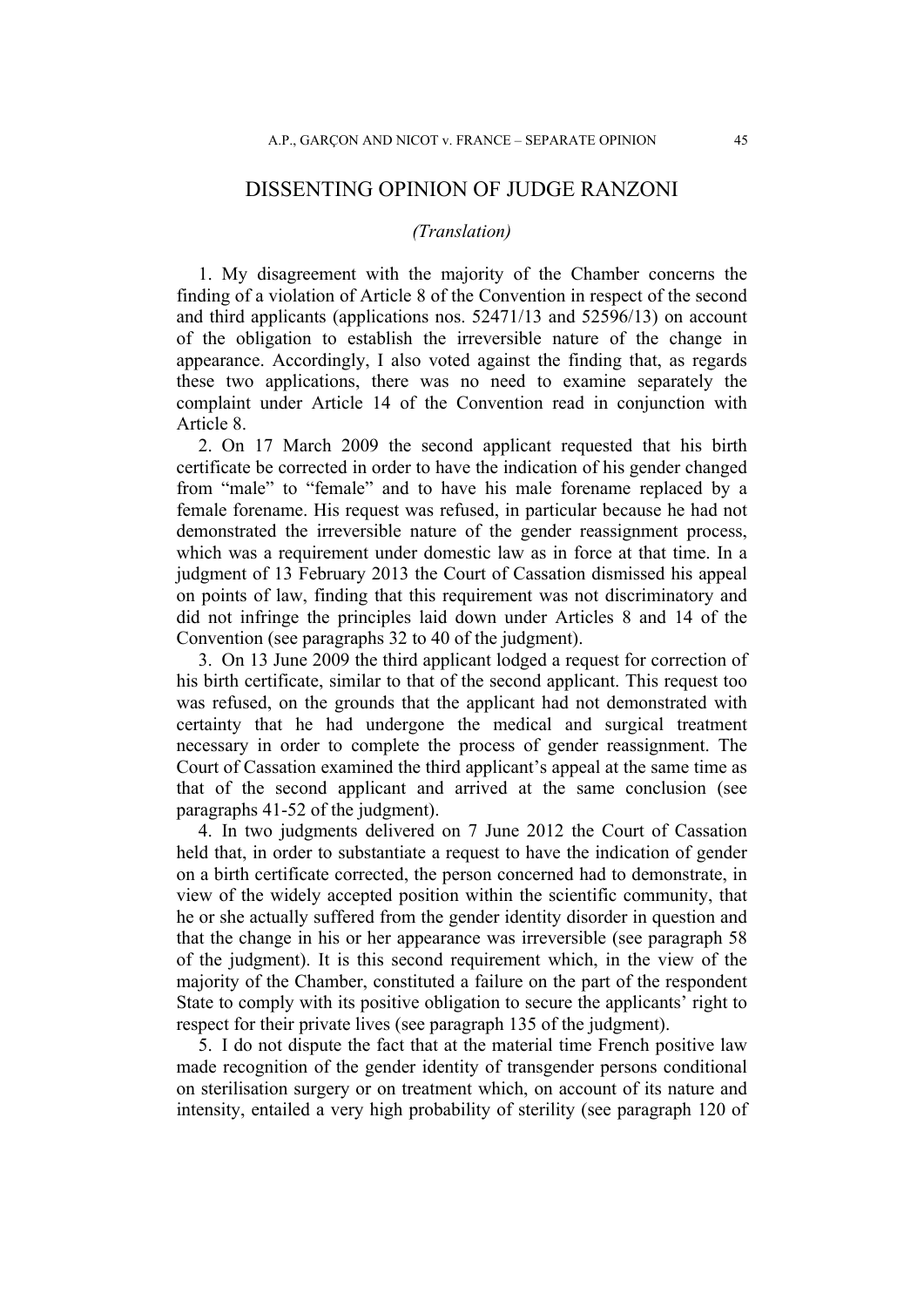## DISSENTING OPINION OF JUDGE RANZONI

*(Translation)*

1. My disagreement with the majority of the Chamber concerns the finding of a violation of Article 8 of the Convention in respect of the second and third applicants (applications nos. 52471/13 and 52596/13) on account of the obligation to establish the irreversible nature of the change in appearance. Accordingly, I also voted against the finding that, as regards these two applications, there was no need to examine separately the complaint under Article 14 of the Convention read in conjunction with Article 8.

2. On 17 March 2009 the second applicant requested that his birth certificate be corrected in order to have the indication of his gender changed from "male" to "female" and to have his male forename replaced by a female forename. His request was refused, in particular because he had not demonstrated the irreversible nature of the gender reassignment process, which was a requirement under domestic law as in force at that time. In a judgment of 13 February 2013 the Court of Cassation dismissed his appeal on points of law, finding that this requirement was not discriminatory and did not infringe the principles laid down under Articles 8 and 14 of the Convention (see paragraphs 32 to 40 of the judgment).

3. On 13 June 2009 the third applicant lodged a request for correction of his birth certificate, similar to that of the second applicant. This request too was refused, on the grounds that the applicant had not demonstrated with certainty that he had undergone the medical and surgical treatment necessary in order to complete the process of gender reassignment. The Court of Cassation examined the third applicant's appeal at the same time as that of the second applicant and arrived at the same conclusion (see paragraphs 41-52 of the judgment).

4. In two judgments delivered on 7 June 2012 the Court of Cassation held that, in order to substantiate a request to have the indication of gender on a birth certificate corrected, the person concerned had to demonstrate, in view of the widely accepted position within the scientific community, that he or she actually suffered from the gender identity disorder in question and that the change in his or her appearance was irreversible (see paragraph 58 of the judgment). It is this second requirement which, in the view of the majority of the Chamber, constituted a failure on the part of the respondent State to comply with its positive obligation to secure the applicants' right to respect for their private lives (see paragraph 135 of the judgment).

5. I do not dispute the fact that at the material time French positive law made recognition of the gender identity of transgender persons conditional on sterilisation surgery or on treatment which, on account of its nature and intensity, entailed a very high probability of sterility (see paragraph 120 of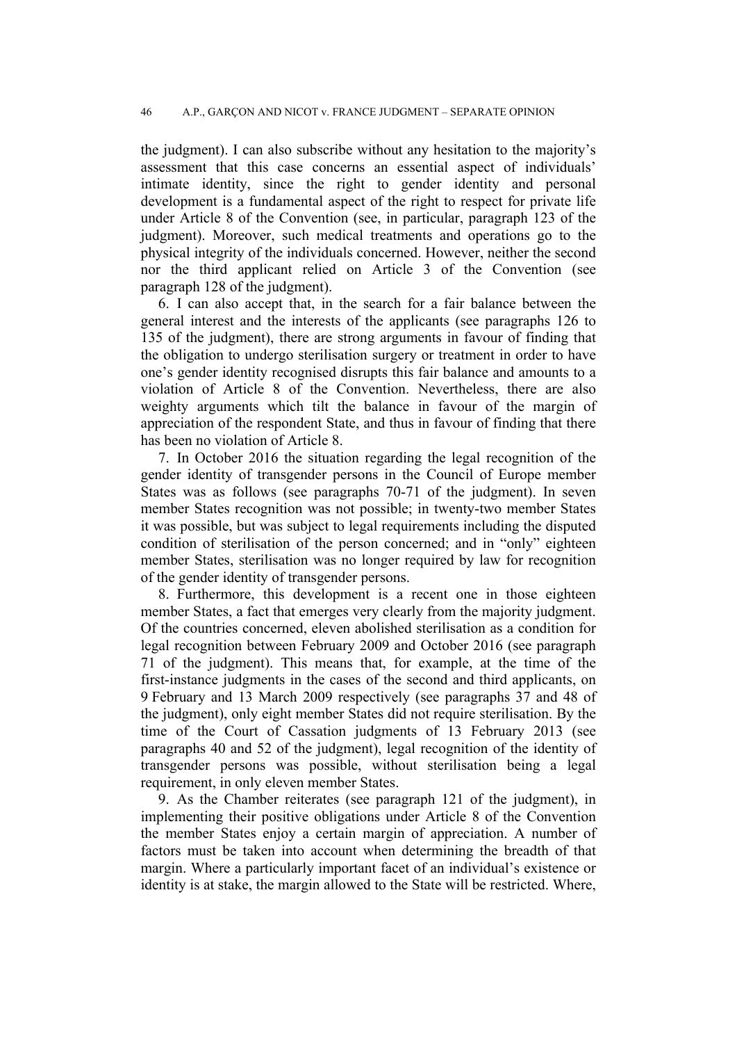the judgment). I can also subscribe without any hesitation to the majority's assessment that this case concerns an essential aspect of individuals' intimate identity, since the right to gender identity and personal development is a fundamental aspect of the right to respect for private life under Article 8 of the Convention (see, in particular, paragraph 123 of the judgment). Moreover, such medical treatments and operations go to the physical integrity of the individuals concerned. However, neither the second nor the third applicant relied on Article 3 of the Convention (see paragraph 128 of the judgment).

6. I can also accept that, in the search for a fair balance between the general interest and the interests of the applicants (see paragraphs 126 to 135 of the judgment), there are strong arguments in favour of finding that the obligation to undergo sterilisation surgery or treatment in order to have one's gender identity recognised disrupts this fair balance and amounts to a violation of Article 8 of the Convention. Nevertheless, there are also weighty arguments which tilt the balance in favour of the margin of appreciation of the respondent State, and thus in favour of finding that there has been no violation of Article 8.

7. In October 2016 the situation regarding the legal recognition of the gender identity of transgender persons in the Council of Europe member States was as follows (see paragraphs 70-71 of the judgment). In seven member States recognition was not possible; in twenty-two member States it was possible, but was subject to legal requirements including the disputed condition of sterilisation of the person concerned; and in "only" eighteen member States, sterilisation was no longer required by law for recognition of the gender identity of transgender persons.

8. Furthermore, this development is a recent one in those eighteen member States, a fact that emerges very clearly from the majority judgment. Of the countries concerned, eleven abolished sterilisation as a condition for legal recognition between February 2009 and October 2016 (see paragraph 71 of the judgment). This means that, for example, at the time of the first-instance judgments in the cases of the second and third applicants, on 9 February and 13 March 2009 respectively (see paragraphs 37 and 48 of the judgment), only eight member States did not require sterilisation. By the time of the Court of Cassation judgments of 13 February 2013 (see paragraphs 40 and 52 of the judgment), legal recognition of the identity of transgender persons was possible, without sterilisation being a legal requirement, in only eleven member States.

9. As the Chamber reiterates (see paragraph 121 of the judgment), in implementing their positive obligations under Article 8 of the Convention the member States enjoy a certain margin of appreciation. A number of factors must be taken into account when determining the breadth of that margin. Where a particularly important facet of an individual's existence or identity is at stake, the margin allowed to the State will be restricted. Where,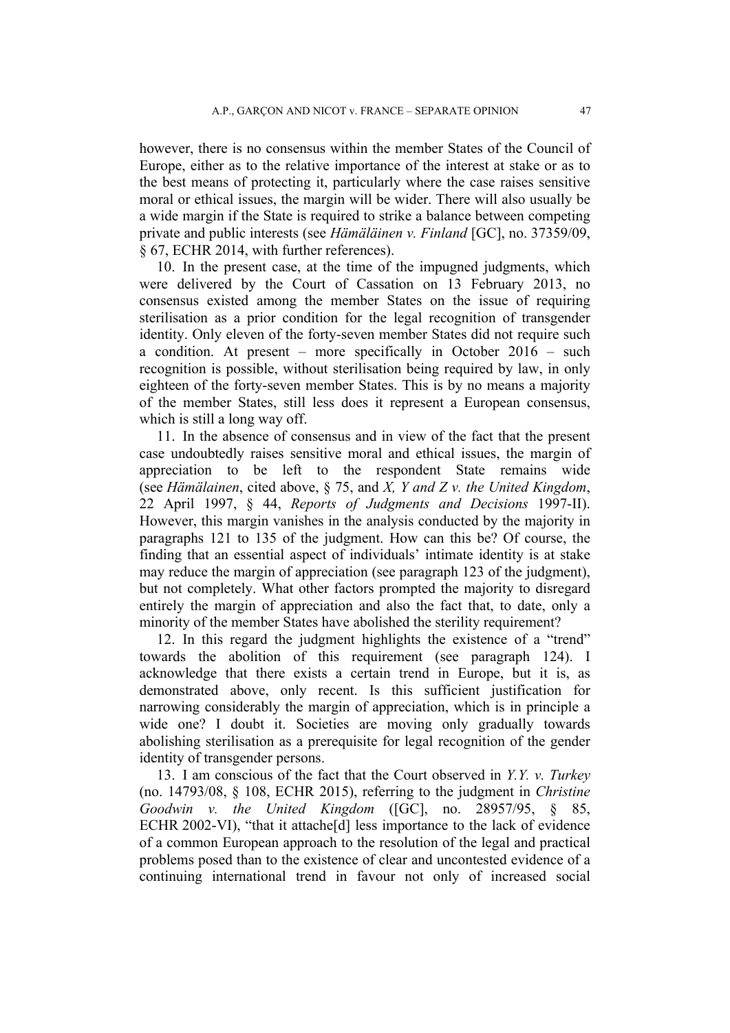however, there is no consensus within the member States of the Council of Europe, either as to the relative importance of the interest at stake or as to the best means of protecting it, particularly where the case raises sensitive moral or ethical issues, the margin will be wider. There will also usually be a wide margin if the State is required to strike a balance between competing private and public interests (see *Hämäläinen v. Finland* [GC], no. 37359/09, § 67, ECHR 2014, with further references).

10. In the present case, at the time of the impugned judgments, which were delivered by the Court of Cassation on 13 February 2013, no consensus existed among the member States on the issue of requiring sterilisation as a prior condition for the legal recognition of transgender identity. Only eleven of the forty-seven member States did not require such a condition. At present – more specifically in October 2016 – such recognition is possible, without sterilisation being required by law, in only eighteen of the forty-seven member States. This is by no means a majority of the member States, still less does it represent a European consensus, which is still a long way off.

11. In the absence of consensus and in view of the fact that the present case undoubtedly raises sensitive moral and ethical issues, the margin of appreciation to be left to the respondent State remains wide (see *Hämälainen*, cited above, § 75, and *X, Y and Z v. the United Kingdom*, 22 April 1997, § 44, *Reports of Judgments and Decisions* 1997-II). However, this margin vanishes in the analysis conducted by the majority in paragraphs 121 to 135 of the judgment. How can this be? Of course, the finding that an essential aspect of individuals' intimate identity is at stake may reduce the margin of appreciation (see paragraph 123 of the judgment), but not completely. What other factors prompted the majority to disregard entirely the margin of appreciation and also the fact that, to date, only a minority of the member States have abolished the sterility requirement?

12. In this regard the judgment highlights the existence of a "trend" towards the abolition of this requirement (see paragraph 124). I acknowledge that there exists a certain trend in Europe, but it is, as demonstrated above, only recent. Is this sufficient justification for narrowing considerably the margin of appreciation, which is in principle a wide one? I doubt it. Societies are moving only gradually towards abolishing sterilisation as a prerequisite for legal recognition of the gender identity of transgender persons.

13. I am conscious of the fact that the Court observed in *Y.Y. v. Turkey* (no. 14793/08, § 108, ECHR 2015), referring to the judgment in *Christine Goodwin v. the United Kingdom* ([GC], no. 28957/95, § 85, ECHR 2002-VI), "that it attache[d] less importance to the lack of evidence of a common European approach to the resolution of the legal and practical problems posed than to the existence of clear and uncontested evidence of a continuing international trend in favour not only of increased social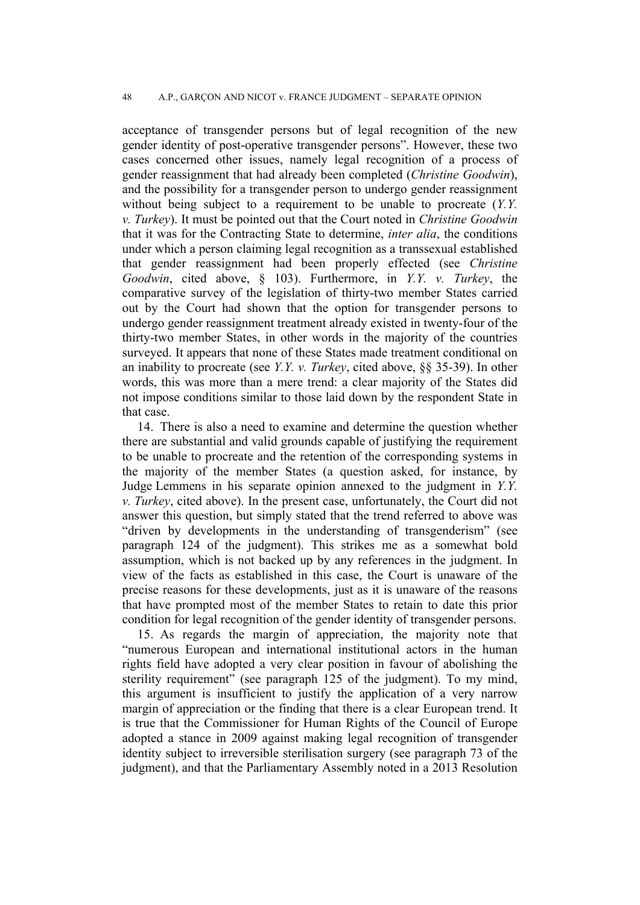acceptance of transgender persons but of legal recognition of the new gender identity of post-operative transgender persons”. However, these two cases concerned other issues, namely legal recognition of a process of gender reassignment that had already been completed (*Christine Goodwin*), and the possibility for a transgender person to undergo gender reassignment without being subject to a requirement to be unable to procreate (*Y.Y. v. Turkey*). It must be pointed out that the Court noted in *Christine Goodwin* that it was for the Contracting State to determine, *inter alia*, the conditions under which a person claiming legal recognition as a transsexual established that gender reassignment had been properly effected (see *Christine Goodwin*, cited above, § 103). Furthermore, in *Y.Y. v. Turkey*, the comparative survey of the legislation of thirty-two member States carried out by the Court had shown that the option for transgender persons to undergo gender reassignment treatment already existed in twenty-four of the thirty-two member States, in other words in the majority of the countries surveyed. It appears that none of these States made treatment conditional on an inability to procreate (see *Y.Y. v. Turkey*, cited above, §§ 35-39). In other words, this was more than a mere trend: a clear majority of the States did not impose conditions similar to those laid down by the respondent State in that case.

14. There is also a need to examine and determine the question whether there are substantial and valid grounds capable of justifying the requirement to be unable to procreate and the retention of the corresponding systems in the majority of the member States (a question asked, for instance, by Judge Lemmens in his separate opinion annexed to the judgment in *Y.Y. v. Turkey*, cited above). In the present case, unfortunately, the Court did not answer this question, but simply stated that the trend referred to above was “driven by developments in the understanding of transgenderism” (see paragraph 124 of the judgment). This strikes me as a somewhat bold assumption, which is not backed up by any references in the judgment. In view of the facts as established in this case, the Court is unaware of the precise reasons for these developments, just as it is unaware of the reasons that have prompted most of the member States to retain to date this prior condition for legal recognition of the gender identity of transgender persons.

15. As regards the margin of appreciation, the majority note that “numerous European and international institutional actors in the human rights field have adopted a very clear position in favour of abolishing the sterility requirement” (see paragraph 125 of the judgment). To my mind, this argument is insufficient to justify the application of a very narrow margin of appreciation or the finding that there is a clear European trend. It is true that the Commissioner for Human Rights of the Council of Europe adopted a stance in 2009 against making legal recognition of transgender identity subject to irreversible sterilisation surgery (see paragraph 73 of the judgment), and that the Parliamentary Assembly noted in a 2013 Resolution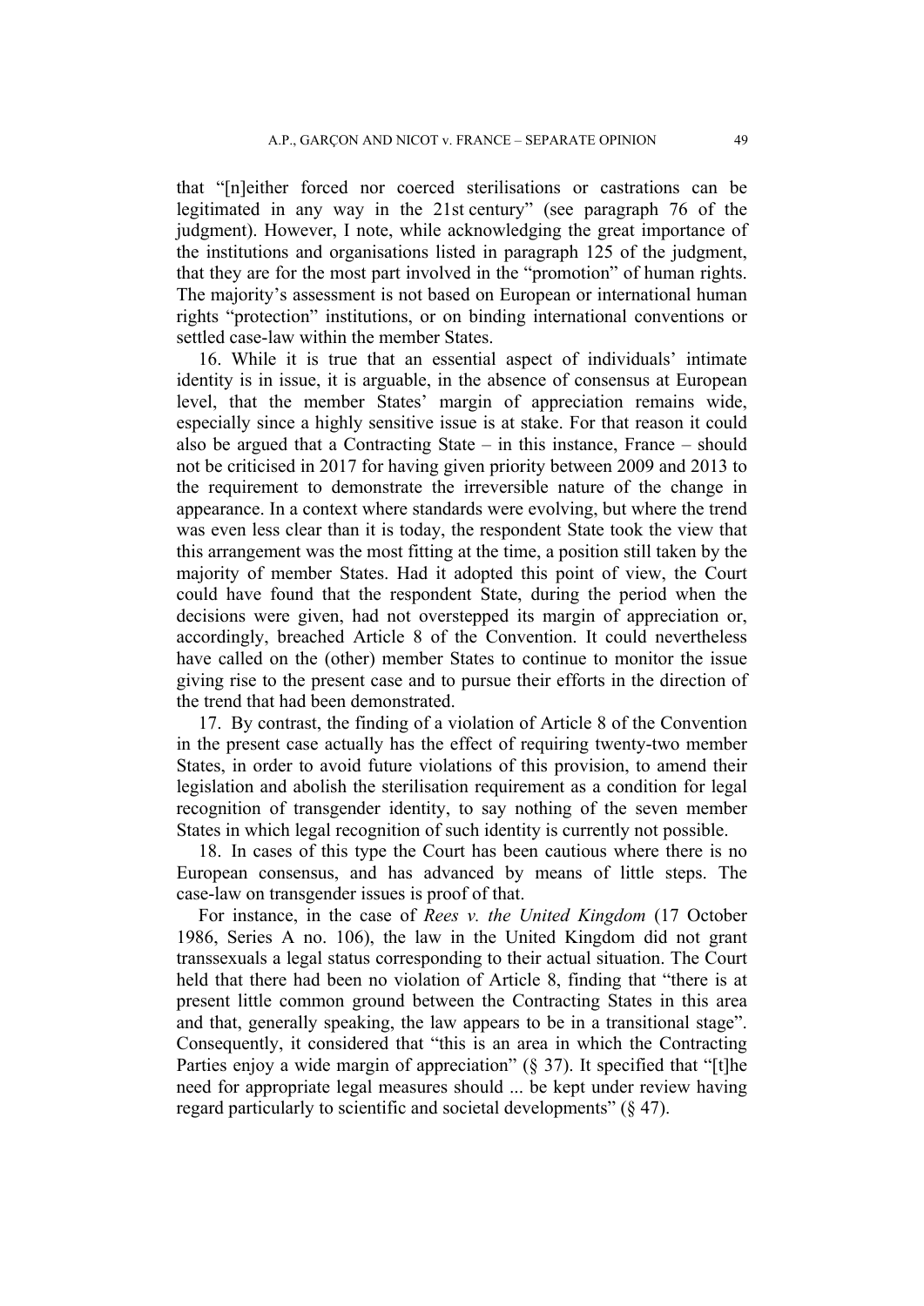that "[n]either forced nor coerced sterilisations or castrations can be legitimated in any way in the 21st century" (see paragraph 76 of the judgment). However, I note, while acknowledging the great importance of the institutions and organisations listed in paragraph 125 of the judgment, that they are for the most part involved in the "promotion" of human rights. The majority's assessment is not based on European or international human rights "protection" institutions, or on binding international conventions or settled case-law within the member States.

16. While it is true that an essential aspect of individuals' intimate identity is in issue, it is arguable, in the absence of consensus at European level, that the member States' margin of appreciation remains wide, especially since a highly sensitive issue is at stake. For that reason it could also be argued that a Contracting State – in this instance, France – should not be criticised in 2017 for having given priority between 2009 and 2013 to the requirement to demonstrate the irreversible nature of the change in appearance. In a context where standards were evolving, but where the trend was even less clear than it is today, the respondent State took the view that this arrangement was the most fitting at the time, a position still taken by the majority of member States. Had it adopted this point of view, the Court could have found that the respondent State, during the period when the decisions were given, had not overstepped its margin of appreciation or, accordingly, breached Article 8 of the Convention. It could nevertheless have called on the (other) member States to continue to monitor the issue giving rise to the present case and to pursue their efforts in the direction of the trend that had been demonstrated.

17. By contrast, the finding of a violation of Article 8 of the Convention in the present case actually has the effect of requiring twenty-two member States, in order to avoid future violations of this provision, to amend their legislation and abolish the sterilisation requirement as a condition for legal recognition of transgender identity, to say nothing of the seven member States in which legal recognition of such identity is currently not possible.

18. In cases of this type the Court has been cautious where there is no European consensus, and has advanced by means of little steps. The case-law on transgender issues is proof of that.

For instance, in the case of *Rees v. the United Kingdom* (17 October 1986, Series A no. 106), the law in the United Kingdom did not grant transsexuals a legal status corresponding to their actual situation. The Court held that there had been no violation of Article 8, finding that "there is at present little common ground between the Contracting States in this area and that, generally speaking, the law appears to be in a transitional stage". Consequently, it considered that "this is an area in which the Contracting Parties enjoy a wide margin of appreciation" (§ 37). It specified that "[t]he need for appropriate legal measures should ... be kept under review having regard particularly to scientific and societal developments" (§ 47).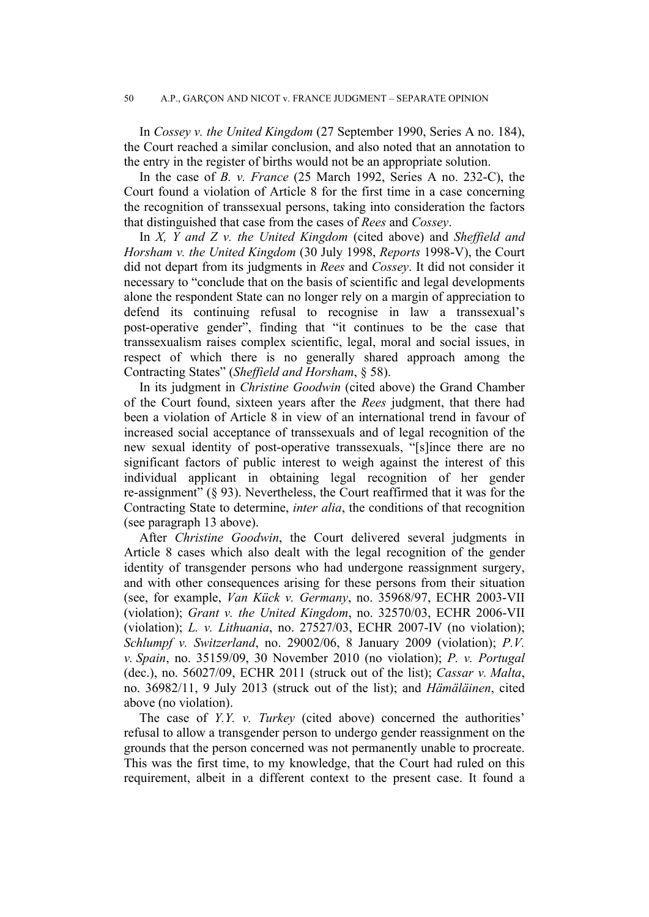In *Cossey v. the United Kingdom* (27 September 1990, Series A no. 184), the Court reached a similar conclusion, and also noted that an annotation to the entry in the register of births would not be an appropriate solution.

In the case of *B. v. France* (25 March 1992, Series A no. 232-C), the Court found a violation of Article 8 for the first time in a case concerning the recognition of transsexual persons, taking into consideration the factors that distinguished that case from the cases of *Rees* and *Cossey*.

In *X, Y and Z v. the United Kingdom* (cited above) and *Sheffield and Horsham v. the United Kingdom* (30 July 1998, *Reports* 1998-V), the Court did not depart from its judgments in *Rees* and *Cossey*. It did not consider it necessary to "conclude that on the basis of scientific and legal developments alone the respondent State can no longer rely on a margin of appreciation to defend its continuing refusal to recognise in law a transsexual's post-operative gender", finding that "it continues to be the case that transsexualism raises complex scientific, legal, moral and social issues, in respect of which there is no generally shared approach among the Contracting States" (*Sheffield and Horsham*, § 58).

In its judgment in *Christine Goodwin* (cited above) the Grand Chamber of the Court found, sixteen years after the *Rees* judgment, that there had been a violation of Article 8 in view of an international trend in favour of increased social acceptance of transsexuals and of legal recognition of the new sexual identity of post-operative transsexuals, "[s]ince there are no significant factors of public interest to weigh against the interest of this individual applicant in obtaining legal recognition of her gender re-assignment" (§ 93). Nevertheless, the Court reaffirmed that it was for the Contracting State to determine, *inter alia*, the conditions of that recognition (see paragraph 13 above).

After *Christine Goodwin*, the Court delivered several judgments in Article 8 cases which also dealt with the legal recognition of the gender identity of transgender persons who had undergone reassignment surgery, and with other consequences arising for these persons from their situation (see, for example, *Van Kück v. Germany*, no. 35968/97, ECHR 2003-VII (violation); *Grant v. the United Kingdom*, no. 32570/03, ECHR 2006-VII (violation); *L. v. Lithuania*, no. 27527/03, ECHR 2007-IV (no violation); *Schlumpf v. Switzerland*, no. 29002/06, 8 January 2009 (violation); *P.V. v. Spain*, no. 35159/09, 30 November 2010 (no violation); *P. v. Portugal* (dec.), no. 56027/09, ECHR 2011 (struck out of the list); *Cassar v. Malta*, no. 36982/11, 9 July 2013 (struck out of the list); and *Hämäläinen*, cited above (no violation).

The case of *Y.Y. v. Turkey* (cited above) concerned the authorities' refusal to allow a transgender person to undergo gender reassignment on the grounds that the person concerned was not permanently unable to procreate. This was the first time, to my knowledge, that the Court had ruled on this requirement, albeit in a different context to the present case. It found a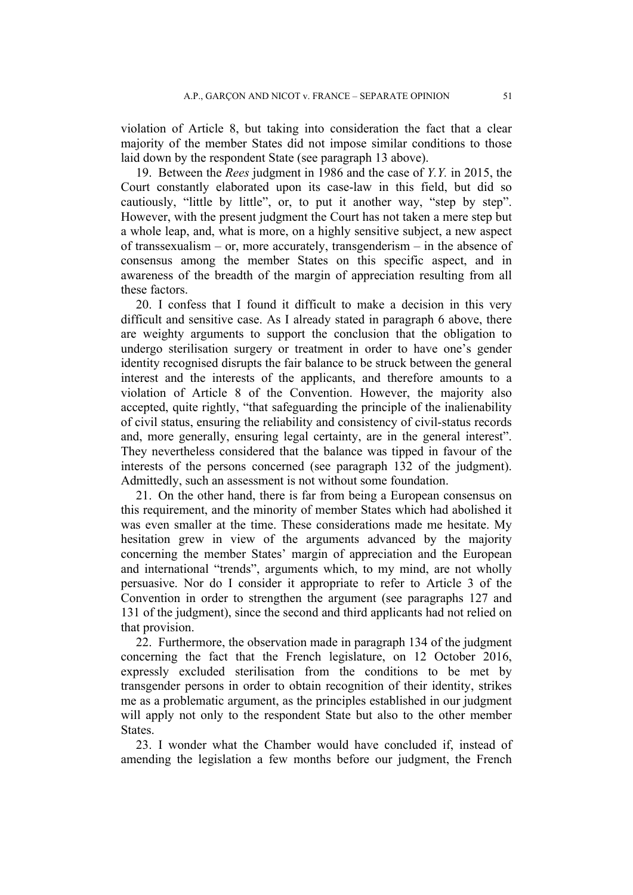violation of Article 8, but taking into consideration the fact that a clear majority of the member States did not impose similar conditions to those laid down by the respondent State (see paragraph 13 above).

19. Between the *Rees* judgment in 1986 and the case of *Y.Y.* in 2015, the Court constantly elaborated upon its case-law in this field, but did so cautiously, "little by little", or, to put it another way, "step by step". However, with the present judgment the Court has not taken a mere step but a whole leap, and, what is more, on a highly sensitive subject, a new aspect of transsexualism – or, more accurately, transgenderism – in the absence of consensus among the member States on this specific aspect, and in awareness of the breadth of the margin of appreciation resulting from all these factors.

20. I confess that I found it difficult to make a decision in this very difficult and sensitive case. As I already stated in paragraph 6 above, there are weighty arguments to support the conclusion that the obligation to undergo sterilisation surgery or treatment in order to have one's gender identity recognised disrupts the fair balance to be struck between the general interest and the interests of the applicants, and therefore amounts to a violation of Article 8 of the Convention. However, the majority also accepted, quite rightly, "that safeguarding the principle of the inalienability of civil status, ensuring the reliability and consistency of civil-status records and, more generally, ensuring legal certainty, are in the general interest". They nevertheless considered that the balance was tipped in favour of the interests of the persons concerned (see paragraph 132 of the judgment). Admittedly, such an assessment is not without some foundation.

21. On the other hand, there is far from being a European consensus on this requirement, and the minority of member States which had abolished it was even smaller at the time. These considerations made me hesitate. My hesitation grew in view of the arguments advanced by the majority concerning the member States' margin of appreciation and the European and international "trends", arguments which, to my mind, are not wholly persuasive. Nor do I consider it appropriate to refer to Article 3 of the Convention in order to strengthen the argument (see paragraphs 127 and 131 of the judgment), since the second and third applicants had not relied on that provision.

22. Furthermore, the observation made in paragraph 134 of the judgment concerning the fact that the French legislature, on 12 October 2016, expressly excluded sterilisation from the conditions to be met by transgender persons in order to obtain recognition of their identity, strikes me as a problematic argument, as the principles established in our judgment will apply not only to the respondent State but also to the other member States.

23. I wonder what the Chamber would have concluded if, instead of amending the legislation a few months before our judgment, the French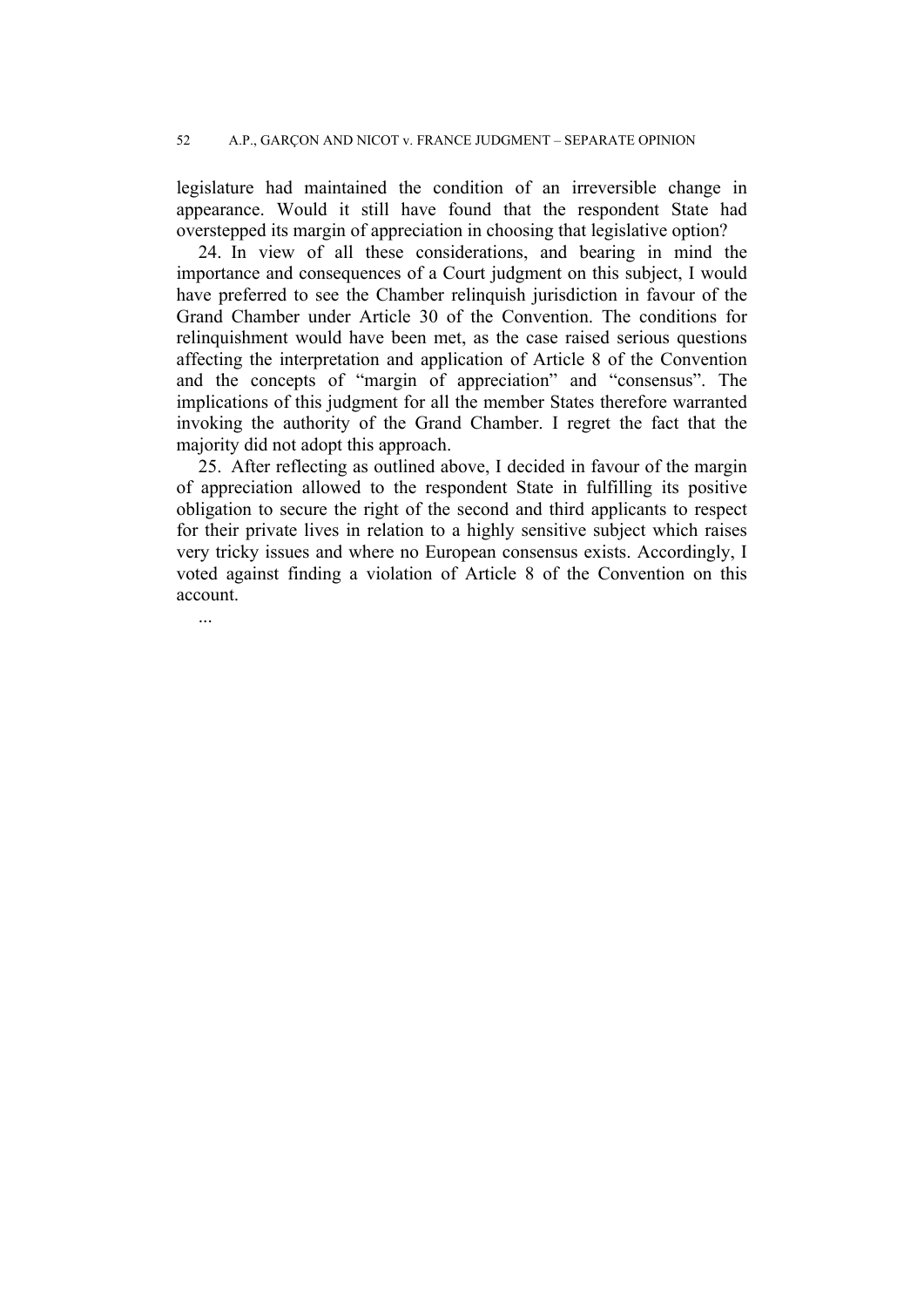legislature had maintained the condition of an irreversible change in appearance. Would it still have found that the respondent State had overstepped its margin of appreciation in choosing that legislative option?

24. In view of all these considerations, and bearing in mind the importance and consequences of a Court judgment on this subject, I would have preferred to see the Chamber relinquish jurisdiction in favour of the Grand Chamber under Article 30 of the Convention. The conditions for relinquishment would have been met, as the case raised serious questions affecting the interpretation and application of Article 8 of the Convention and the concepts of "margin of appreciation" and "consensus". The implications of this judgment for all the member States therefore warranted invoking the authority of the Grand Chamber. I regret the fact that the majority did not adopt this approach.

25. After reflecting as outlined above, I decided in favour of the margin of appreciation allowed to the respondent State in fulfilling its positive obligation to secure the right of the second and third applicants to respect for their private lives in relation to a highly sensitive subject which raises very tricky issues and where no European consensus exists. Accordingly, I voted against finding a violation of Article 8 of the Convention on this account.

...